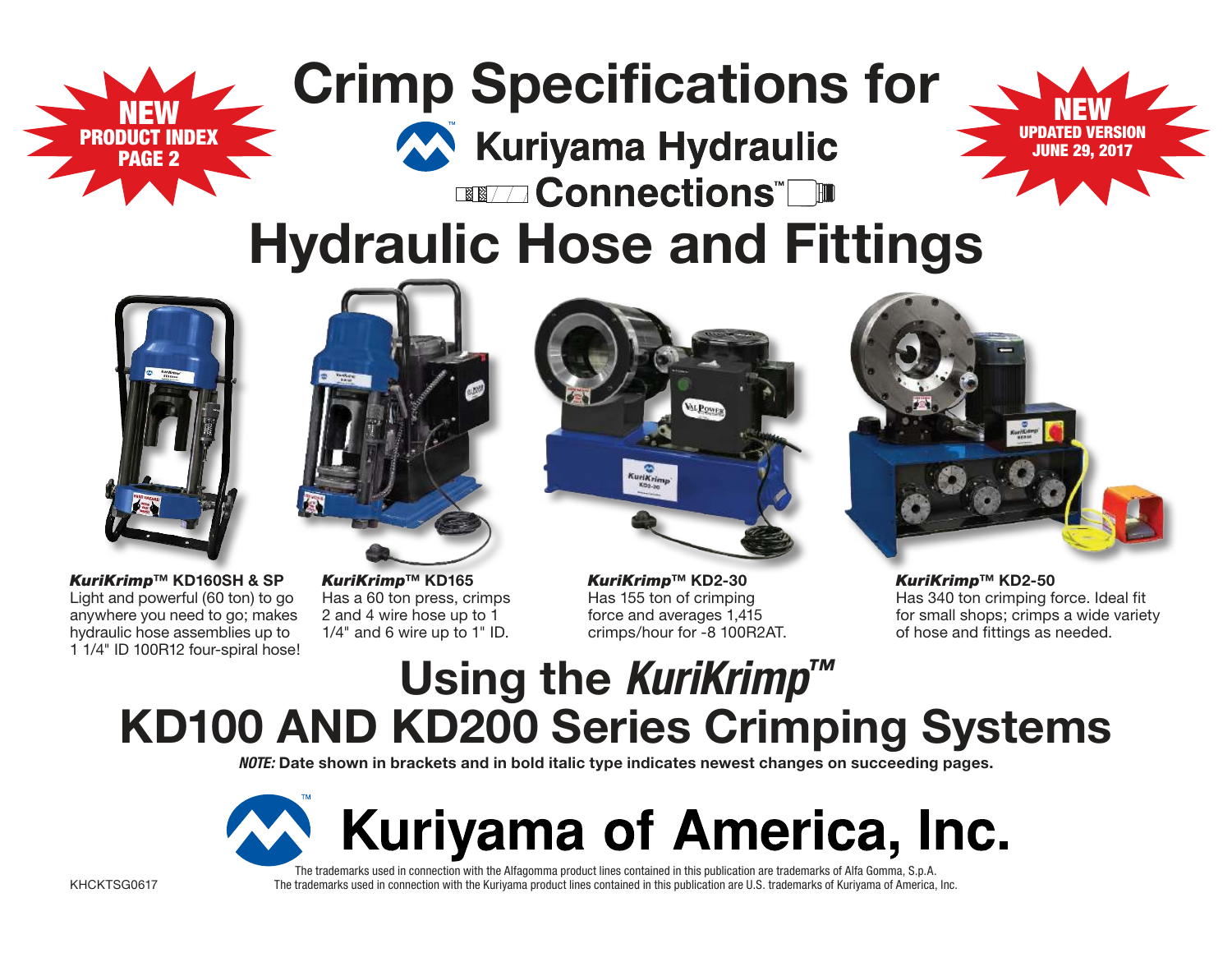**NEW**
**PRODUCT INDEX**
**PAGE 2**

# Crimp Specifications for

## Kuriyama Hydraulic Connections™

# Hydraulic Hose and Fittings

**NEW**
**UPDATED VERSION**
**JUNE 29, 2017**

***KuriKrimp*™ KD160SH & SP**
Light and powerful (60 ton) to go anywhere you need to go; makes hydraulic hose assemblies up to 1 1/4" ID 100R12 four-spiral hose!

***KuriKrimp*™ KD165**
Has a 60 ton press, crimps 2 and 4 wire hose up to 1 1/4" and 6 wire up to 1" ID.

***KuriKrimp*™ KD2-30**
Has 155 ton of crimping force and averages 1,415 crimps/hour for -8 100R2AT.

***KuriKrimp*™ KD2-50**
Has 340 ton crimping force. Ideal fit for small shops; crimps a wide variety of hose and fittings as needed.

# Using the *KuriKrimp™*

# KD100 AND KD200 Series Crimping Systems

***NOTE:*** **Date shown in brackets and in bold italic type indicates newest changes on succeeding pages.**

# Kuriyama of America, Inc.

The trademarks used in connection with the Alfagomma product lines contained in this publication are trademarks of Alfa Gomma, S.p.A.
The trademarks used in connection with the Kuriyama product lines contained in this publication are U.S. trademarks of Kuriyama of America, Inc.

KHCKTSG0617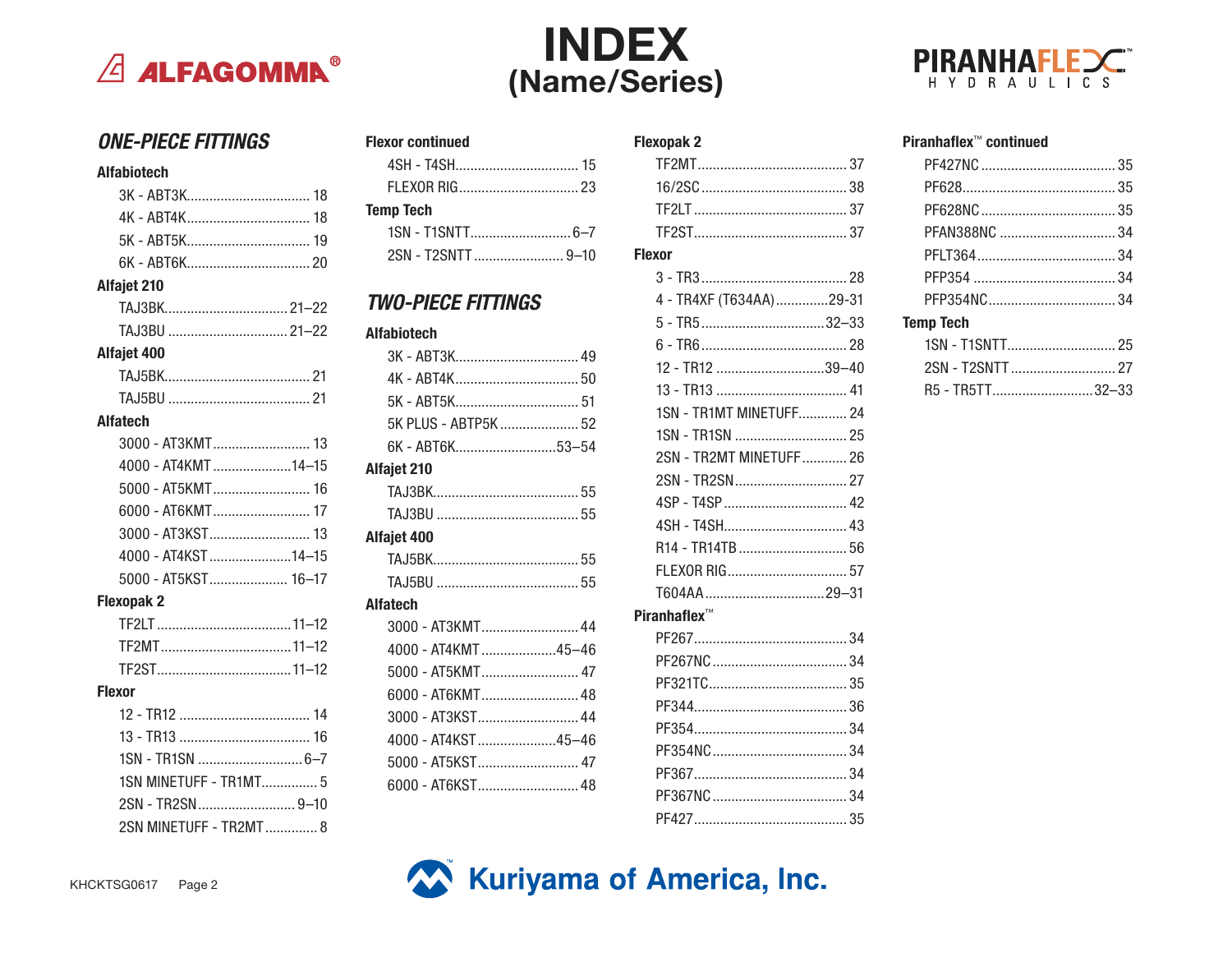# INDEX
## (Name/Series)

## ONE-PIECE FITTINGS

### Alfabiotech
- 3K - ABT3K ..... 18
- 4K - ABT4K ..... 18
- 5K - ABT5K ..... 19
- 6K - ABT6K ..... 20

### Alfajet 210
- TAJ3BK ..... 21–22
- TAJ3BU ..... 21–22

### Alfajet 400
- TAJ5BK ..... 21
- TAJ5BU ..... 21

### Alfatech
- 3000 - AT3KMT ..... 13
- 4000 - AT4KMT ..... 14–15
- 5000 - AT5KMT ..... 16
- 6000 - AT6KMT ..... 17
- 3000 - AT3KST ..... 13
- 4000 - AT4KST ..... 14–15
- 5000 - AT5KST ..... 16–17

### Flexopak 2
- TF2LT ..... 11–12
- TF2MT ..... 11–12
- TF2ST ..... 11–12

### Flexor
- 12 - TR12 ..... 14
- 13 - TR13 ..... 16
- 1SN - TR1SN ..... 6–7
- 1SN MINETUFF - TR1MT ..... 5
- 2SN - TR2SN ..... 9–10
- 2SN MINETUFF - TR2MT ..... 8

### Flexor continued
- 4SH - T4SH ..... 15
- FLEXOR RIG ..... 23

### Temp Tech
- 1SN - T1SNTT ..... 6–7
- 2SN - T2SNTT ..... 9–10

## TWO-PIECE FITTINGS

### Alfabiotech
- 3K - ABT3K ..... 49
- 4K - ABT4K ..... 50
- 5K - ABT5K ..... 51
- 5K PLUS - ABTP5K ..... 52
- 6K - ABT6K ..... 53–54

### Alfajet 210
- TAJ3BK ..... 55
- TAJ3BU ..... 55

### Alfajet 400
- TAJ5BK ..... 55
- TAJ5BU ..... 55

### Alfatech
- 3000 - AT3KMT ..... 44
- 4000 - AT4KMT ..... 45–46
- 5000 - AT5KMT ..... 47
- 6000 - AT6KMT ..... 48
- 3000 - AT3KST ..... 44
- 4000 - AT4KST ..... 45–46
- 5000 - AT5KST ..... 47
- 6000 - AT6KST ..... 48

### Flexopak 2
- TF2MT ..... 37
- 16/2SC ..... 38
- TF2LT ..... 37
- TF2ST ..... 37

### Flexor
- 3 - TR3 ..... 28
- 4 - TR4XF (T634AA) ..... 29-31
- 5 - TR5 ..... 32–33
- 6 - TR6 ..... 28
- 12 - TR12 ..... 39–40
- 13 - TR13 ..... 41
- 1SN - TR1MT MINETUFF ..... 24
- 1SN - TR1SN ..... 25
- 2SN - TR2MT MINETUFF ..... 26
- 2SN - TR2SN ..... 27
- 4SP - T4SP ..... 42
- 4SH - T4SH ..... 43
- R14 - TR14TB ..... 56
- FLEXOR RIG ..... 57
- T604AA ..... 29–31

### Piranhaflex™
- PF267 ..... 34
- PF267NC ..... 34
- PF321TC ..... 35
- PF344 ..... 36
- PF354 ..... 34
- PF354NC ..... 34
- PF367 ..... 34
- PF367NC ..... 34
- PF427 ..... 35

### Piranhaflex™ continued
- PF427NC ..... 35
- PF628 ..... 35
- PF628NC ..... 35
- PFAN388NC ..... 34
- PFLT364 ..... 34
- PFP354 ..... 34
- PFP354NC ..... 34

### Temp Tech
- 1SN - T1SNTT ..... 25
- 2SN - T2SNTT ..... 27
- R5 - TR5TT ..... 32–33

KHCKTSG0617

Kuriyama of America, Inc.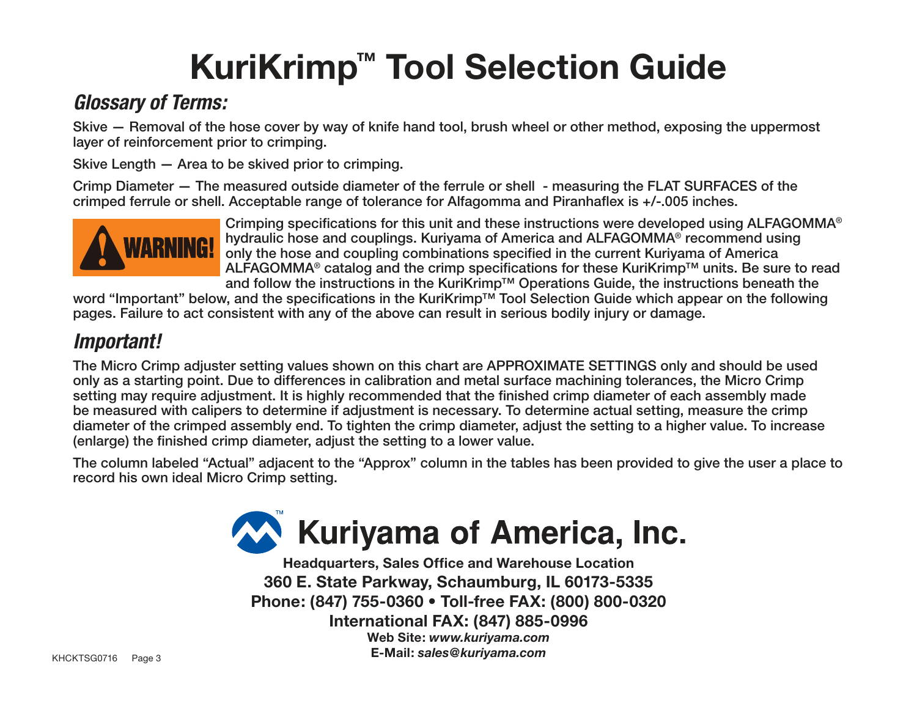# KuriKrimp™ Tool Selection Guide

## *Glossary of Terms:*

Skive — Removal of the hose cover by way of knife hand tool, brush wheel or other method, exposing the uppermost layer of reinforcement prior to crimping.

Skive Length — Area to be skived prior to crimping.

Crimp Diameter — The measured outside diameter of the ferrule or shell - measuring the FLAT SURFACES of the crimped ferrule or shell. Acceptable range of tolerance for Alfagomma and Piranhaflex is +/-.005 inches.

**WARNING!** Crimping specifications for this unit and these instructions were developed using ALFAGOMMA® hydraulic hose and couplings. Kuriyama of America and ALFAGOMMA® recommend using only the hose and coupling combinations specified in the current Kuriyama of America ALFAGOMMA® catalog and the crimp specifications for these KuriKrimp™ units. Be sure to read and follow the instructions in the KuriKrimp™ Operations Guide, the instructions beneath the word "Important" below, and the specifications in the KuriKrimp™ Tool Selection Guide which appear on the following pages. Failure to act consistent with any of the above can result in serious bodily injury or damage.

## *Important!*

The Micro Crimp adjuster setting values shown on this chart are APPROXIMATE SETTINGS only and should be used only as a starting point. Due to differences in calibration and metal surface machining tolerances, the Micro Crimp setting may require adjustment. It is highly recommended that the finished crimp diameter of each assembly made be measured with calipers to determine if adjustment is necessary. To determine actual setting, measure the crimp diameter of the crimped assembly end. To tighten the crimp diameter, adjust the setting to a higher value. To increase (enlarge) the finished crimp diameter, adjust the setting to a lower value.

The column labeled "Actual" adjacent to the "Approx" column in the tables has been provided to give the user a place to record his own ideal Micro Crimp setting.

**Kuriyama of America, Inc.**

**Headquarters, Sales Office and Warehouse Location**
**360 E. State Parkway, Schaumburg, IL 60173-5335**
**Phone: (847) 755-0360 • Toll-free FAX: (800) 800-0320**
**International FAX: (847) 885-0996**
**Web Site:** ***www.kuriyama.com***
**E-Mail:** ***sales@kuriyama.com***

KHCKTSG0716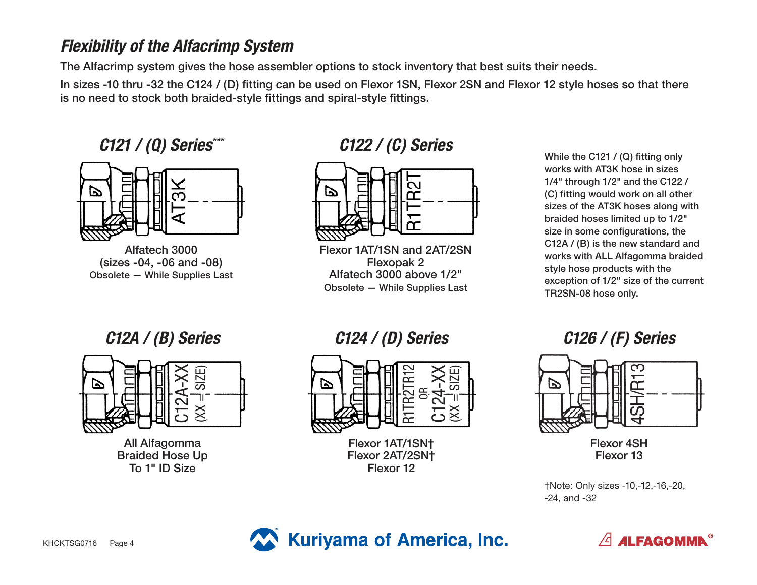## Flexibility of the Alfacrimp System

The Alfacrimp system gives the hose assembler options to stock inventory that best suits their needs.

In sizes -10 thru -32 the C124 / (D) fitting can be used on Flexor 1SN, Flexor 2SN and Flexor 12 style hoses so that there is no need to stock both braided-style fittings and spiral-style fittings.

### C121 / (Q) Series***

AT3K

Alfatech 3000
(sizes -04, -06 and -08)
Obsolete — While Supplies Last

### C122 / (C) Series

R1TR2T

Flexor 1AT/1SN and 2AT/2SN
Flexopak 2
Alfatech 3000 above 1/2"
Obsolete — While Supplies Last

While the C121 / (Q) fitting only works with AT3K hose in sizes 1/4" through 1/2" and the C122 / (C) fitting would work on all other sizes of the AT3K hoses along with braided hoses limited up to 1/2" size in some configurations, the C12A / (B) is the new standard and works with ALL Alfagomma braided style hose products with the exception of 1/2" size of the current TR2SN-08 hose only.

### C12A / (B) Series

C12A-XX
(XX = SIZE)

All Alfagomma
Braided Hose Up
To 1" ID Size

### C124 / (D) Series

R1TR2TR12
OR
C124-XX
(XX = SIZE)

Flexor 1AT/1SN†
Flexor 2AT/2SN†
Flexor 12

### C126 / (F) Series

4SH/R13

Flexor 4SH
Flexor 13

†Note: Only sizes -10,-12,-16,-20, -24, and -32

KHCKTSG0716

Kuriyama of America, Inc.

ALFAGOMMA®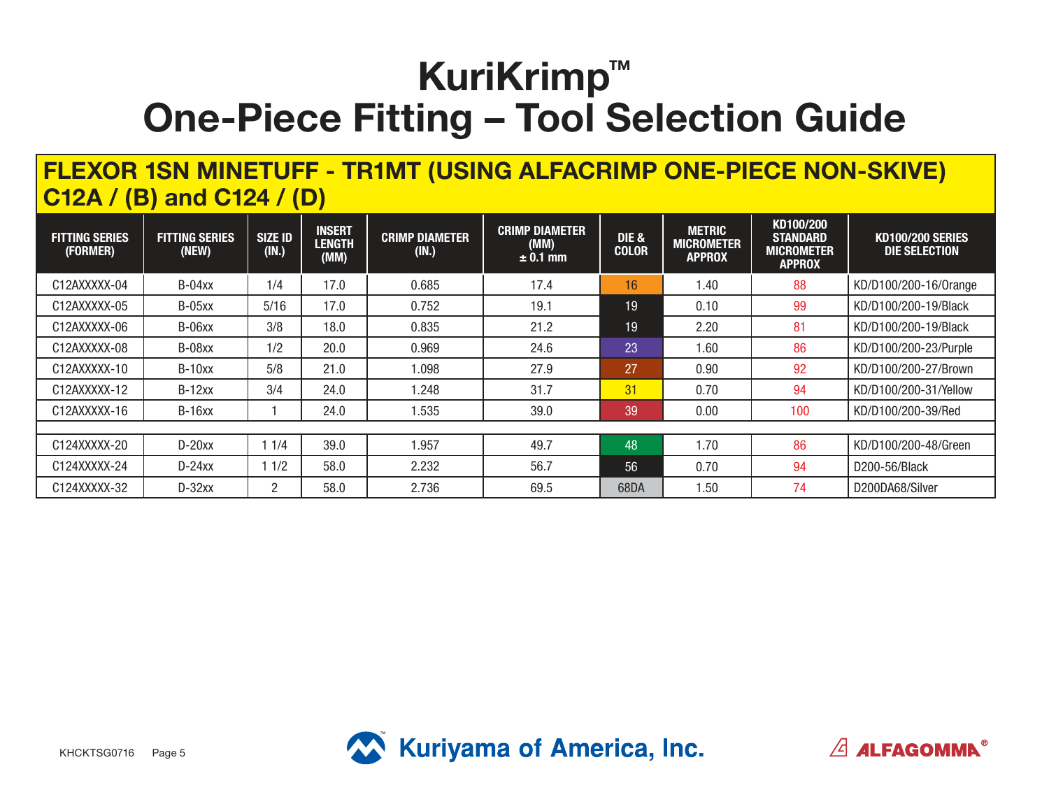# KuriKrimp™
# One-Piece Fitting – Tool Selection Guide

## FLEXOR 1SN MINETUFF - TR1MT (USING ALFACRIMP ONE-PIECE NON-SKIVE) C12A / (B) and C124 / (D)

| FITTING SERIES (FORMER) | FITTING SERIES (NEW) | SIZE ID (IN.) | INSERT LENGTH (MM) | CRIMP DIAMETER (IN.) | CRIMP DIAMETER (MM) ± 0.1 mm | DIE & COLOR | METRIC MICROMETER APPROX | KD100/200 STANDARD MICROMETER APPROX | KD100/200 SERIES DIE SELECTION |
|---|---|---|---|---|---|---|---|---|---|
| C12AXXXXX-04 | B-04xx | 1/4 | 17.0 | 0.685 | 17.4 | 16 | 1.40 | 88 | KD/D100/200-16/Orange |
| C12AXXXXX-05 | B-05xx | 5/16 | 17.0 | 0.752 | 19.1 | 19 | 0.10 | 99 | KD/D100/200-19/Black |
| C12AXXXXX-06 | B-06xx | 3/8 | 18.0 | 0.835 | 21.2 | 19 | 2.20 | 81 | KD/D100/200-19/Black |
| C12AXXXXX-08 | B-08xx | 1/2 | 20.0 | 0.969 | 24.6 | 23 | 1.60 | 86 | KD/D100/200-23/Purple |
| C12AXXXXX-10 | B-10xx | 5/8 | 21.0 | 1.098 | 27.9 | 27 | 0.90 | 92 | KD/D100/200-27/Brown |
| C12AXXXXX-12 | B-12xx | 3/4 | 24.0 | 1.248 | 31.7 | 31 | 0.70 | 94 | KD/D100/200-31/Yellow |
| C12AXXXXX-16 | B-16xx | 1 | 24.0 | 1.535 | 39.0 | 39 | 0.00 | 100 | KD/D100/200-39/Red |
| | | | | | | | | | |
| C124XXXXX-20 | D-20xx | 1 1/4 | 39.0 | 1.957 | 49.7 | 48 | 1.70 | 86 | KD/D100/200-48/Green |
| C124XXXXX-24 | D-24xx | 1 1/2 | 58.0 | 2.232 | 56.7 | 56 | 0.70 | 94 | D200-56/Black |
| C124XXXXX-32 | D-32xx | 2 | 58.0 | 2.736 | 69.5 | 68DA | 1.50 | 74 | D200DA68/Silver |

KHCKTSG0716

Kuriyama of America, Inc.

ALFAGOMMA®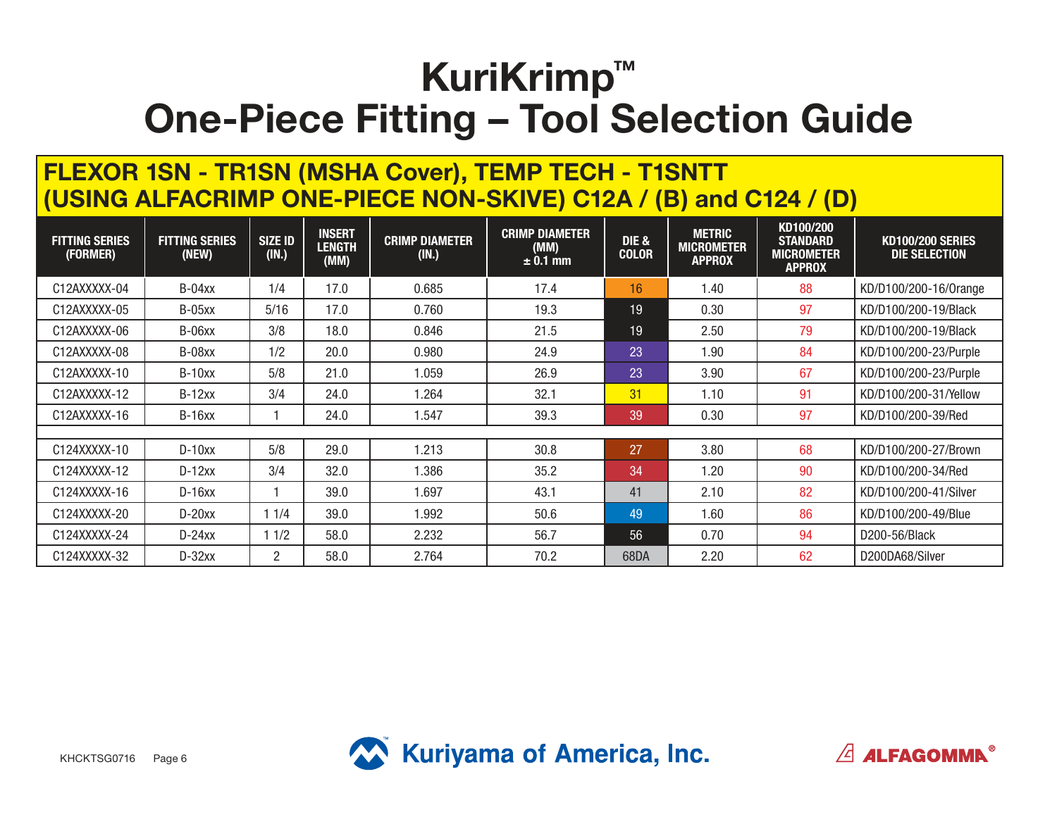# KuriKrimp™
# One-Piece Fitting – Tool Selection Guide

## FLEXOR 1SN - TR1SN (MSHA Cover), TEMP TECH - T1SNTT (USING ALFACRIMP ONE-PIECE NON-SKIVE) C12A / (B) and C124 / (D)

| FITTING SERIES (FORMER) | FITTING SERIES (NEW) | SIZE ID (IN.) | INSERT LENGTH (MM) | CRIMP DIAMETER (IN.) | CRIMP DIAMETER (MM) ± 0.1 mm | DIE & COLOR | METRIC MICROMETER APPROX | KD100/200 STANDARD MICROMETER APPROX | KD100/200 SERIES DIE SELECTION |
|---|---|---|---|---|---|---|---|---|---|
| C12AXXXXX-04 | B-04xx | 1/4 | 17.0 | 0.685 | 17.4 | 16 | 1.40 | 88 | KD/D100/200-16/Orange |
| C12AXXXXX-05 | B-05xx | 5/16 | 17.0 | 0.760 | 19.3 | 19 | 0.30 | 97 | KD/D100/200-19/Black |
| C12AXXXXX-06 | B-06xx | 3/8 | 18.0 | 0.846 | 21.5 | 19 | 2.50 | 79 | KD/D100/200-19/Black |
| C12AXXXXX-08 | B-08xx | 1/2 | 20.0 | 0.980 | 24.9 | 23 | 1.90 | 84 | KD/D100/200-23/Purple |
| C12AXXXXX-10 | B-10xx | 5/8 | 21.0 | 1.059 | 26.9 | 23 | 3.90 | 67 | KD/D100/200-23/Purple |
| C12AXXXXX-12 | B-12xx | 3/4 | 24.0 | 1.264 | 32.1 | 31 | 1.10 | 91 | KD/D100/200-31/Yellow |
| C12AXXXXX-16 | B-16xx | 1 | 24.0 | 1.547 | 39.3 | 39 | 0.30 | 97 | KD/D100/200-39/Red |
| | | | | | | | | | |
| C124XXXXX-10 | D-10xx | 5/8 | 29.0 | 1.213 | 30.8 | 27 | 3.80 | 68 | KD/D100/200-27/Brown |
| C124XXXXX-12 | D-12xx | 3/4 | 32.0 | 1.386 | 35.2 | 34 | 1.20 | 90 | KD/D100/200-34/Red |
| C124XXXXX-16 | D-16xx | 1 | 39.0 | 1.697 | 43.1 | 41 | 2.10 | 82 | KD/D100/200-41/Silver |
| C124XXXXX-20 | D-20xx | 1 1/4 | 39.0 | 1.992 | 50.6 | 49 | 1.60 | 86 | KD/D100/200-49/Blue |
| C124XXXXX-24 | D-24xx | 1 1/2 | 58.0 | 2.232 | 56.7 | 56 | 0.70 | 94 | D200-56/Black |
| C124XXXXX-32 | D-32xx | 2 | 58.0 | 2.764 | 70.2 | 68DA | 2.20 | 62 | D200DA68/Silver |

KHCKTSG0716

Kuriyama of America, Inc.

ALFAGOMMA®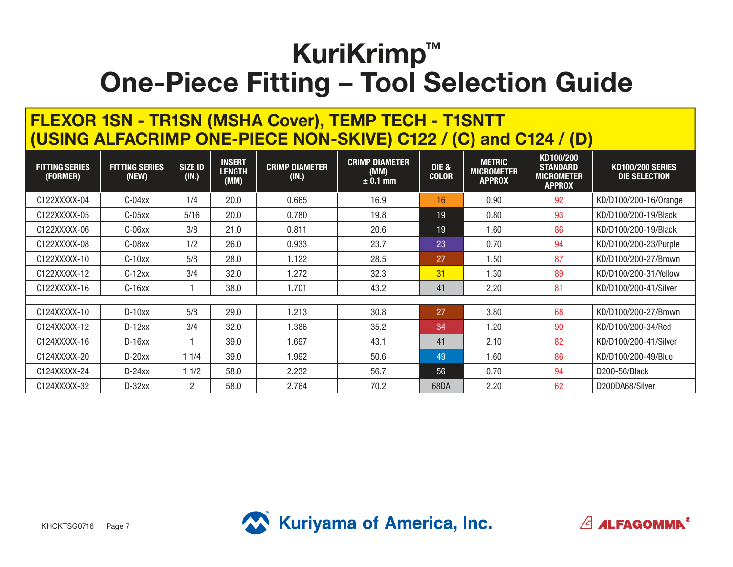# KuriKrimp™

# One-Piece Fitting – Tool Selection Guide

## FLEXOR 1SN - TR1SN (MSHA Cover), TEMP TECH - T1SNTT (USING ALFACRIMP ONE-PIECE NON-SKIVE) C122 / (C) and C124 / (D)

| FITTING SERIES (FORMER) | FITTING SERIES (NEW) | SIZE ID (IN.) | INSERT LENGTH (MM) | CRIMP DIAMETER (IN.) | CRIMP DIAMETER (MM) ± 0.1 mm | DIE & COLOR | METRIC MICROMETER APPROX | KD100/200 STANDARD MICROMETER APPROX | KD100/200 SERIES DIE SELECTION |
|---|---|---|---|---|---|---|---|---|---|
| C122XXXXX-04 | C-04xx | 1/4 | 20.0 | 0.665 | 16.9 | 16 | 0.90 | 92 | KD/D100/200-16/Orange |
| C122XXXXX-05 | C-05xx | 5/16 | 20.0 | 0.780 | 19.8 | 19 | 0.80 | 93 | KD/D100/200-19/Black |
| C122XXXXX-06 | C-06xx | 3/8 | 21.0 | 0.811 | 20.6 | 19 | 1.60 | 86 | KD/D100/200-19/Black |
| C122XXXXX-08 | C-08xx | 1/2 | 26.0 | 0.933 | 23.7 | 23 | 0.70 | 94 | KD/D100/200-23/Purple |
| C122XXXXX-10 | C-10xx | 5/8 | 28.0 | 1.122 | 28.5 | 27 | 1.50 | 87 | KD/D100/200-27/Brown |
| C122XXXXX-12 | C-12xx | 3/4 | 32.0 | 1.272 | 32.3 | 31 | 1.30 | 89 | KD/D100/200-31/Yellow |
| C122XXXXX-16 | C-16xx | 1 | 38.0 | 1.701 | 43.2 | 41 | 2.20 | 81 | KD/D100/200-41/Silver |
| | | | | | | | | | |
| C124XXXXX-10 | D-10xx | 5/8 | 29.0 | 1.213 | 30.8 | 27 | 3.80 | 68 | KD/D100/200-27/Brown |
| C124XXXXX-12 | D-12xx | 3/4 | 32.0 | 1.386 | 35.2 | 34 | 1.20 | 90 | KD/D100/200-34/Red |
| C124XXXXX-16 | D-16xx | 1 | 39.0 | 1.697 | 43.1 | 41 | 2.10 | 82 | KD/D100/200-41/Silver |
| C124XXXXX-20 | D-20xx | 1 1/4 | 39.0 | 1.992 | 50.6 | 49 | 1.60 | 86 | KD/D100/200-49/Blue |
| C124XXXXX-24 | D-24xx | 1 1/2 | 58.0 | 2.232 | 56.7 | 56 | 0.70 | 94 | D200-56/Black |
| C124XXXXX-32 | D-32xx | 2 | 58.0 | 2.764 | 70.2 | 68DA | 2.20 | 62 | D200DA68/Silver |

KHCKTSG0716

Kuriyama of America, Inc.

ALFAGOMMA®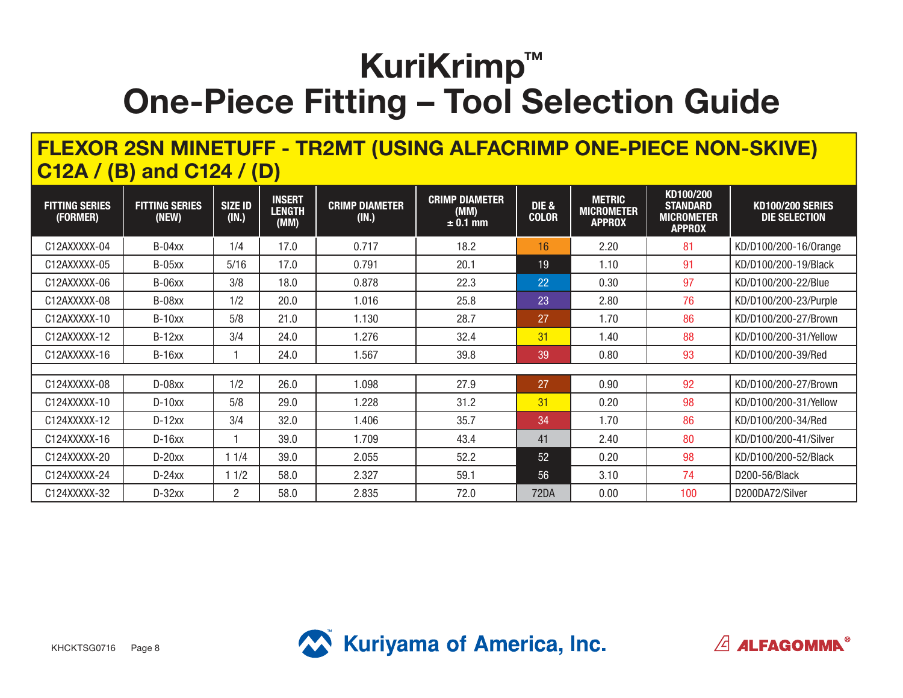# KuriKrimp™
# One-Piece Fitting – Tool Selection Guide

## FLEXOR 2SN MINETUFF - TR2MT (USING ALFACRIMP ONE-PIECE NON-SKIVE) C12A / (B) and C124 / (D)

| FITTING SERIES (FORMER) | FITTING SERIES (NEW) | SIZE ID (IN.) | INSERT LENGTH (MM) | CRIMP DIAMETER (IN.) | CRIMP DIAMETER (MM) ± 0.1 mm | DIE & COLOR | METRIC MICROMETER APPROX | KD100/200 STANDARD MICROMETER APPROX | KD100/200 SERIES DIE SELECTION |
|---|---|---|---|---|---|---|---|---|---|
| C12AXXXXX-04 | B-04xx | 1/4 | 17.0 | 0.717 | 18.2 | 16 | 2.20 | 81 | KD/D100/200-16/Orange |
| C12AXXXXX-05 | B-05xx | 5/16 | 17.0 | 0.791 | 20.1 | 19 | 1.10 | 91 | KD/D100/200-19/Black |
| C12AXXXXX-06 | B-06xx | 3/8 | 18.0 | 0.878 | 22.3 | 22 | 0.30 | 97 | KD/D100/200-22/Blue |
| C12AXXXXX-08 | B-08xx | 1/2 | 20.0 | 1.016 | 25.8 | 23 | 2.80 | 76 | KD/D100/200-23/Purple |
| C12AXXXXX-10 | B-10xx | 5/8 | 21.0 | 1.130 | 28.7 | 27 | 1.70 | 86 | KD/D100/200-27/Brown |
| C12AXXXXX-12 | B-12xx | 3/4 | 24.0 | 1.276 | 32.4 | 31 | 1.40 | 88 | KD/D100/200-31/Yellow |
| C12AXXXXX-16 | B-16xx | 1 | 24.0 | 1.567 | 39.8 | 39 | 0.80 | 93 | KD/D100/200-39/Red |
| | | | | | | | | | |
| C124XXXXX-08 | D-08xx | 1/2 | 26.0 | 1.098 | 27.9 | 27 | 0.90 | 92 | KD/D100/200-27/Brown |
| C124XXXXX-10 | D-10xx | 5/8 | 29.0 | 1.228 | 31.2 | 31 | 0.20 | 98 | KD/D100/200-31/Yellow |
| C124XXXXX-12 | D-12xx | 3/4 | 32.0 | 1.406 | 35.7 | 34 | 1.70 | 86 | KD/D100/200-34/Red |
| C124XXXXX-16 | D-16xx | 1 | 39.0 | 1.709 | 43.4 | 41 | 2.40 | 80 | KD/D100/200-41/Silver |
| C124XXXXX-20 | D-20xx | 1 1/4 | 39.0 | 2.055 | 52.2 | 52 | 0.20 | 98 | KD/D100/200-52/Black |
| C124XXXXX-24 | D-24xx | 1 1/2 | 58.0 | 2.327 | 59.1 | 56 | 3.10 | 74 | D200-56/Black |
| C124XXXXX-32 | D-32xx | 2 | 58.0 | 2.835 | 72.0 | 72DA | 0.00 | 100 | D200DA72/Silver |

KHCKTSG0716

Kuriyama of America, Inc.

ALFAGOMMA®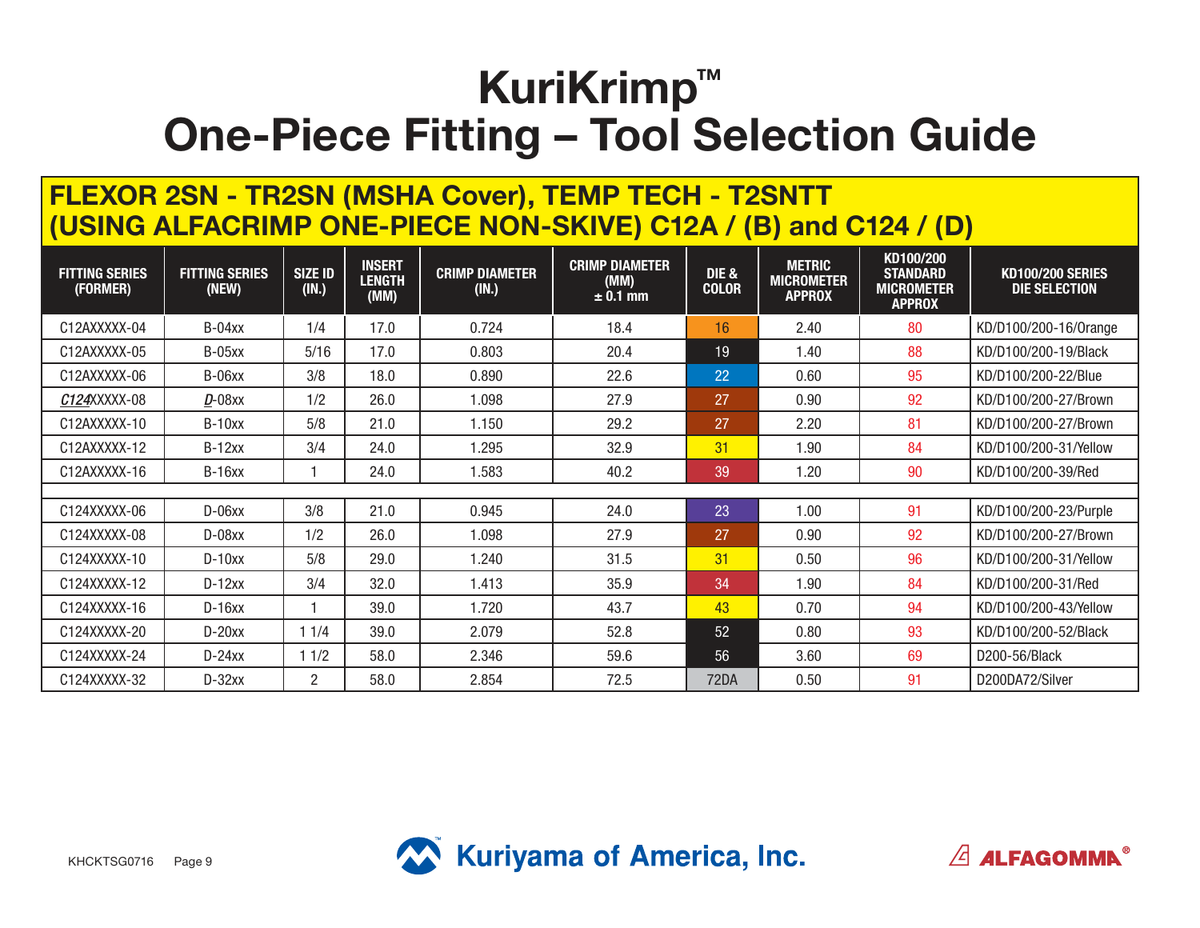# KuriKrimp™
# One-Piece Fitting – Tool Selection Guide

## FLEXOR 2SN - TR2SN (MSHA Cover), TEMP TECH - T2SNTT (USING ALFACRIMP ONE-PIECE NON-SKIVE) C12A / (B) and C124 / (D)

| FITTING SERIES (FORMER) | FITTING SERIES (NEW) | SIZE ID (IN.) | INSERT LENGTH (MM) | CRIMP DIAMETER (IN.) | CRIMP DIAMETER (MM) ± 0.1 mm | DIE & COLOR | METRIC MICROMETER APPROX | KD100/200 STANDARD MICROMETER APPROX | KD100/200 SERIES DIE SELECTION |
|---|---|---|---|---|---|---|---|---|---|
| C12AXXXXX-04 | B-04xx | 1/4 | 17.0 | 0.724 | 18.4 | 16 | 2.40 | 80 | KD/D100/200-16/Orange |
| C12AXXXXX-05 | B-05xx | 5/16 | 17.0 | 0.803 | 20.4 | 19 | 1.40 | 88 | KD/D100/200-19/Black |
| C12AXXXXX-06 | B-06xx | 3/8 | 18.0 | 0.890 | 22.6 | 22 | 0.60 | 95 | KD/D100/200-22/Blue |
| ***C124***XXXXX-08 | ***D***-08xx | 1/2 | 26.0 | 1.098 | 27.9 | 27 | 0.90 | 92 | KD/D100/200-27/Brown |
| C12AXXXXX-10 | B-10xx | 5/8 | 21.0 | 1.150 | 29.2 | 27 | 2.20 | 81 | KD/D100/200-27/Brown |
| C12AXXXXX-12 | B-12xx | 3/4 | 24.0 | 1.295 | 32.9 | 31 | 1.90 | 84 | KD/D100/200-31/Yellow |
| C12AXXXXX-16 | B-16xx | 1 | 24.0 | 1.583 | 40.2 | 39 | 1.20 | 90 | KD/D100/200-39/Red |
| | | | | | | | | | |
| C124XXXXX-06 | D-06xx | 3/8 | 21.0 | 0.945 | 24.0 | 23 | 1.00 | 91 | KD/D100/200-23/Purple |
| C124XXXXX-08 | D-08xx | 1/2 | 26.0 | 1.098 | 27.9 | 27 | 0.90 | 92 | KD/D100/200-27/Brown |
| C124XXXXX-10 | D-10xx | 5/8 | 29.0 | 1.240 | 31.5 | 31 | 0.50 | 96 | KD/D100/200-31/Yellow |
| C124XXXXX-12 | D-12xx | 3/4 | 32.0 | 1.413 | 35.9 | 34 | 1.90 | 84 | KD/D100/200-31/Red |
| C124XXXXX-16 | D-16xx | 1 | 39.0 | 1.720 | 43.7 | 43 | 0.70 | 94 | KD/D100/200-43/Yellow |
| C124XXXXX-20 | D-20xx | 1 1/4 | 39.0 | 2.079 | 52.8 | 52 | 0.80 | 93 | KD/D100/200-52/Black |
| C124XXXXX-24 | D-24xx | 1 1/2 | 58.0 | 2.346 | 59.6 | 56 | 3.60 | 69 | D200-56/Black |
| C124XXXXX-32 | D-32xx | 2 | 58.0 | 2.854 | 72.5 | 72DA | 0.50 | 91 | D200DA72/Silver |

KHCKTSG0716

Kuriyama of America, Inc.

ALFAGOMMA®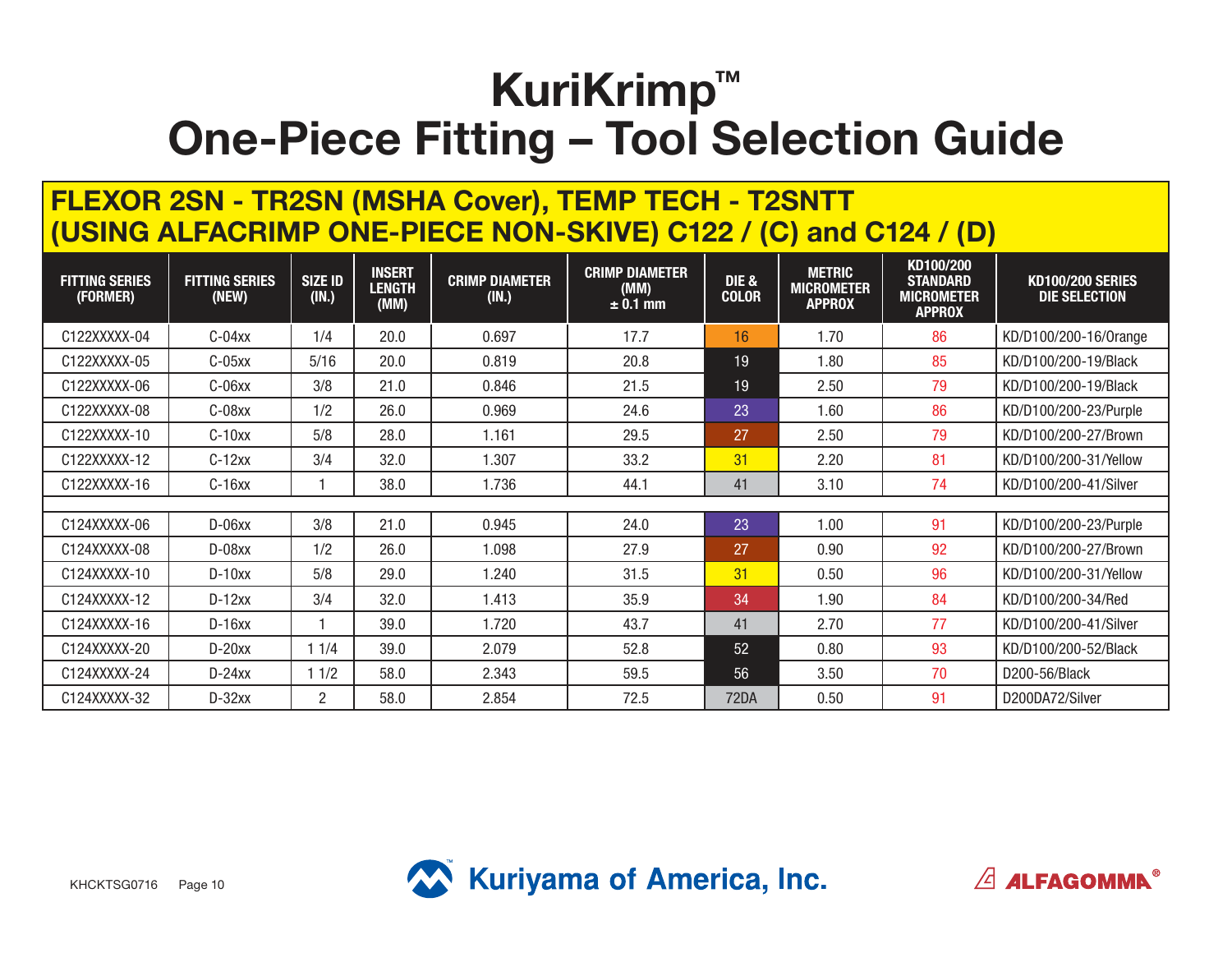# KuriKrimp™
# One-Piece Fitting – Tool Selection Guide

## FLEXOR 2SN - TR2SN (MSHA Cover), TEMP TECH - T2SNTT (USING ALFACRIMP ONE-PIECE NON-SKIVE) C122 / (C) and C124 / (D)

| FITTING SERIES (FORMER) | FITTING SERIES (NEW) | SIZE ID (IN.) | INSERT LENGTH (MM) | CRIMP DIAMETER (IN.) | CRIMP DIAMETER (MM) ± 0.1 mm | DIE & COLOR | METRIC MICROMETER APPROX | KD100/200 STANDARD MICROMETER APPROX | KD100/200 SERIES DIE SELECTION |
|---|---|---|---|---|---|---|---|---|---|
| C122XXXXX-04 | C-04xx | 1/4 | 20.0 | 0.697 | 17.7 | 16 | 1.70 | 86 | KD/D100/200-16/Orange |
| C122XXXXX-05 | C-05xx | 5/16 | 20.0 | 0.819 | 20.8 | 19 | 1.80 | 85 | KD/D100/200-19/Black |
| C122XXXXX-06 | C-06xx | 3/8 | 21.0 | 0.846 | 21.5 | 19 | 2.50 | 79 | KD/D100/200-19/Black |
| C122XXXXX-08 | C-08xx | 1/2 | 26.0 | 0.969 | 24.6 | 23 | 1.60 | 86 | KD/D100/200-23/Purple |
| C122XXXXX-10 | C-10xx | 5/8 | 28.0 | 1.161 | 29.5 | 27 | 2.50 | 79 | KD/D100/200-27/Brown |
| C122XXXXX-12 | C-12xx | 3/4 | 32.0 | 1.307 | 33.2 | 31 | 2.20 | 81 | KD/D100/200-31/Yellow |
| C122XXXXX-16 | C-16xx | 1 | 38.0 | 1.736 | 44.1 | 41 | 3.10 | 74 | KD/D100/200-41/Silver |
| | | | | | | | | | |
| C124XXXXX-06 | D-06xx | 3/8 | 21.0 | 0.945 | 24.0 | 23 | 1.00 | 91 | KD/D100/200-23/Purple |
| C124XXXXX-08 | D-08xx | 1/2 | 26.0 | 1.098 | 27.9 | 27 | 0.90 | 92 | KD/D100/200-27/Brown |
| C124XXXXX-10 | D-10xx | 5/8 | 29.0 | 1.240 | 31.5 | 31 | 0.50 | 96 | KD/D100/200-31/Yellow |
| C124XXXXX-12 | D-12xx | 3/4 | 32.0 | 1.413 | 35.9 | 34 | 1.90 | 84 | KD/D100/200-34/Red |
| C124XXXXX-16 | D-16xx | 1 | 39.0 | 1.720 | 43.7 | 41 | 2.70 | 77 | KD/D100/200-41/Silver |
| C124XXXXX-20 | D-20xx | 1 1/4 | 39.0 | 2.079 | 52.8 | 52 | 0.80 | 93 | KD/D100/200-52/Black |
| C124XXXXX-24 | D-24xx | 1 1/2 | 58.0 | 2.343 | 59.5 | 56 | 3.50 | 70 | D200-56/Black |
| C124XXXXX-32 | D-32xx | 2 | 58.0 | 2.854 | 72.5 | 72DA | 0.50 | 91 | D200DA72/Silver |

KHCKTSG0716

Kuriyama of America, Inc.

ALFAGOMMA®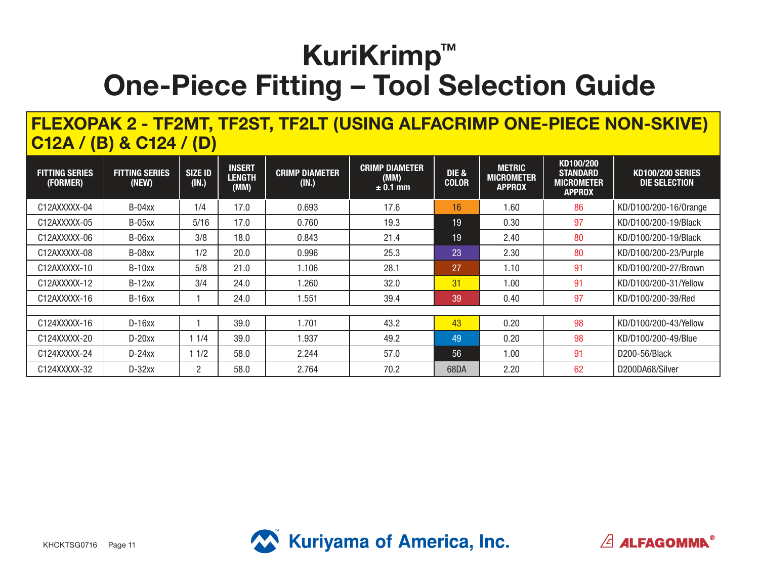# KuriKrimp™
# One-Piece Fitting – Tool Selection Guide

## FLEXOPAK 2 - TF2MT, TF2ST, TF2LT (USING ALFACRIMP ONE-PIECE NON-SKIVE) C12A / (B) & C124 / (D)

| FITTING SERIES (FORMER) | FITTING SERIES (NEW) | SIZE ID (IN.) | INSERT LENGTH (MM) | CRIMP DIAMETER (IN.) | CRIMP DIAMETER (MM) ± 0.1 mm | DIE & COLOR | METRIC MICROMETER APPROX | KD100/200 STANDARD MICROMETER APPROX | KD100/200 SERIES DIE SELECTION |
|---|---|---|---|---|---|---|---|---|---|
| C12AXXXXX-04 | B-04xx | 1/4 | 17.0 | 0.693 | 17.6 | 16 | 1.60 | 86 | KD/D100/200-16/Orange |
| C12AXXXXX-05 | B-05xx | 5/16 | 17.0 | 0.760 | 19.3 | 19 | 0.30 | 97 | KD/D100/200-19/Black |
| C12AXXXXX-06 | B-06xx | 3/8 | 18.0 | 0.843 | 21.4 | 19 | 2.40 | 80 | KD/D100/200-19/Black |
| C12AXXXXX-08 | B-08xx | 1/2 | 20.0 | 0.996 | 25.3 | 23 | 2.30 | 80 | KD/D100/200-23/Purple |
| C12AXXXXX-10 | B-10xx | 5/8 | 21.0 | 1.106 | 28.1 | 27 | 1.10 | 91 | KD/D100/200-27/Brown |
| C12AXXXXX-12 | B-12xx | 3/4 | 24.0 | 1.260 | 32.0 | 31 | 1.00 | 91 | KD/D100/200-31/Yellow |
| C12AXXXXX-16 | B-16xx | 1 | 24.0 | 1.551 | 39.4 | 39 | 0.40 | 97 | KD/D100/200-39/Red |
| | | | | | | | | | |
| C124XXXXX-16 | D-16xx | 1 | 39.0 | 1.701 | 43.2 | 43 | 0.20 | 98 | KD/D100/200-43/Yellow |
| C124XXXXX-20 | D-20xx | 1 1/4 | 39.0 | 1.937 | 49.2 | 49 | 0.20 | 98 | KD/D100/200-49/Blue |
| C124XXXXX-24 | D-24xx | 1 1/2 | 58.0 | 2.244 | 57.0 | 56 | 1.00 | 91 | D200-56/Black |
| C124XXXXX-32 | D-32xx | 2 | 58.0 | 2.764 | 70.2 | 68DA | 2.20 | 62 | D200DA68/Silver |

KHCKTSG0716

Kuriyama of America, Inc.

ALFAGOMMA®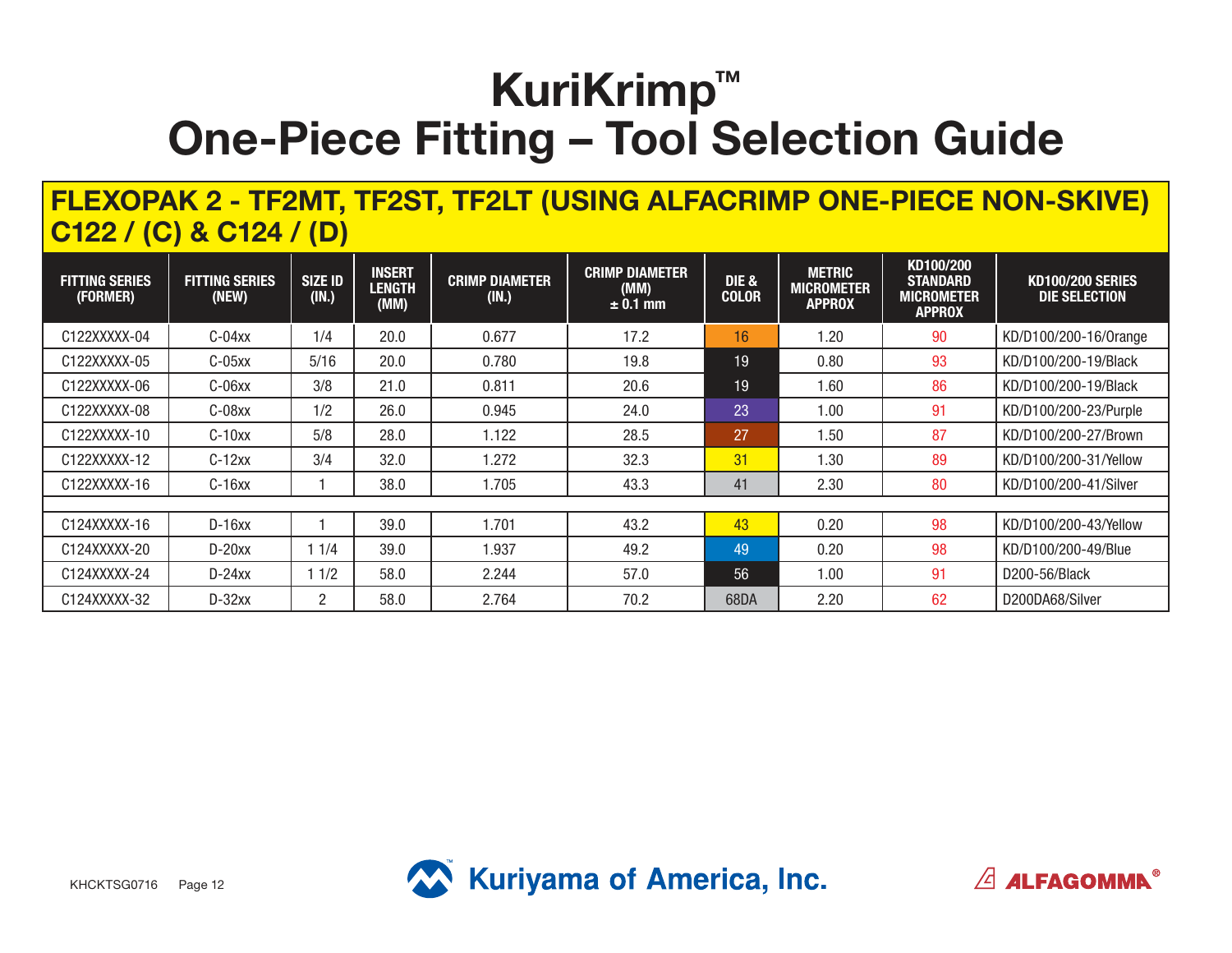# KuriKrimp™
# One-Piece Fitting – Tool Selection Guide

## FLEXOPAK 2 - TF2MT, TF2ST, TF2LT (USING ALFACRIMP ONE-PIECE NON-SKIVE) C122 / (C) & C124 / (D)

| FITTING SERIES (FORMER) | FITTING SERIES (NEW) | SIZE ID (IN.) | INSERT LENGTH (MM) | CRIMP DIAMETER (IN.) | CRIMP DIAMETER (MM) ± 0.1 mm | DIE & COLOR | METRIC MICROMETER APPROX | KD100/200 STANDARD MICROMETER APPROX | KD100/200 SERIES DIE SELECTION |
|---|---|---|---|---|---|---|---|---|---|
| C122XXXXX-04 | C-04xx | 1/4 | 20.0 | 0.677 | 17.2 | 16 | 1.20 | 90 | KD/D100/200-16/Orange |
| C122XXXXX-05 | C-05xx | 5/16 | 20.0 | 0.780 | 19.8 | 19 | 0.80 | 93 | KD/D100/200-19/Black |
| C122XXXXX-06 | C-06xx | 3/8 | 21.0 | 0.811 | 20.6 | 19 | 1.60 | 86 | KD/D100/200-19/Black |
| C122XXXXX-08 | C-08xx | 1/2 | 26.0 | 0.945 | 24.0 | 23 | 1.00 | 91 | KD/D100/200-23/Purple |
| C122XXXXX-10 | C-10xx | 5/8 | 28.0 | 1.122 | 28.5 | 27 | 1.50 | 87 | KD/D100/200-27/Brown |
| C122XXXXX-12 | C-12xx | 3/4 | 32.0 | 1.272 | 32.3 | 31 | 1.30 | 89 | KD/D100/200-31/Yellow |
| C122XXXXX-16 | C-16xx | 1 | 38.0 | 1.705 | 43.3 | 41 | 2.30 | 80 | KD/D100/200-41/Silver |
| | | | | | | | | | |
| C124XXXXX-16 | D-16xx | 1 | 39.0 | 1.701 | 43.2 | 43 | 0.20 | 98 | KD/D100/200-43/Yellow |
| C124XXXXX-20 | D-20xx | 1 1/4 | 39.0 | 1.937 | 49.2 | 49 | 0.20 | 98 | KD/D100/200-49/Blue |
| C124XXXXX-24 | D-24xx | 1 1/2 | 58.0 | 2.244 | 57.0 | 56 | 1.00 | 91 | D200-56/Black |
| C124XXXXX-32 | D-32xx | 2 | 58.0 | 2.764 | 70.2 | 68DA | 2.20 | 62 | D200DA68/Silver |

KHCKTSG0716

Kuriyama of America, Inc.

ALFAGOMMA®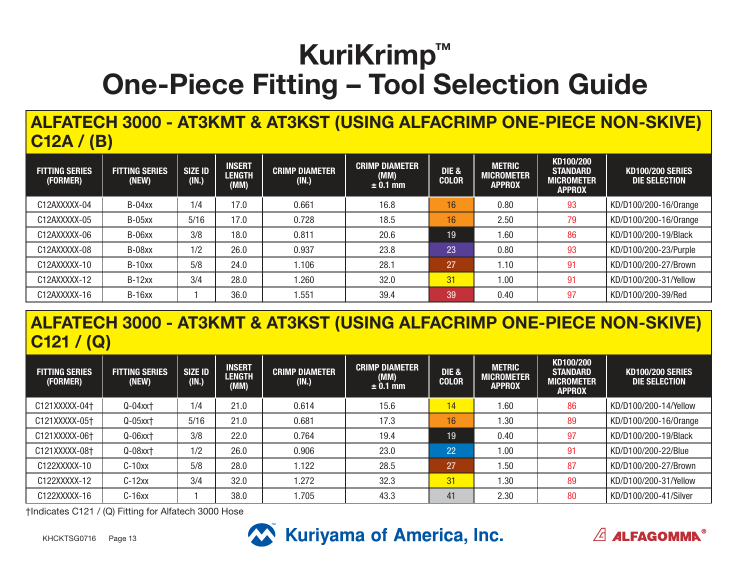# KuriKrimp™ One-Piece Fitting – Tool Selection Guide

## ALFATECH 3000 - AT3KMT & AT3KST (USING ALFACRIMP ONE-PIECE NON-SKIVE) C12A / (B)

| FITTING SERIES (FORMER) | FITTING SERIES (NEW) | SIZE ID (IN.) | INSERT LENGTH (MM) | CRIMP DIAMETER (IN.) | CRIMP DIAMETER (MM) ± 0.1 mm | DIE & COLOR | METRIC MICROMETER APPROX | KD100/200 STANDARD MICROMETER APPROX | KD100/200 SERIES DIE SELECTION |
|---|---|---|---|---|---|---|---|---|---|
| C12AXXXXX-04 | B-04xx | 1/4 | 17.0 | 0.661 | 16.8 | 16 | 0.80 | 93 | KD/D100/200-16/Orange |
| C12AXXXXX-05 | B-05xx | 5/16 | 17.0 | 0.728 | 18.5 | 16 | 2.50 | 79 | KD/D100/200-16/Orange |
| C12AXXXXX-06 | B-06xx | 3/8 | 18.0 | 0.811 | 20.6 | 19 | 1.60 | 86 | KD/D100/200-19/Black |
| C12AXXXXX-08 | B-08xx | 1/2 | 26.0 | 0.937 | 23.8 | 23 | 0.80 | 93 | KD/D100/200-23/Purple |
| C12AXXXXX-10 | B-10xx | 5/8 | 24.0 | 1.106 | 28.1 | 27 | 1.10 | 91 | KD/D100/200-27/Brown |
| C12AXXXXX-12 | B-12xx | 3/4 | 28.0 | 1.260 | 32.0 | 31 | 1.00 | 91 | KD/D100/200-31/Yellow |
| C12AXXXXX-16 | B-16xx | 1 | 36.0 | 1.551 | 39.4 | 39 | 0.40 | 97 | KD/D100/200-39/Red |

## ALFATECH 3000 - AT3KMT & AT3KST (USING ALFACRIMP ONE-PIECE NON-SKIVE) C121 / (Q)

| FITTING SERIES (FORMER) | FITTING SERIES (NEW) | SIZE ID (IN.) | INSERT LENGTH (MM) | CRIMP DIAMETER (IN.) | CRIMP DIAMETER (MM) ± 0.1 mm | DIE & COLOR | METRIC MICROMETER APPROX | KD100/200 STANDARD MICROMETER APPROX | KD100/200 SERIES DIE SELECTION |
|---|---|---|---|---|---|---|---|---|---|
| C121XXXXX-04† | Q-04xx† | 1/4 | 21.0 | 0.614 | 15.6 | 14 | 1.60 | 86 | KD/D100/200-14/Yellow |
| C121XXXXX-05† | Q-05xx† | 5/16 | 21.0 | 0.681 | 17.3 | 16 | 1.30 | 89 | KD/D100/200-16/Orange |
| C121XXXXX-06† | Q-06xx† | 3/8 | 22.0 | 0.764 | 19.4 | 19 | 0.40 | 97 | KD/D100/200-19/Black |
| C121XXXXX-08† | Q-08xx† | 1/2 | 26.0 | 0.906 | 23.0 | 22 | 1.00 | 91 | KD/D100/200-22/Blue |
| C122XXXXX-10 | C-10xx | 5/8 | 28.0 | 1.122 | 28.5 | 27 | 1.50 | 87 | KD/D100/200-27/Brown |
| C122XXXXX-12 | C-12xx | 3/4 | 32.0 | 1.272 | 32.3 | 31 | 1.30 | 89 | KD/D100/200-31/Yellow |
| C122XXXXX-16 | C-16xx | 1 | 38.0 | 1.705 | 43.3 | 41 | 2.30 | 80 | KD/D100/200-41/Silver |

†Indicates C121 / (Q) Fitting for Alfatech 3000 Hose

KHCKTSG0716

Kuriyama of America, Inc.

ALFAGOMMA®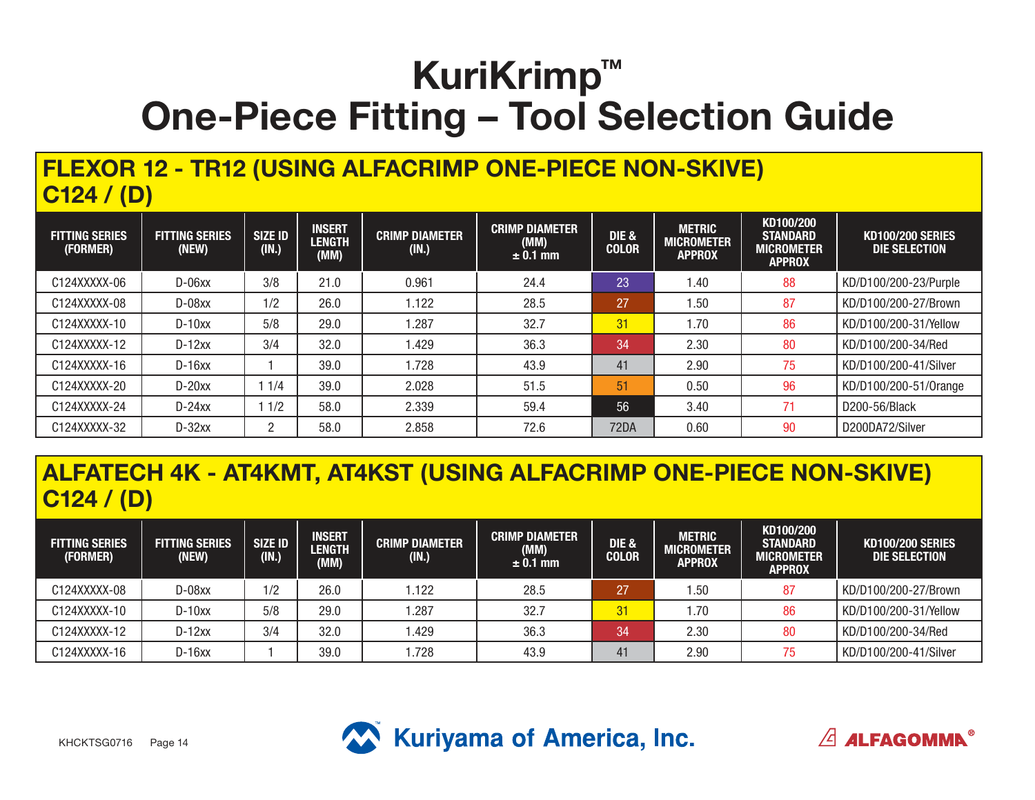# KuriKrimp™
# One-Piece Fitting – Tool Selection Guide

## FLEXOR 12 - TR12 (USING ALFACRIMP ONE-PIECE NON-SKIVE) C124 / (D)

| FITTING SERIES (FORMER) | FITTING SERIES (NEW) | SIZE ID (IN.) | INSERT LENGTH (MM) | CRIMP DIAMETER (IN.) | CRIMP DIAMETER (MM) ± 0.1 mm | DIE & COLOR | METRIC MICROMETER APPROX | KD100/200 STANDARD MICROMETER APPROX | KD100/200 SERIES DIE SELECTION |
|---|---|---|---|---|---|---|---|---|---|
| C124XXXXX-06 | D-06xx | 3/8 | 21.0 | 0.961 | 24.4 | 23 | 1.40 | 88 | KD/D100/200-23/Purple |
| C124XXXXX-08 | D-08xx | 1/2 | 26.0 | 1.122 | 28.5 | 27 | 1.50 | 87 | KD/D100/200-27/Brown |
| C124XXXXX-10 | D-10xx | 5/8 | 29.0 | 1.287 | 32.7 | 31 | 1.70 | 86 | KD/D100/200-31/Yellow |
| C124XXXXX-12 | D-12xx | 3/4 | 32.0 | 1.429 | 36.3 | 34 | 2.30 | 80 | KD/D100/200-34/Red |
| C124XXXXX-16 | D-16xx | 1 | 39.0 | 1.728 | 43.9 | 41 | 2.90 | 75 | KD/D100/200-41/Silver |
| C124XXXXX-20 | D-20xx | 1 1/4 | 39.0 | 2.028 | 51.5 | 51 | 0.50 | 96 | KD/D100/200-51/Orange |
| C124XXXXX-24 | D-24xx | 1 1/2 | 58.0 | 2.339 | 59.4 | 56 | 3.40 | 71 | D200-56/Black |
| C124XXXXX-32 | D-32xx | 2 | 58.0 | 2.858 | 72.6 | 72DA | 0.60 | 90 | D200DA72/Silver |

## ALFATECH 4K - AT4KMT, AT4KST (USING ALFACRIMP ONE-PIECE NON-SKIVE) C124 / (D)

| FITTING SERIES (FORMER) | FITTING SERIES (NEW) | SIZE ID (IN.) | INSERT LENGTH (MM) | CRIMP DIAMETER (IN.) | CRIMP DIAMETER (MM) ± 0.1 mm | DIE & COLOR | METRIC MICROMETER APPROX | KD100/200 STANDARD MICROMETER APPROX | KD100/200 SERIES DIE SELECTION |
|---|---|---|---|---|---|---|---|---|---|
| C124XXXXX-08 | D-08xx | 1/2 | 26.0 | 1.122 | 28.5 | 27 | 1.50 | 87 | KD/D100/200-27/Brown |
| C124XXXXX-10 | D-10xx | 5/8 | 29.0 | 1.287 | 32.7 | 31 | 1.70 | 86 | KD/D100/200-31/Yellow |
| C124XXXXX-12 | D-12xx | 3/4 | 32.0 | 1.429 | 36.3 | 34 | 2.30 | 80 | KD/D100/200-34/Red |
| C124XXXXX-16 | D-16xx | 1 | 39.0 | 1.728 | 43.9 | 41 | 2.90 | 75 | KD/D100/200-41/Silver |

KHCKTSG0716

Kuriyama of America, Inc.

ALFAGOMMA®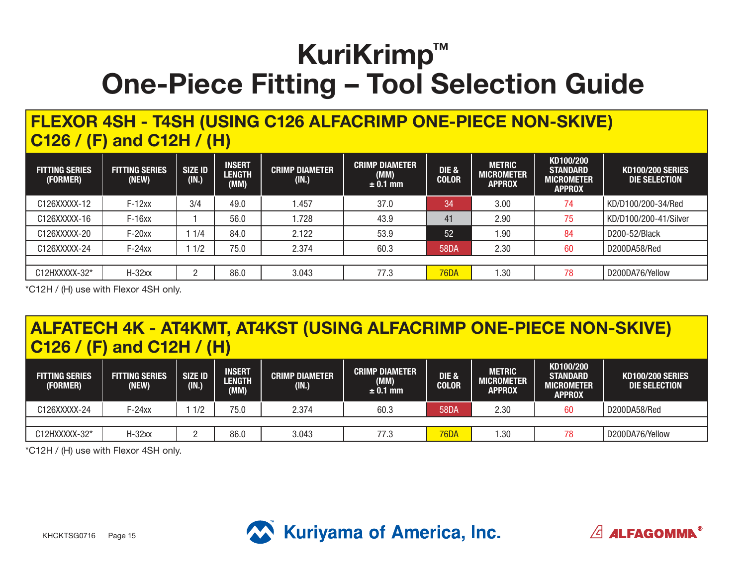# KuriKrimp™
# One-Piece Fitting – Tool Selection Guide

## FLEXOR 4SH - T4SH (USING C126 ALFACRIMP ONE-PIECE NON-SKIVE) C126 / (F) and C12H / (H)

| FITTING SERIES (FORMER) | FITTING SERIES (NEW) | SIZE ID (IN.) | INSERT LENGTH (MM) | CRIMP DIAMETER (IN.) | CRIMP DIAMETER (MM) ± 0.1 mm | DIE & COLOR | METRIC MICROMETER APPROX | KD100/200 STANDARD MICROMETER APPROX | KD100/200 SERIES DIE SELECTION |
|---|---|---|---|---|---|---|---|---|---|
| C126XXXXX-12 | F-12xx | 3/4 | 49.0 | 1.457 | 37.0 | 34 | 3.00 | 74 | KD/D100/200-34/Red |
| C126XXXXX-16 | F-16xx | 1 | 56.0 | 1.728 | 43.9 | 41 | 2.90 | 75 | KD/D100/200-41/Silver |
| C126XXXXX-20 | F-20xx | 1 1/4 | 84.0 | 2.122 | 53.9 | 52 | 1.90 | 84 | D200-52/Black |
| C126XXXXX-24 | F-24xx | 1 1/2 | 75.0 | 2.374 | 60.3 | 58DA | 2.30 | 60 | D200DA58/Red |
| | | | | | | | | | |
| C12HXXXXX-32* | H-32xx | 2 | 86.0 | 3.043 | 77.3 | 76DA | 1.30 | 78 | D200DA76/Yellow |

*C12H / (H) use with Flexor 4SH only.

## ALFATECH 4K - AT4KMT, AT4KST (USING ALFACRIMP ONE-PIECE NON-SKIVE) C126 / (F) and C12H / (H)

| FITTING SERIES (FORMER) | FITTING SERIES (NEW) | SIZE ID (IN.) | INSERT LENGTH (MM) | CRIMP DIAMETER (IN.) | CRIMP DIAMETER (MM) ± 0.1 mm | DIE & COLOR | METRIC MICROMETER APPROX | KD100/200 STANDARD MICROMETER APPROX | KD100/200 SERIES DIE SELECTION |
|---|---|---|---|---|---|---|---|---|---|
| C126XXXXX-24 | F-24xx | 1 1/2 | 75.0 | 2.374 | 60.3 | 58DA | 2.30 | 60 | D200DA58/Red |
| | | | | | | | | | |
| C12HXXXXX-32* | H-32xx | 2 | 86.0 | 3.043 | 77.3 | 76DA | 1.30 | 78 | D200DA76/Yellow |

*C12H / (H) use with Flexor 4SH only.

KHCKTSG0716

Kuriyama of America, Inc.

ALFAGOMMA®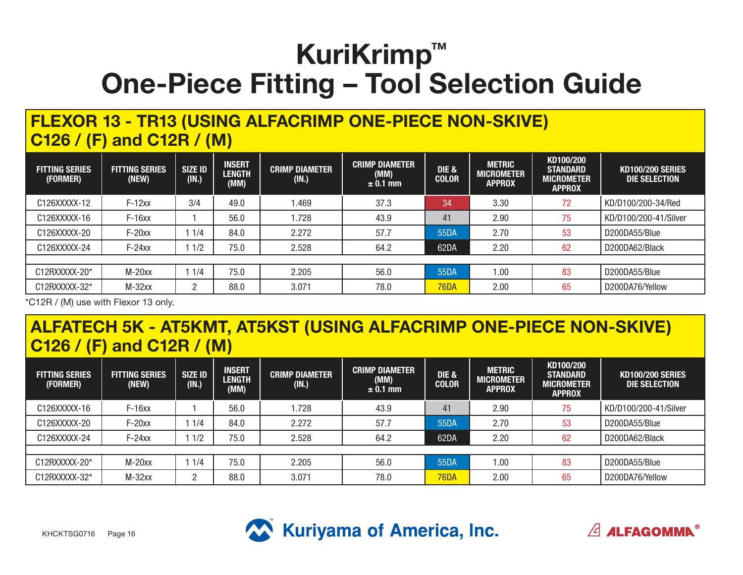# KuriKrimp™
# One-Piece Fitting – Tool Selection Guide

## FLEXOR 13 - TR13 (USING ALFACRIMP ONE-PIECE NON-SKIVE) C126 / (F) and C12R / (M)

| FITTING SERIES (FORMER) | FITTING SERIES (NEW) | SIZE ID (IN.) | INSERT LENGTH (MM) | CRIMP DIAMETER (IN.) | CRIMP DIAMETER (MM) ± 0.1 mm | DIE & COLOR | METRIC MICROMETER APPROX | KD100/200 STANDARD MICROMETER APPROX | KD100/200 SERIES DIE SELECTION |
|---|---|---|---|---|---|---|---|---|---|
| C126XXXXX-12 | F-12xx | 3/4 | 49.0 | 1.469 | 37.3 | 34 | 3.30 | 72 | KD/D100/200-34/Red |
| C126XXXXX-16 | F-16xx | 1 | 56.0 | 1.728 | 43.9 | 41 | 2.90 | 75 | KD/D100/200-41/Silver |
| C126XXXXX-20 | F-20xx | 1 1/4 | 84.0 | 2.272 | 57.7 | 55DA | 2.70 | 53 | D200DA55/Blue |
| C126XXXXX-24 | F-24xx | 1 1/2 | 75.0 | 2.528 | 64.2 | 62DA | 2.20 | 62 | D200DA62/Black |
| | | | | | | | | | |
| C12RXXXXX-20* | M-20xx | 1 1/4 | 75.0 | 2.205 | 56.0 | 55DA | 1.00 | 83 | D200DA55/Blue |
| C12RXXXXX-32* | M-32xx | 2 | 88.0 | 3.071 | 78.0 | 76DA | 2.00 | 65 | D200DA76/Yellow |

*C12R / (M) use with Flexor 13 only.

## ALFATECH 5K - AT5KMT, AT5KST (USING ALFACRIMP ONE-PIECE NON-SKIVE) C126 / (F) and C12R / (M)

| FITTING SERIES (FORMER) | FITTING SERIES (NEW) | SIZE ID (IN.) | INSERT LENGTH (MM) | CRIMP DIAMETER (IN.) | CRIMP DIAMETER (MM) ± 0.1 mm | DIE & COLOR | METRIC MICROMETER APPROX | KD100/200 STANDARD MICROMETER APPROX | KD100/200 SERIES DIE SELECTION |
|---|---|---|---|---|---|---|---|---|---|
| C126XXXXX-16 | F-16xx | 1 | 56.0 | 1.728 | 43.9 | 41 | 2.90 | 75 | KD/D100/200-41/Silver |
| C126XXXXX-20 | F-20xx | 1 1/4 | 84.0 | 2.272 | 57.7 | 55DA | 2.70 | 53 | D200DA55/Blue |
| C126XXXXX-24 | F-24xx | 1 1/2 | 75.0 | 2.528 | 64.2 | 62DA | 2.20 | 62 | D200DA62/Black |
| | | | | | | | | | |
| C12RXXXXX-20* | M-20xx | 1 1/4 | 75.0 | 2.205 | 56.0 | 55DA | 1.00 | 83 | D200DA55/Blue |
| C12RXXXXX-32* | M-32xx | 2 | 88.0 | 3.071 | 78.0 | 76DA | 2.00 | 65 | D200DA76/Yellow |

KHCKTSG0716

Kuriyama of America, Inc.

ALFAGOMMA®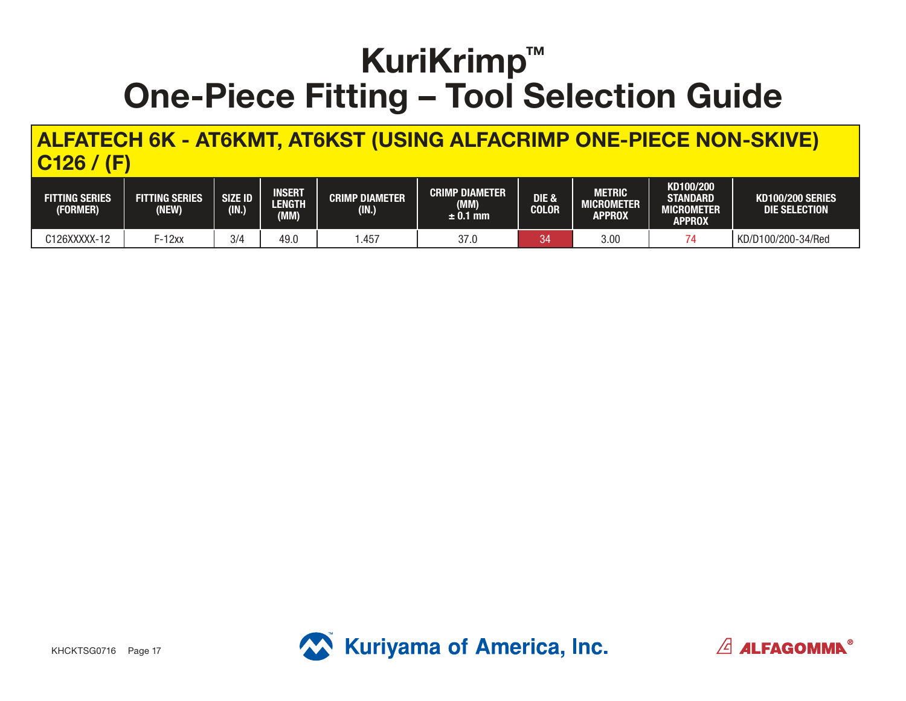# KuriKrimp™
# One-Piece Fitting – Tool Selection Guide

## ALFATECH 6K - AT6KMT, AT6KST (USING ALFACRIMP ONE-PIECE NON-SKIVE) C126 / (F)

| FITTING SERIES (FORMER) | FITTING SERIES (NEW) | SIZE ID (IN.) | INSERT LENGTH (MM) | CRIMP DIAMETER (IN.) | CRIMP DIAMETER (MM) ± 0.1 mm | DIE & COLOR | METRIC MICROMETER APPROX | KD100/200 STANDARD MICROMETER APPROX | KD100/200 SERIES DIE SELECTION |
|---|---|---|---|---|---|---|---|---|---|
| C126XXXXX-12 | F-12xx | 3/4 | 49.0 | 1.457 | 37.0 | 34 | 3.00 | 74 | KD/D100/200-34/Red |

KHCKTSG0716 Page 17

Kuriyama of America, Inc.

ALFAGOMMA®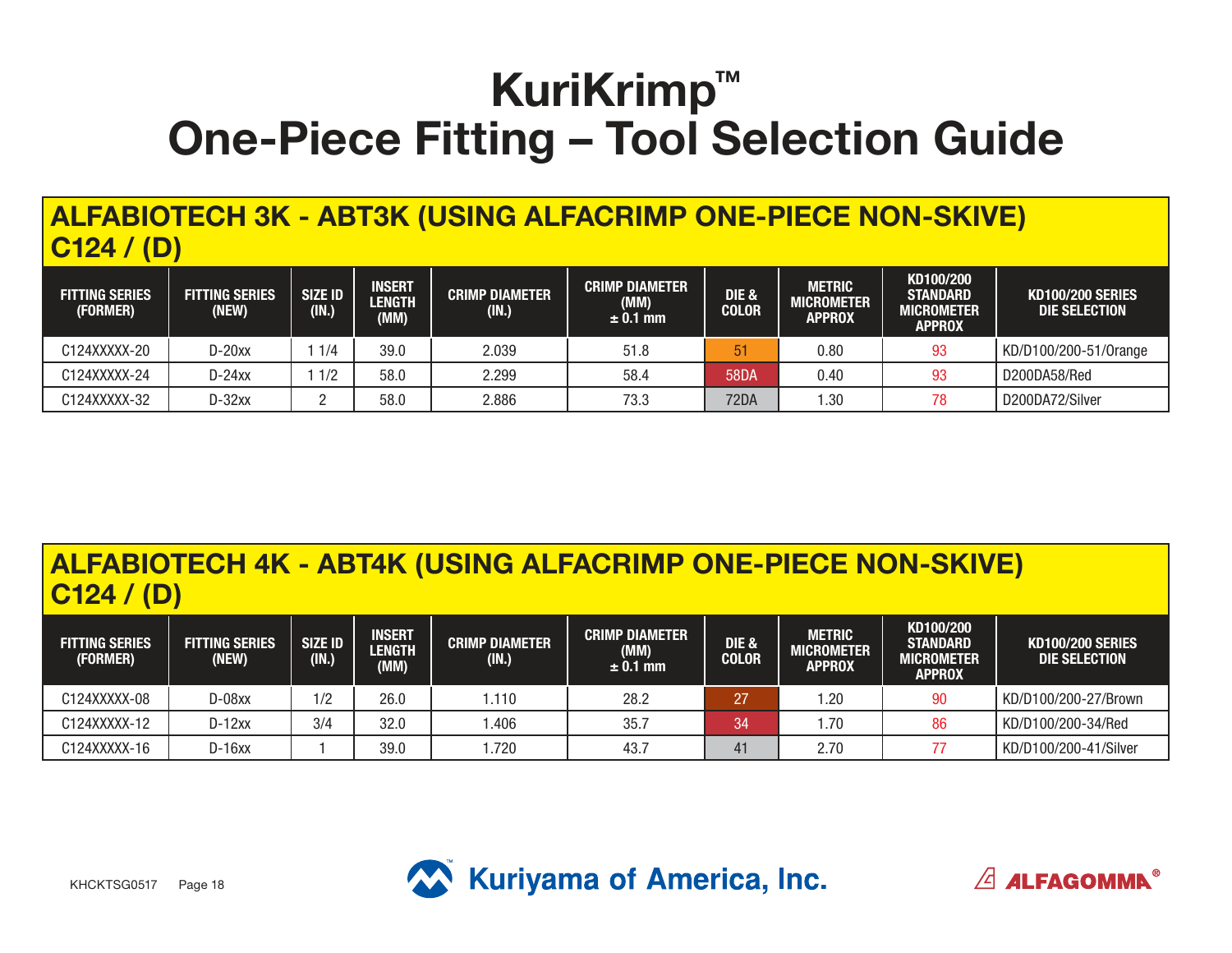# KuriKrimp™
# One-Piece Fitting – Tool Selection Guide

## ALFABIOTECH 3K - ABT3K (USING ALFACRIMP ONE-PIECE NON-SKIVE) C124 / (D)

| FITTING SERIES (FORMER) | FITTING SERIES (NEW) | SIZE ID (IN.) | INSERT LENGTH (MM) | CRIMP DIAMETER (IN.) | CRIMP DIAMETER (MM) ± 0.1 mm | DIE & COLOR | METRIC MICROMETER APPROX | KD100/200 STANDARD MICROMETER APPROX | KD100/200 SERIES DIE SELECTION |
|---|---|---|---|---|---|---|---|---|---|
| C124XXXXX-20 | D-20xx | 1 1/4 | 39.0 | 2.039 | 51.8 | 51 | 0.80 | 93 | KD/D100/200-51/Orange |
| C124XXXXX-24 | D-24xx | 1 1/2 | 58.0 | 2.299 | 58.4 | 58DA | 0.40 | 93 | D200DA58/Red |
| C124XXXXX-32 | D-32xx | 2 | 58.0 | 2.886 | 73.3 | 72DA | 1.30 | 78 | D200DA72/Silver |

## ALFABIOTECH 4K - ABT4K (USING ALFACRIMP ONE-PIECE NON-SKIVE) C124 / (D)

| FITTING SERIES (FORMER) | FITTING SERIES (NEW) | SIZE ID (IN.) | INSERT LENGTH (MM) | CRIMP DIAMETER (IN.) | CRIMP DIAMETER (MM) ± 0.1 mm | DIE & COLOR | METRIC MICROMETER APPROX | KD100/200 STANDARD MICROMETER APPROX | KD100/200 SERIES DIE SELECTION |
|---|---|---|---|---|---|---|---|---|---|
| C124XXXXX-08 | D-08xx | 1/2 | 26.0 | 1.110 | 28.2 | 27 | 1.20 | 90 | KD/D100/200-27/Brown |
| C124XXXXX-12 | D-12xx | 3/4 | 32.0 | 1.406 | 35.7 | 34 | 1.70 | 86 | KD/D100/200-34/Red |
| C124XXXXX-16 | D-16xx | 1 | 39.0 | 1.720 | 43.7 | 41 | 2.70 | 77 | KD/D100/200-41/Silver |

KHCKTSG0517

Kuriyama of America, Inc.

ALFAGOMMA®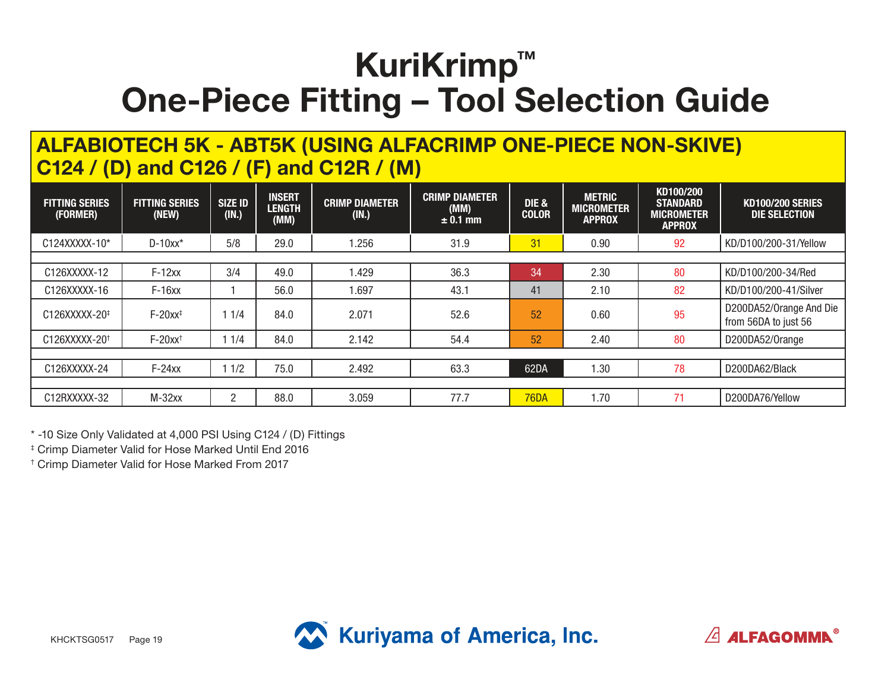# KuriKrimp™
# One-Piece Fitting – Tool Selection Guide

## ALFABIOTECH 5K - ABT5K (USING ALFACRIMP ONE-PIECE NON-SKIVE) C124 / (D) and C126 / (F) and C12R / (M)

| FITTING SERIES (FORMER) | FITTING SERIES (NEW) | SIZE ID (IN.) | INSERT LENGTH (MM) | CRIMP DIAMETER (IN.) | CRIMP DIAMETER (MM) ± 0.1 mm | DIE & COLOR | METRIC MICROMETER APPROX | KD100/200 STANDARD MICROMETER APPROX | KD100/200 SERIES DIE SELECTION |
|---|---|---|---|---|---|---|---|---|---|
| C124XXXXX-10* | D-10xx* | 5/8 | 29.0 | 1.256 | 31.9 | 31 | 0.90 | 92 | KD/D100/200-31/Yellow |
| | | | | | | | | | |
| C126XXXXX-12 | F-12xx | 3/4 | 49.0 | 1.429 | 36.3 | 34 | 2.30 | 80 | KD/D100/200-34/Red |
| C126XXXXX-16 | F-16xx | 1 | 56.0 | 1.697 | 43.1 | 41 | 2.10 | 82 | KD/D100/200-41/Silver |
| C126XXXXX-20‡ | F-20xx‡ | 1 1/4 | 84.0 | 2.071 | 52.6 | 52 | 0.60 | 95 | D200DA52/Orange And Die from 56DA to just 56 |
| C126XXXXX-20† | F-20xx† | 1 1/4 | 84.0 | 2.142 | 54.4 | 52 | 2.40 | 80 | D200DA52/Orange |
| | | | | | | | | | |
| C126XXXXX-24 | F-24xx | 1 1/2 | 75.0 | 2.492 | 63.3 | 62DA | 1.30 | 78 | D200DA62/Black |
| | | | | | | | | | |
| C12RXXXXX-32 | M-32xx | 2 | 88.0 | 3.059 | 77.7 | 76DA | 1.70 | 71 | D200DA76/Yellow |

\* -10 Size Only Validated at 4,000 PSI Using C124 / (D) Fittings

‡ Crimp Diameter Valid for Hose Marked Until End 2016

† Crimp Diameter Valid for Hose Marked From 2017

KHCKTSG0517

Kuriyama of America, Inc.

ALFAGOMMA®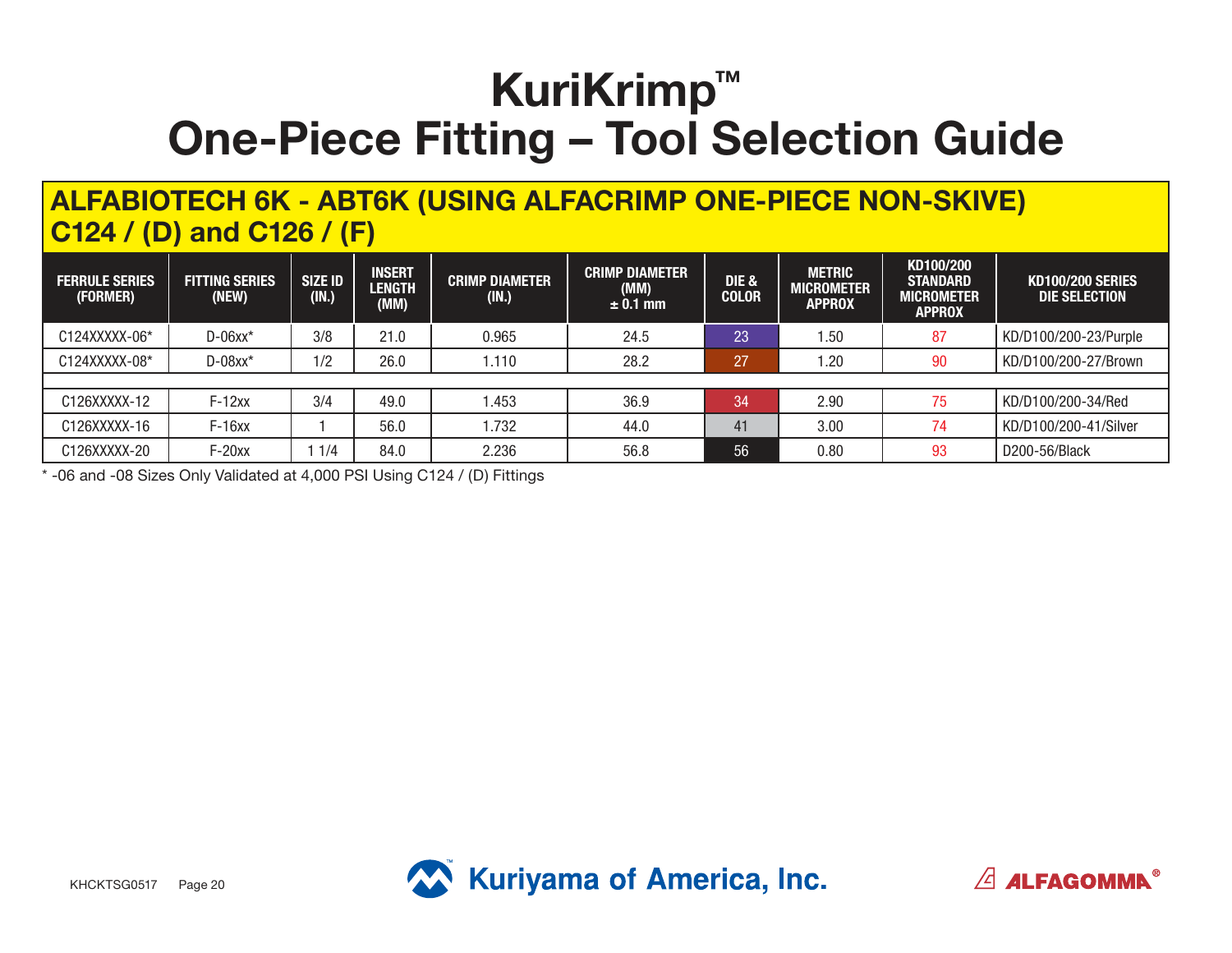# KuriKrimp™
# One-Piece Fitting – Tool Selection Guide

## ALFABIOTECH 6K - ABT6K (USING ALFACRIMP ONE-PIECE NON-SKIVE) C124 / (D) and C126 / (F)

| FERRULE SERIES (FORMER) | FITTING SERIES (NEW) | SIZE ID (IN.) | INSERT LENGTH (MM) | CRIMP DIAMETER (IN.) | CRIMP DIAMETER (MM) ± 0.1 mm | DIE & COLOR | METRIC MICROMETER APPROX | KD100/200 STANDARD MICROMETER APPROX | KD100/200 SERIES DIE SELECTION |
|---|---|---|---|---|---|---|---|---|---|
| C124XXXXX-06* | D-06xx* | 3/8 | 21.0 | 0.965 | 24.5 | 23 | 1.50 | 87 | KD/D100/200-23/Purple |
| C124XXXXX-08* | D-08xx* | 1/2 | 26.0 | 1.110 | 28.2 | 27 | 1.20 | 90 | KD/D100/200-27/Brown |
| | | | | | | | | | |
| C126XXXXX-12 | F-12xx | 3/4 | 49.0 | 1.453 | 36.9 | 34 | 2.90 | 75 | KD/D100/200-34/Red |
| C126XXXXX-16 | F-16xx | 1 | 56.0 | 1.732 | 44.0 | 41 | 3.00 | 74 | KD/D100/200-41/Silver |
| C126XXXXX-20 | F-20xx | 1 1/4 | 84.0 | 2.236 | 56.8 | 56 | 0.80 | 93 | D200-56/Black |

* -06 and -08 Sizes Only Validated at 4,000 PSI Using C124 / (D) Fittings

KHCKTSG0517

Kuriyama of America, Inc.

ALFAGOMMA®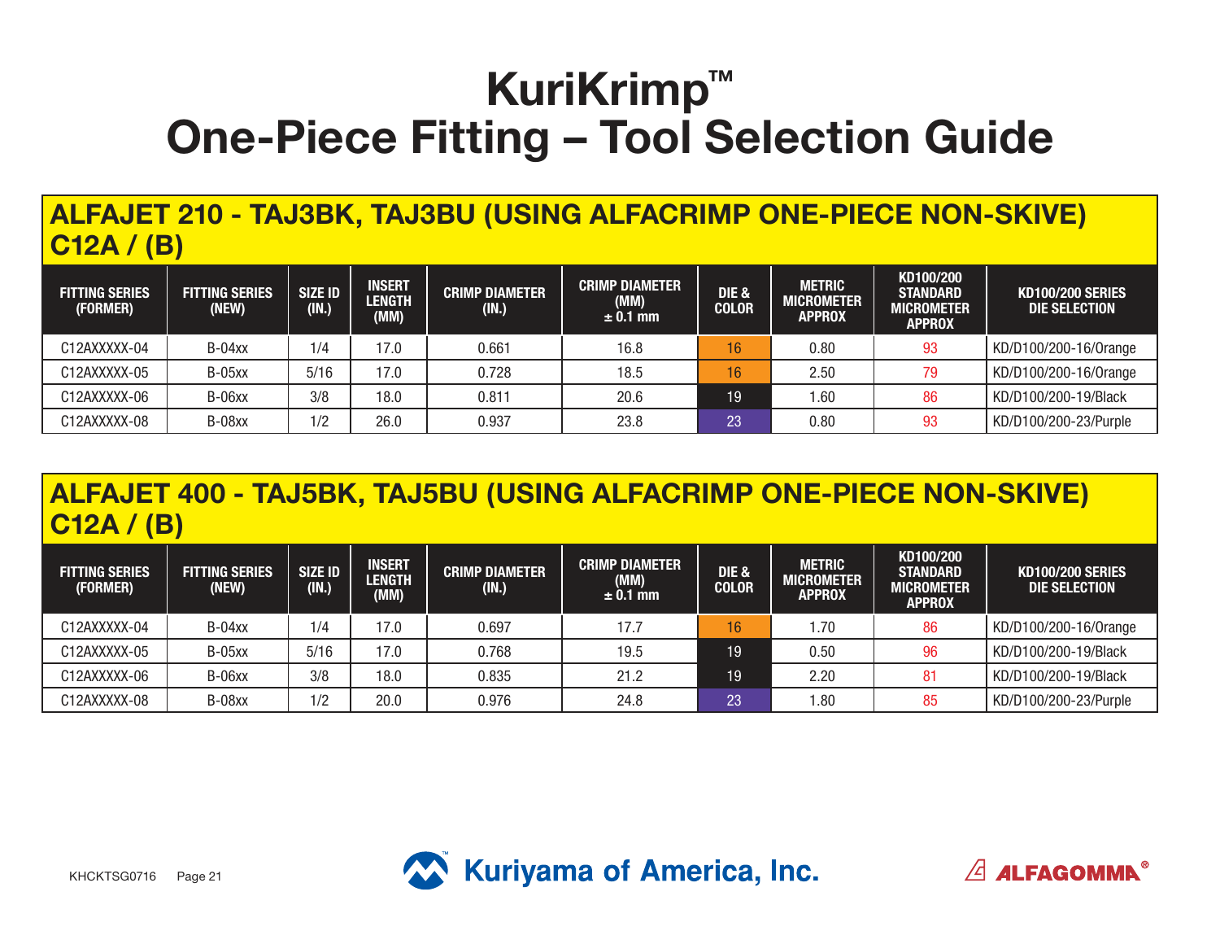# KuriKrimp™
# One-Piece Fitting – Tool Selection Guide

## ALFAJET 210 - TAJ3BK, TAJ3BU (USING ALFACRIMP ONE-PIECE NON-SKIVE) C12A / (B)

| FITTING SERIES (FORMER) | FITTING SERIES (NEW) | SIZE ID (IN.) | INSERT LENGTH (MM) | CRIMP DIAMETER (IN.) | CRIMP DIAMETER (MM) ± 0.1 mm | DIE & COLOR | METRIC MICROMETER APPROX | KD100/200 STANDARD MICROMETER APPROX | KD100/200 SERIES DIE SELECTION |
|---|---|---|---|---|---|---|---|---|---|
| C12AXXXXX-04 | B-04xx | 1/4 | 17.0 | 0.661 | 16.8 | 16 | 0.80 | 93 | KD/D100/200-16/Orange |
| C12AXXXXX-05 | B-05xx | 5/16 | 17.0 | 0.728 | 18.5 | 16 | 2.50 | 79 | KD/D100/200-16/Orange |
| C12AXXXXX-06 | B-06xx | 3/8 | 18.0 | 0.811 | 20.6 | 19 | 1.60 | 86 | KD/D100/200-19/Black |
| C12AXXXXX-08 | B-08xx | 1/2 | 26.0 | 0.937 | 23.8 | 23 | 0.80 | 93 | KD/D100/200-23/Purple |

## ALFAJET 400 - TAJ5BK, TAJ5BU (USING ALFACRIMP ONE-PIECE NON-SKIVE) C12A / (B)

| FITTING SERIES (FORMER) | FITTING SERIES (NEW) | SIZE ID (IN.) | INSERT LENGTH (MM) | CRIMP DIAMETER (IN.) | CRIMP DIAMETER (MM) ± 0.1 mm | DIE & COLOR | METRIC MICROMETER APPROX | KD100/200 STANDARD MICROMETER APPROX | KD100/200 SERIES DIE SELECTION |
|---|---|---|---|---|---|---|---|---|---|
| C12AXXXXX-04 | B-04xx | 1/4 | 17.0 | 0.697 | 17.7 | 16 | 1.70 | 86 | KD/D100/200-16/Orange |
| C12AXXXXX-05 | B-05xx | 5/16 | 17.0 | 0.768 | 19.5 | 19 | 0.50 | 96 | KD/D100/200-19/Black |
| C12AXXXXX-06 | B-06xx | 3/8 | 18.0 | 0.835 | 21.2 | 19 | 2.20 | 81 | KD/D100/200-19/Black |
| C12AXXXXX-08 | B-08xx | 1/2 | 20.0 | 0.976 | 24.8 | 23 | 1.80 | 85 | KD/D100/200-23/Purple |

KHCKTSG0716

Kuriyama of America, Inc.

ALFAGOMMA®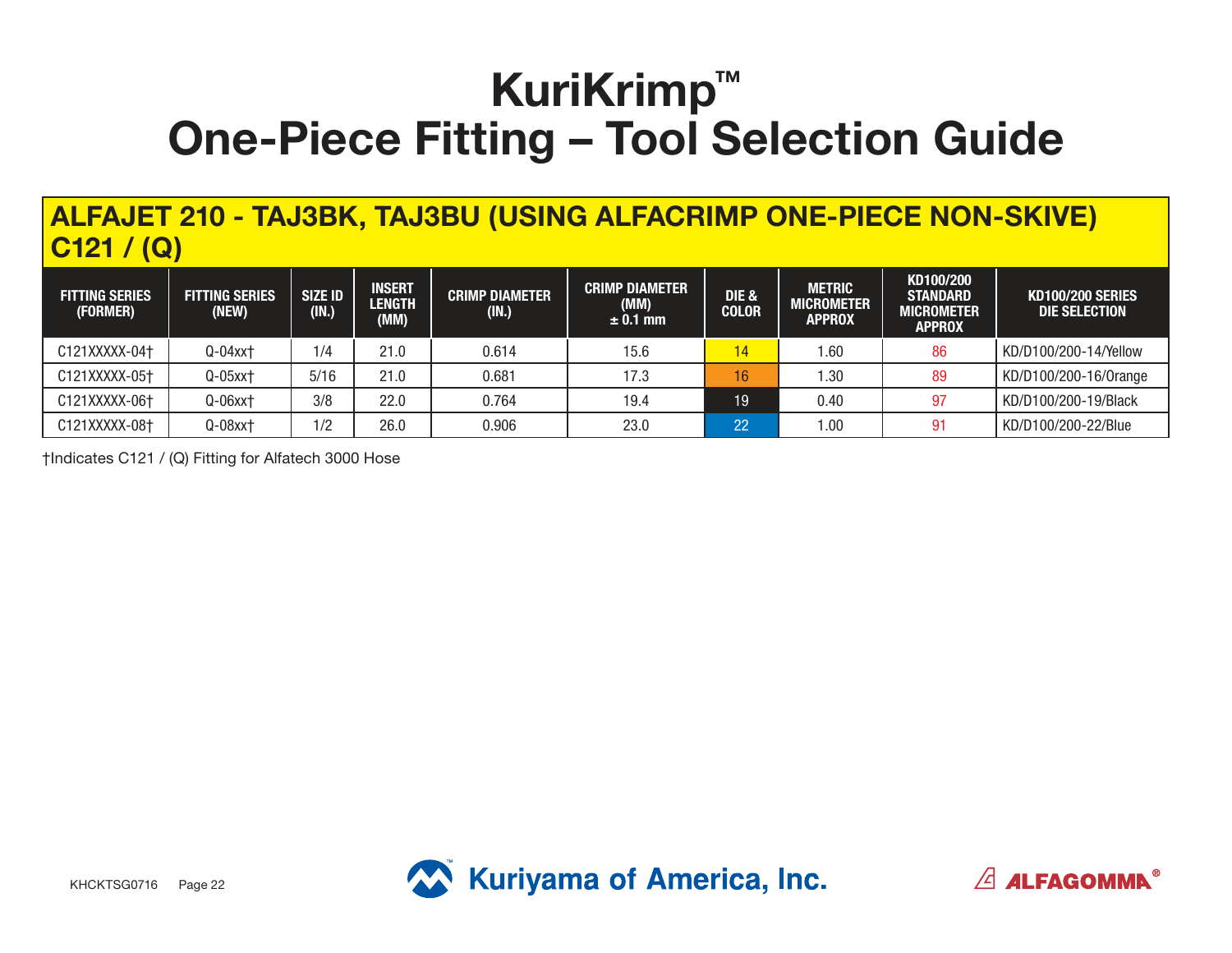# KuriKrimp™
# One-Piece Fitting – Tool Selection Guide

## ALFAJET 210 - TAJ3BK, TAJ3BU (USING ALFACRIMP ONE-PIECE NON-SKIVE) C121 / (Q)

| FITTING SERIES (FORMER) | FITTING SERIES (NEW) | SIZE ID (IN.) | INSERT LENGTH (MM) | CRIMP DIAMETER (IN.) | CRIMP DIAMETER (MM) ± 0.1 mm | DIE & COLOR | METRIC MICROMETER APPROX | KD100/200 STANDARD MICROMETER APPROX | KD100/200 SERIES DIE SELECTION |
|---|---|---|---|---|---|---|---|---|---|
| C121XXXXX-04† | Q-04xx† | 1/4 | 21.0 | 0.614 | 15.6 | 14 | 1.60 | 86 | KD/D100/200-14/Yellow |
| C121XXXXX-05† | Q-05xx† | 5/16 | 21.0 | 0.681 | 17.3 | 16 | 1.30 | 89 | KD/D100/200-16/Orange |
| C121XXXXX-06† | Q-06xx† | 3/8 | 22.0 | 0.764 | 19.4 | 19 | 0.40 | 97 | KD/D100/200-19/Black |
| C121XXXXX-08† | Q-08xx† | 1/2 | 26.0 | 0.906 | 23.0 | 22 | 1.00 | 91 | KD/D100/200-22/Blue |

†Indicates C121 / (Q) Fitting for Alfatech 3000 Hose

KHCKTSG0716

Kuriyama of America, Inc.

ALFAGOMMA®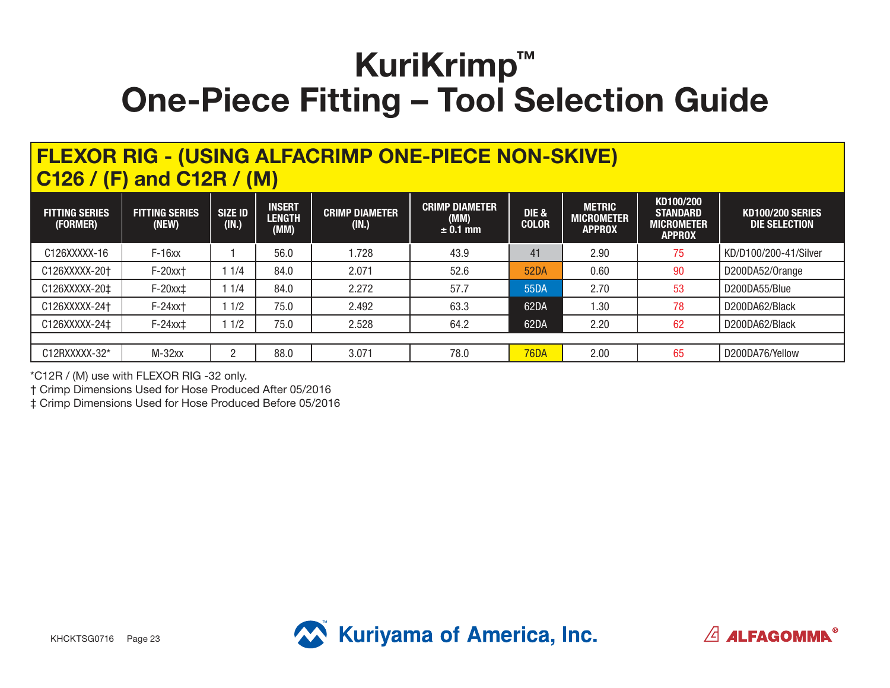# KuriKrimp™
# One-Piece Fitting – Tool Selection Guide

## FLEXOR RIG - (USING ALFACRIMP ONE-PIECE NON-SKIVE) C126 / (F) and C12R / (M)

| FITTING SERIES (FORMER) | FITTING SERIES (NEW) | SIZE ID (IN.) | INSERT LENGTH (MM) | CRIMP DIAMETER (IN.) | CRIMP DIAMETER (MM) ± 0.1 mm | DIE & COLOR | METRIC MICROMETER APPROX | KD100/200 STANDARD MICROMETER APPROX | KD100/200 SERIES DIE SELECTION |
|---|---|---|---|---|---|---|---|---|---|
| C126XXXXX-16 | F-16xx | 1 | 56.0 | 1.728 | 43.9 | 41 | 2.90 | 75 | KD/D100/200-41/Silver |
| C126XXXXX-20† | F-20xx† | 1 1/4 | 84.0 | 2.071 | 52.6 | 52DA | 0.60 | 90 | D200DA52/Orange |
| C126XXXXX-20‡ | F-20xx‡ | 1 1/4 | 84.0 | 2.272 | 57.7 | 55DA | 2.70 | 53 | D200DA55/Blue |
| C126XXXXX-24† | F-24xx† | 1 1/2 | 75.0 | 2.492 | 63.3 | 62DA | 1.30 | 78 | D200DA62/Black |
| C126XXXXX-24‡ | F-24xx‡ | 1 1/2 | 75.0 | 2.528 | 64.2 | 62DA | 2.20 | 62 | D200DA62/Black |
| | | | | | | | | | |
| C12RXXXXX-32* | M-32xx | 2 | 88.0 | 3.071 | 78.0 | 76DA | 2.00 | 65 | D200DA76/Yellow |

*C12R / (M) use with FLEXOR RIG -32 only.

† Crimp Dimensions Used for Hose Produced After 05/2016

‡ Crimp Dimensions Used for Hose Produced Before 05/2016

KHCKTSG0716

Kuriyama of America, Inc.

ALFAGOMMA®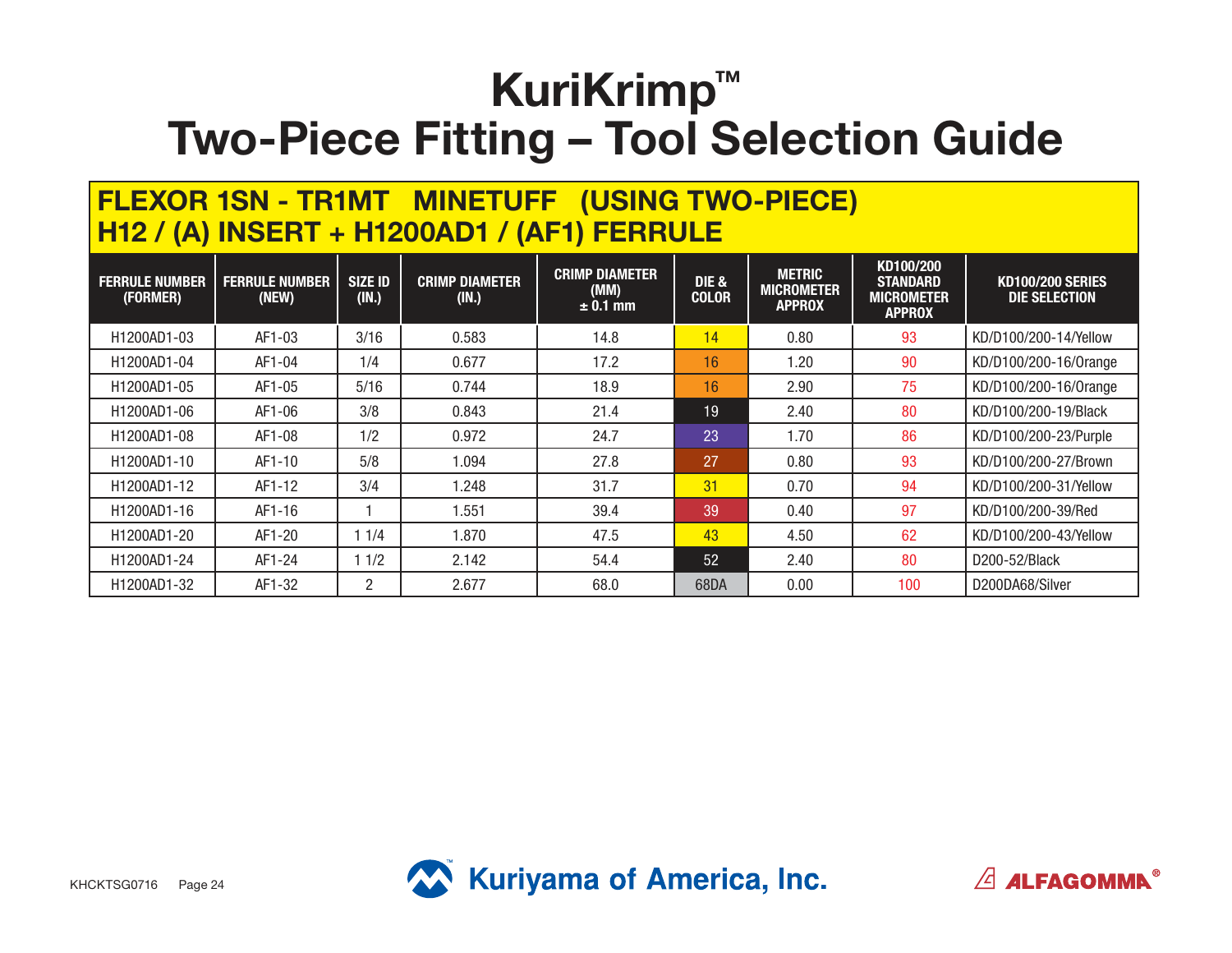# KuriKrimp™
# Two-Piece Fitting – Tool Selection Guide

## FLEXOR 1SN - TR1MT MINETUFF (USING TWO-PIECE) H12 / (A) INSERT + H1200AD1 / (AF1) FERRULE

| FERRULE NUMBER (FORMER) | FERRULE NUMBER (NEW) | SIZE ID (IN.) | CRIMP DIAMETER (IN.) | CRIMP DIAMETER (MM) ± 0.1 mm | DIE & COLOR | METRIC MICROMETER APPROX | KD100/200 STANDARD MICROMETER APPROX | KD100/200 SERIES DIE SELECTION |
|---|---|---|---|---|---|---|---|---|
| H1200AD1-03 | AF1-03 | 3/16 | 0.583 | 14.8 | 14 | 0.80 | 93 | KD/D100/200-14/Yellow |
| H1200AD1-04 | AF1-04 | 1/4 | 0.677 | 17.2 | 16 | 1.20 | 90 | KD/D100/200-16/Orange |
| H1200AD1-05 | AF1-05 | 5/16 | 0.744 | 18.9 | 16 | 2.90 | 75 | KD/D100/200-16/Orange |
| H1200AD1-06 | AF1-06 | 3/8 | 0.843 | 21.4 | 19 | 2.40 | 80 | KD/D100/200-19/Black |
| H1200AD1-08 | AF1-08 | 1/2 | 0.972 | 24.7 | 23 | 1.70 | 86 | KD/D100/200-23/Purple |
| H1200AD1-10 | AF1-10 | 5/8 | 1.094 | 27.8 | 27 | 0.80 | 93 | KD/D100/200-27/Brown |
| H1200AD1-12 | AF1-12 | 3/4 | 1.248 | 31.7 | 31 | 0.70 | 94 | KD/D100/200-31/Yellow |
| H1200AD1-16 | AF1-16 | 1 | 1.551 | 39.4 | 39 | 0.40 | 97 | KD/D100/200-39/Red |
| H1200AD1-20 | AF1-20 | 1 1/4 | 1.870 | 47.5 | 43 | 4.50 | 62 | KD/D100/200-43/Yellow |
| H1200AD1-24 | AF1-24 | 1 1/2 | 2.142 | 54.4 | 52 | 2.40 | 80 | D200-52/Black |
| H1200AD1-32 | AF1-32 | 2 | 2.677 | 68.0 | 68DA | 0.00 | 100 | D200DA68/Silver |

KHCKTSG0716

Kuriyama of America, Inc.

ALFAGOMMA®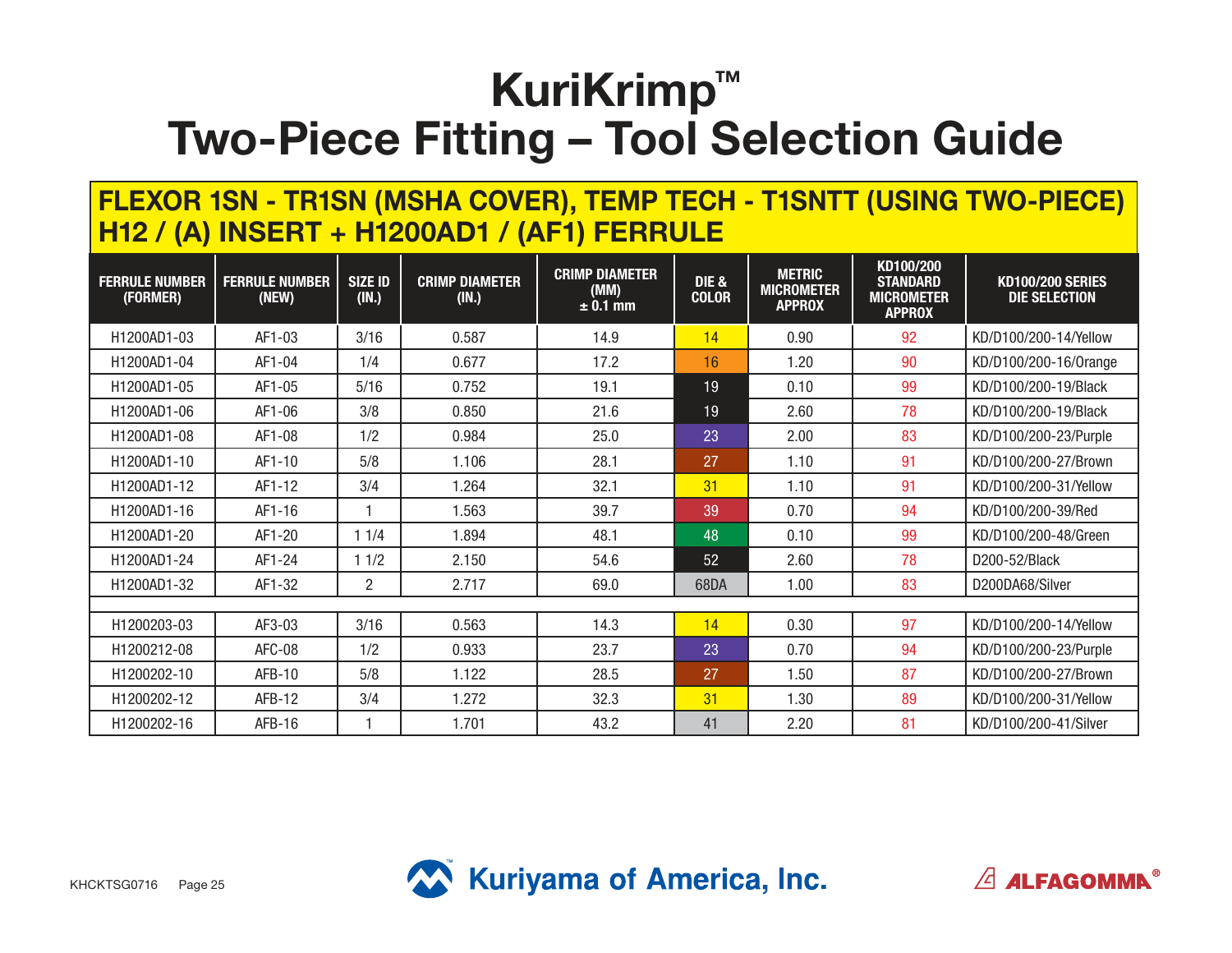# KuriKrimp™
# Two-Piece Fitting – Tool Selection Guide

## FLEXOR 1SN - TR1SN (MSHA COVER), TEMP TECH - T1SNTT (USING TWO-PIECE) H12 / (A) INSERT + H1200AD1 / (AF1) FERRULE

| FERRULE NUMBER (FORMER) | FERRULE NUMBER (NEW) | SIZE ID (IN.) | CRIMP DIAMETER (IN.) | CRIMP DIAMETER (MM) ± 0.1 mm | DIE & COLOR | METRIC MICROMETER APPROX | KD100/200 STANDARD MICROMETER APPROX | KD100/200 SERIES DIE SELECTION |
|---|---|---|---|---|---|---|---|---|
| H1200AD1-03 | AF1-03 | 3/16 | 0.587 | 14.9 | 14 | 0.90 | 92 | KD/D100/200-14/Yellow |
| H1200AD1-04 | AF1-04 | 1/4 | 0.677 | 17.2 | 16 | 1.20 | 90 | KD/D100/200-16/Orange |
| H1200AD1-05 | AF1-05 | 5/16 | 0.752 | 19.1 | 19 | 0.10 | 99 | KD/D100/200-19/Black |
| H1200AD1-06 | AF1-06 | 3/8 | 0.850 | 21.6 | 19 | 2.60 | 78 | KD/D100/200-19/Black |
| H1200AD1-08 | AF1-08 | 1/2 | 0.984 | 25.0 | 23 | 2.00 | 83 | KD/D100/200-23/Purple |
| H1200AD1-10 | AF1-10 | 5/8 | 1.106 | 28.1 | 27 | 1.10 | 91 | KD/D100/200-27/Brown |
| H1200AD1-12 | AF1-12 | 3/4 | 1.264 | 32.1 | 31 | 1.10 | 91 | KD/D100/200-31/Yellow |
| H1200AD1-16 | AF1-16 | 1 | 1.563 | 39.7 | 39 | 0.70 | 94 | KD/D100/200-39/Red |
| H1200AD1-20 | AF1-20 | 1 1/4 | 1.894 | 48.1 | 48 | 0.10 | 99 | KD/D100/200-48/Green |
| H1200AD1-24 | AF1-24 | 1 1/2 | 2.150 | 54.6 | 52 | 2.60 | 78 | D200-52/Black |
| H1200AD1-32 | AF1-32 | 2 | 2.717 | 69.0 | 68DA | 1.00 | 83 | D200DA68/Silver |
| | | | | | | | | |
| H1200203-03 | AF3-03 | 3/16 | 0.563 | 14.3 | 14 | 0.30 | 97 | KD/D100/200-14/Yellow |
| H1200212-08 | AFC-08 | 1/2 | 0.933 | 23.7 | 23 | 0.70 | 94 | KD/D100/200-23/Purple |
| H1200202-10 | AFB-10 | 5/8 | 1.122 | 28.5 | 27 | 1.50 | 87 | KD/D100/200-27/Brown |
| H1200202-12 | AFB-12 | 3/4 | 1.272 | 32.3 | 31 | 1.30 | 89 | KD/D100/200-31/Yellow |
| H1200202-16 | AFB-16 | 1 | 1.701 | 43.2 | 41 | 2.20 | 81 | KD/D100/200-41/Silver |

KHCKTSG0716

Kuriyama of America, Inc.

ALFAGOMMA®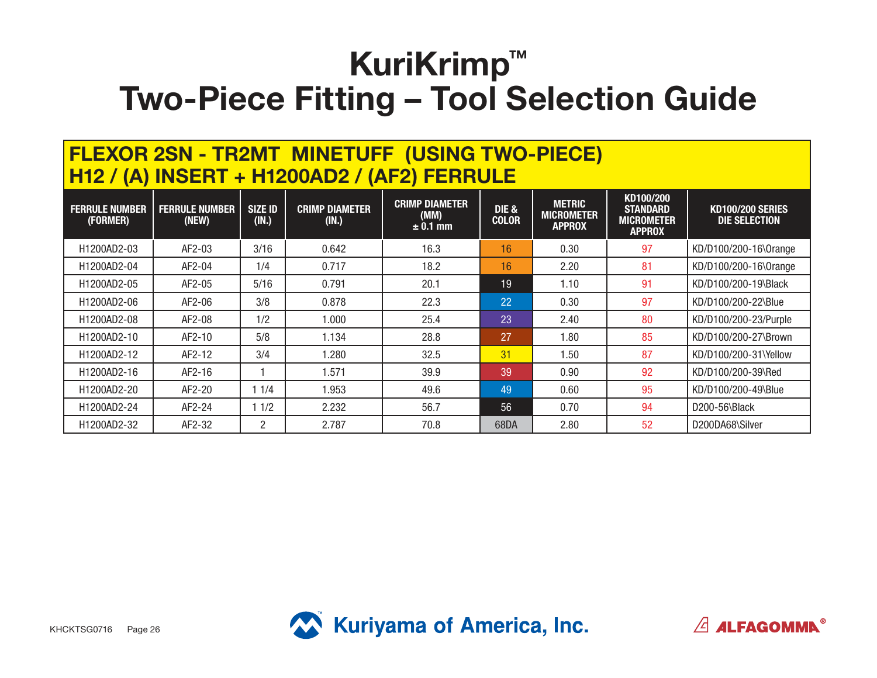# KuriKrimp™
# Two-Piece Fitting – Tool Selection Guide

## FLEXOR 2SN - TR2MT MINETUFF (USING TWO-PIECE) H12 / (A) INSERT + H1200AD2 / (AF2) FERRULE

| FERRULE NUMBER (FORMER) | FERRULE NUMBER (NEW) | SIZE ID (IN.) | CRIMP DIAMETER (IN.) | CRIMP DIAMETER (MM) ± 0.1 mm | DIE & COLOR | METRIC MICROMETER APPROX | KD100/200 STANDARD MICROMETER APPROX | KD100/200 SERIES DIE SELECTION |
|---|---|---|---|---|---|---|---|---|
| H1200AD2-03 | AF2-03 | 3/16 | 0.642 | 16.3 | 16 | 0.30 | 97 | KD/D100/200-16\Orange |
| H1200AD2-04 | AF2-04 | 1/4 | 0.717 | 18.2 | 16 | 2.20 | 81 | KD/D100/200-16\Orange |
| H1200AD2-05 | AF2-05 | 5/16 | 0.791 | 20.1 | 19 | 1.10 | 91 | KD/D100/200-19\Black |
| H1200AD2-06 | AF2-06 | 3/8 | 0.878 | 22.3 | 22 | 0.30 | 97 | KD/D100/200-22\Blue |
| H1200AD2-08 | AF2-08 | 1/2 | 1.000 | 25.4 | 23 | 2.40 | 80 | KD/D100/200-23/Purple |
| H1200AD2-10 | AF2-10 | 5/8 | 1.134 | 28.8 | 27 | 1.80 | 85 | KD/D100/200-27\Brown |
| H1200AD2-12 | AF2-12 | 3/4 | 1.280 | 32.5 | 31 | 1.50 | 87 | KD/D100/200-31\Yellow |
| H1200AD2-16 | AF2-16 | 1 | 1.571 | 39.9 | 39 | 0.90 | 92 | KD/D100/200-39\Red |
| H1200AD2-20 | AF2-20 | 1 1/4 | 1.953 | 49.6 | 49 | 0.60 | 95 | KD/D100/200-49\Blue |
| H1200AD2-24 | AF2-24 | 1 1/2 | 2.232 | 56.7 | 56 | 0.70 | 94 | D200-56\Black |
| H1200AD2-32 | AF2-32 | 2 | 2.787 | 70.8 | 68DA | 2.80 | 52 | D200DA68\Silver |

KHCKTSG0716 Kuriyama of America, Inc. ALFAGOMMA®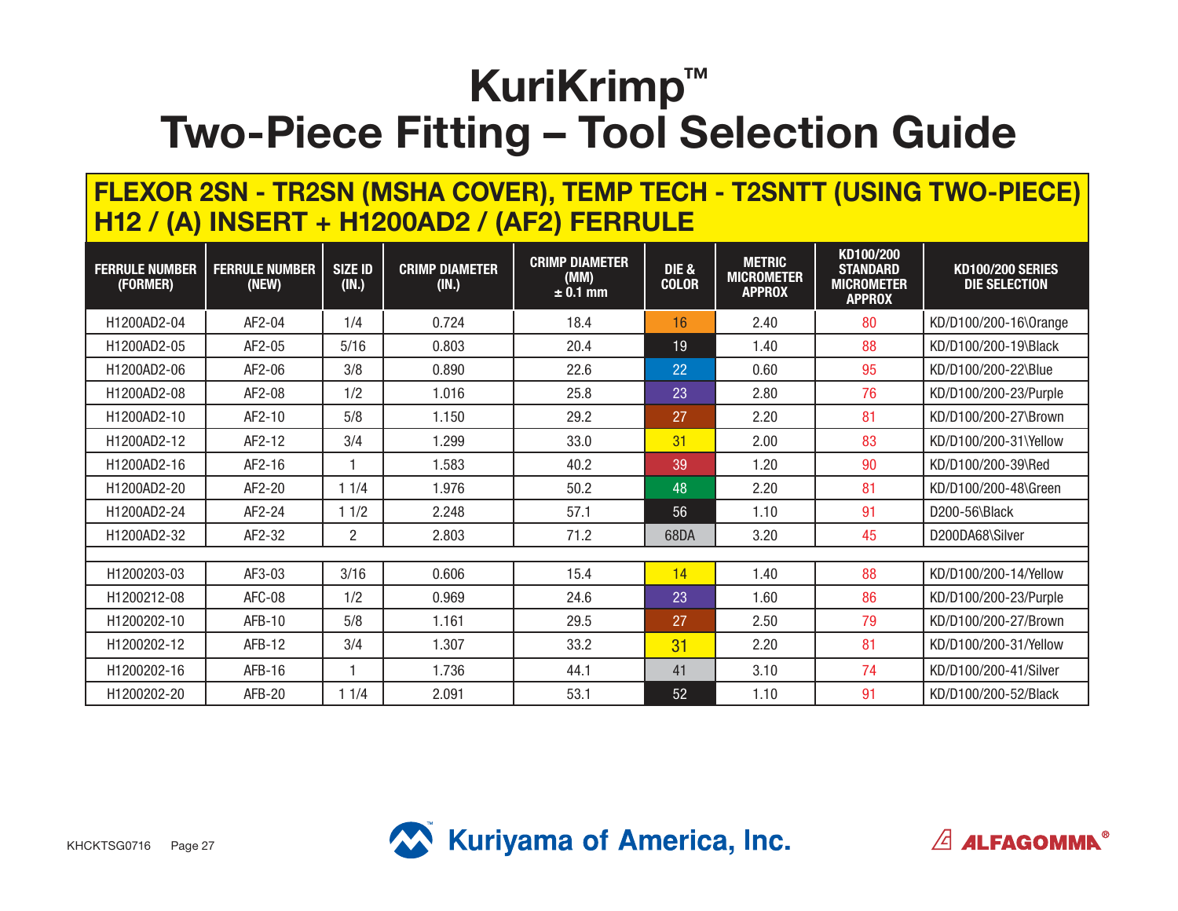# KuriKrimp™
# Two-Piece Fitting – Tool Selection Guide

## FLEXOR 2SN - TR2SN (MSHA COVER), TEMP TECH - T2SNTT (USING TWO-PIECE) H12 / (A) INSERT + H1200AD2 / (AF2) FERRULE

| FERRULE NUMBER (FORMER) | FERRULE NUMBER (NEW) | SIZE ID (IN.) | CRIMP DIAMETER (IN.) | CRIMP DIAMETER (MM) ± 0.1 mm | DIE & COLOR | METRIC MICROMETER APPROX | KD100/200 STANDARD MICROMETER APPROX | KD100/200 SERIES DIE SELECTION |
|---|---|---|---|---|---|---|---|---|
| H1200AD2-04 | AF2-04 | 1/4 | 0.724 | 18.4 | 16 | 2.40 | 80 | KD/D100/200-16\Orange |
| H1200AD2-05 | AF2-05 | 5/16 | 0.803 | 20.4 | 19 | 1.40 | 88 | KD/D100/200-19\Black |
| H1200AD2-06 | AF2-06 | 3/8 | 0.890 | 22.6 | 22 | 0.60 | 95 | KD/D100/200-22\Blue |
| H1200AD2-08 | AF2-08 | 1/2 | 1.016 | 25.8 | 23 | 2.80 | 76 | KD/D100/200-23\Purple |
| H1200AD2-10 | AF2-10 | 5/8 | 1.150 | 29.2 | 27 | 2.20 | 81 | KD/D100/200-27\Brown |
| H1200AD2-12 | AF2-12 | 3/4 | 1.299 | 33.0 | 31 | 2.00 | 83 | KD/D100/200-31\Yellow |
| H1200AD2-16 | AF2-16 | 1 | 1.583 | 40.2 | 39 | 1.20 | 90 | KD/D100/200-39\Red |
| H1200AD2-20 | AF2-20 | 1 1/4 | 1.976 | 50.2 | 48 | 2.20 | 81 | KD/D100/200-48\Green |
| H1200AD2-24 | AF2-24 | 1 1/2 | 2.248 | 57.1 | 56 | 1.10 | 91 | D200-56\Black |
| H1200AD2-32 | AF2-32 | 2 | 2.803 | 71.2 | 68DA | 3.20 | 45 | D200DA68\Silver |
| | | | | | | | | |
| H1200203-03 | AF3-03 | 3/16 | 0.606 | 15.4 | 14 | 1.40 | 88 | KD/D100/200-14/Yellow |
| H1200212-08 | AFC-08 | 1/2 | 0.969 | 24.6 | 23 | 1.60 | 86 | KD/D100/200-23/Purple |
| H1200202-10 | AFB-10 | 5/8 | 1.161 | 29.5 | 27 | 2.50 | 79 | KD/D100/200-27/Brown |
| H1200202-12 | AFB-12 | 3/4 | 1.307 | 33.2 | 31 | 2.20 | 81 | KD/D100/200-31/Yellow |
| H1200202-16 | AFB-16 | 1 | 1.736 | 44.1 | 41 | 3.10 | 74 | KD/D100/200-41/Silver |
| H1200202-20 | AFB-20 | 1 1/4 | 2.091 | 53.1 | 52 | 1.10 | 91 | KD/D100/200-52/Black |

KHCKTSG0716

Kuriyama of America, Inc.

ALFAGOMMA®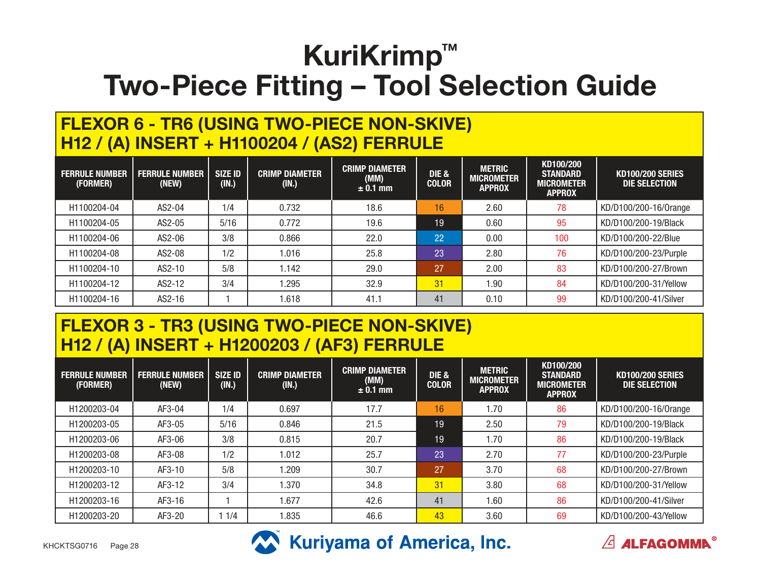# KuriKrimp™
# Two-Piece Fitting – Tool Selection Guide

## FLEXOR 6 - TR6 (USING TWO-PIECE NON-SKIVE) H12 / (A) INSERT + H1100204 / (AS2) FERRULE

| FERRULE NUMBER (FORMER) | FERRULE NUMBER (NEW) | SIZE ID (IN.) | CRIMP DIAMETER (IN.) | CRIMP DIAMETER (MM) ± 0.1 mm | DIE & COLOR | METRIC MICROMETER APPROX | KD100/200 STANDARD MICROMETER APPROX | KD100/200 SERIES DIE SELECTION |
|---|---|---|---|---|---|---|---|---|
| H1100204-04 | AS2-04 | 1/4 | 0.732 | 18.6 | 16 | 2.60 | 78 | KD/D100/200-16/Orange |
| H1100204-05 | AS2-05 | 5/16 | 0.772 | 19.6 | 19 | 0.60 | 95 | KD/D100/200-19/Black |
| H1100204-06 | AS2-06 | 3/8 | 0.866 | 22.0 | 22 | 0.00 | 100 | KD/D100/200-22/Blue |
| H1100204-08 | AS2-08 | 1/2 | 1.016 | 25.8 | 23 | 2.80 | 76 | KD/D100/200-23/Purple |
| H1100204-10 | AS2-10 | 5/8 | 1.142 | 29.0 | 27 | 2.00 | 83 | KD/D100/200-27/Brown |
| H1100204-12 | AS2-12 | 3/4 | 1.295 | 32.9 | 31 | 1.90 | 84 | KD/D100/200-31/Yellow |
| H1100204-16 | AS2-16 | 1 | 1.618 | 41.1 | 41 | 0.10 | 99 | KD/D100/200-41/Silver |

## FLEXOR 3 - TR3 (USING TWO-PIECE NON-SKIVE) H12 / (A) INSERT + H1200203 / (AF3) FERRULE

| FERRULE NUMBER (FORMER) | FERRULE NUMBER (NEW) | SIZE ID (IN.) | CRIMP DIAMETER (IN.) | CRIMP DIAMETER (MM) ± 0.1 mm | DIE & COLOR | METRIC MICROMETER APPROX | KD100/200 STANDARD MICROMETER APPROX | KD100/200 SERIES DIE SELECTION |
|---|---|---|---|---|---|---|---|---|
| H1200203-04 | AF3-04 | 1/4 | 0.697 | 17.7 | 16 | 1.70 | 86 | KD/D100/200-16/Orange |
| H1200203-05 | AF3-05 | 5/16 | 0.846 | 21.5 | 19 | 2.50 | 79 | KD/D100/200-19/Black |
| H1200203-06 | AF3-06 | 3/8 | 0.815 | 20.7 | 19 | 1.70 | 86 | KD/D100/200-19/Black |
| H1200203-08 | AF3-08 | 1/2 | 1.012 | 25.7 | 23 | 2.70 | 77 | KD/D100/200-23/Purple |
| H1200203-10 | AF3-10 | 5/8 | 1.209 | 30.7 | 27 | 3.70 | 68 | KD/D100/200-27/Brown |
| H1200203-12 | AF3-12 | 3/4 | 1.370 | 34.8 | 31 | 3.80 | 68 | KD/D100/200-31/Yellow |
| H1200203-16 | AF3-16 | 1 | 1.677 | 42.6 | 41 | 1.60 | 86 | KD/D100/200-41/Silver |
| H1200203-20 | AF3-20 | 1 1/4 | 1.835 | 46.6 | 43 | 3.60 | 69 | KD/D100/200-43/Yellow |

KHCKTSG0716

Kuriyama of America, Inc.

ALFAGOMMA®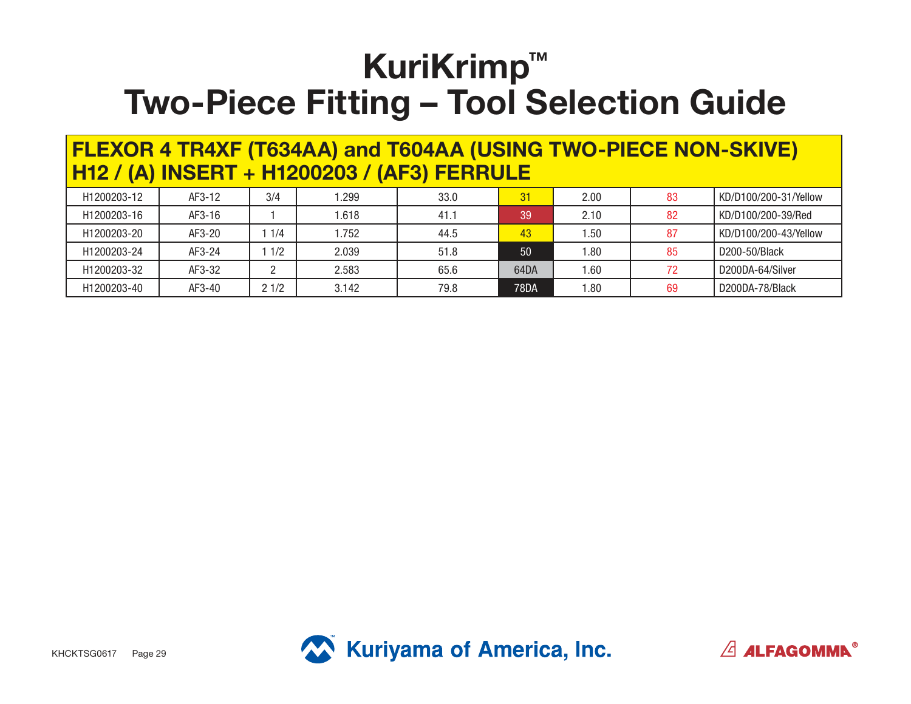# KuriKrimp™
# Two-Piece Fitting – Tool Selection Guide

## FLEXOR 4 TR4XF (T634AA) and T604AA (USING TWO-PIECE NON-SKIVE) H12 / (A) INSERT + H1200203 / (AF3) FERRULE

| | | | | | | | | |
|---|---|---|---|---|---|---|---|---|
| H1200203-12 | AF3-12 | 3/4 | 1.299 | 33.0 | 31 | 2.00 | 83 | KD/D100/200-31/Yellow |
| H1200203-16 | AF3-16 | 1 | 1.618 | 41.1 | 39 | 2.10 | 82 | KD/D100/200-39/Red |
| H1200203-20 | AF3-20 | 1 1/4 | 1.752 | 44.5 | 43 | 1.50 | 87 | KD/D100/200-43/Yellow |
| H1200203-24 | AF3-24 | 1 1/2 | 2.039 | 51.8 | 50 | 1.80 | 85 | D200-50/Black |
| H1200203-32 | AF3-32 | 2 | 2.583 | 65.6 | 64DA | 1.60 | 72 | D200DA-64/Silver |
| H1200203-40 | AF3-40 | 2 1/2 | 3.142 | 79.8 | 78DA | 1.80 | 69 | D200DA-78/Black |

KHCKTSG0617

Kuriyama of America, Inc.

ALFAGOMMA®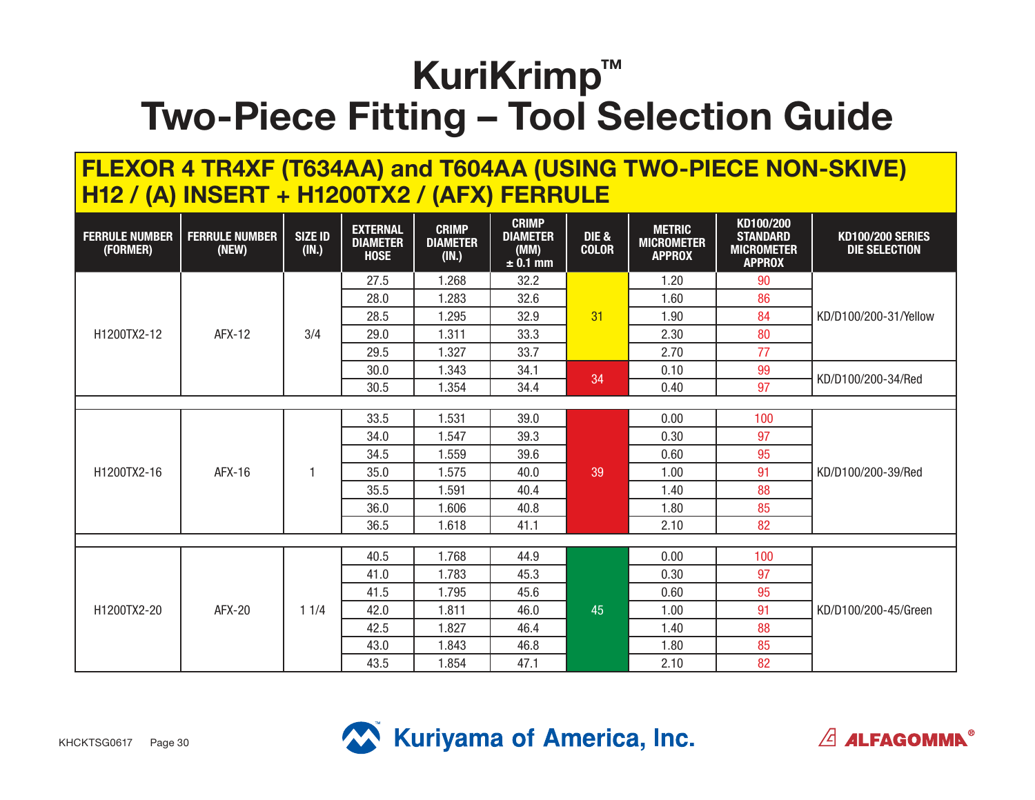# KuriKrimp™
# Two-Piece Fitting – Tool Selection Guide

## FLEXOR 4 TR4XF (T634AA) and T604AA (USING TWO-PIECE NON-SKIVE) H12 / (A) INSERT + H1200TX2 / (AFX) FERRULE

| FERRULE NUMBER (FORMER) | FERRULE NUMBER (NEW) | SIZE ID (IN.) | EXTERNAL DIAMETER HOSE | CRIMP DIAMETER (IN.) | CRIMP DIAMETER (MM) ± 0.1 mm | DIE & COLOR | METRIC MICROMETER APPROX | KD100/200 STANDARD MICROMETER APPROX | KD100/200 SERIES DIE SELECTION |
|---|---|---|---|---|---|---|---|---|---|
| H1200TX2-12 | AFX-12 | 3/4 | 27.5 | 1.268 | 32.2 | 31 | 1.20 | 90 | KD/D100/200-31/Yellow |
| | | | 28.0 | 1.283 | 32.6 | | 1.60 | 86 | |
| | | | 28.5 | 1.295 | 32.9 | | 1.90 | 84 | |
| | | | 29.0 | 1.311 | 33.3 | | 2.30 | 80 | |
| | | | 29.5 | 1.327 | 33.7 | | 2.70 | 77 | |
| | | | 30.0 | 1.343 | 34.1 | 34 | 0.10 | 99 | KD/D100/200-34/Red |
| | | | 30.5 | 1.354 | 34.4 | | 0.40 | 97 | |
| H1200TX2-16 | AFX-16 | 1 | 33.5 | 1.531 | 39.0 | 39 | 0.00 | 100 | KD/D100/200-39/Red |
| | | | 34.0 | 1.547 | 39.3 | | 0.30 | 97 | |
| | | | 34.5 | 1.559 | 39.6 | | 0.60 | 95 | |
| | | | 35.0 | 1.575 | 40.0 | | 1.00 | 91 | |
| | | | 35.5 | 1.591 | 40.4 | | 1.40 | 88 | |
| | | | 36.0 | 1.606 | 40.8 | | 1.80 | 85 | |
| | | | 36.5 | 1.618 | 41.1 | | 2.10 | 82 | |
| H1200TX2-20 | AFX-20 | 1 1/4 | 40.5 | 1.768 | 44.9 | 45 | 0.00 | 100 | KD/D100/200-45/Green |
| | | | 41.0 | 1.783 | 45.3 | | 0.30 | 97 | |
| | | | 41.5 | 1.795 | 45.6 | | 0.60 | 95 | |
| | | | 42.0 | 1.811 | 46.0 | | 1.00 | 91 | |
| | | | 42.5 | 1.827 | 46.4 | | 1.40 | 88 | |
| | | | 43.0 | 1.843 | 46.8 | | 1.80 | 85 | |
| | | | 43.5 | 1.854 | 47.1 | | 2.10 | 82 | |

KHCKTSG0617

Kuriyama of America, Inc.

ALFAGOMMA®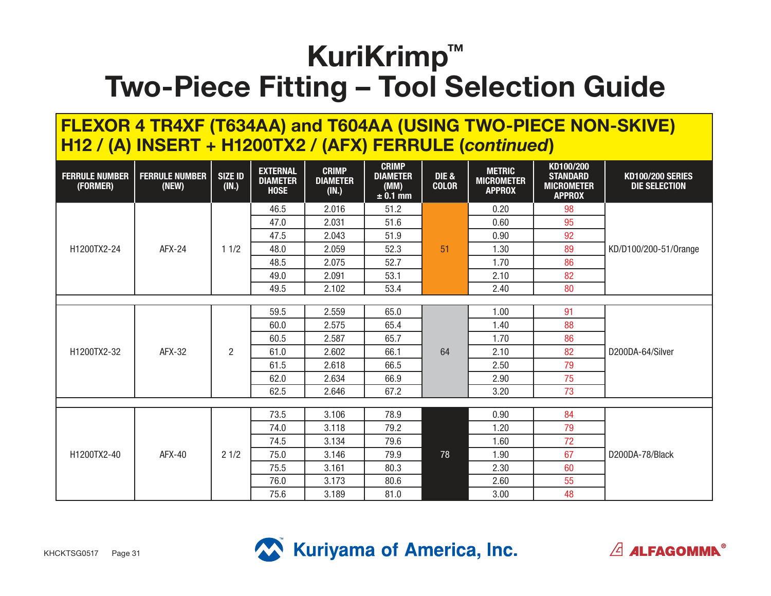# KuriKrimp™
# Two-Piece Fitting – Tool Selection Guide

## FLEXOR 4 TR4XF (T634AA) and T604AA (USING TWO-PIECE NON-SKIVE) H12 / (A) INSERT + H1200TX2 / (AFX) FERRULE (*continued*)

| FERRULE NUMBER (FORMER) | FERRULE NUMBER (NEW) | SIZE ID (IN.) | EXTERNAL DIAMETER HOSE | CRIMP DIAMETER (IN.) | CRIMP DIAMETER (MM) ± 0.1 mm | DIE & COLOR | METRIC MICROMETER APPROX | KD100/200 STANDARD MICROMETER APPROX | KD100/200 SERIES DIE SELECTION |
|---|---|---|---|---|---|---|---|---|---|
| H1200TX2-24 | AFX-24 | 1 1/2 | 46.5 | 2.016 | 51.2 | 51 | 0.20 | 98 | KD/D100/200-51/Orange |
| | | | 47.0 | 2.031 | 51.6 | | 0.60 | 95 | |
| | | | 47.5 | 2.043 | 51.9 | | 0.90 | 92 | |
| | | | 48.0 | 2.059 | 52.3 | | 1.30 | 89 | |
| | | | 48.5 | 2.075 | 52.7 | | 1.70 | 86 | |
| | | | 49.0 | 2.091 | 53.1 | | 2.10 | 82 | |
| | | | 49.5 | 2.102 | 53.4 | | 2.40 | 80 | |
| H1200TX2-32 | AFX-32 | 2 | 59.5 | 2.559 | 65.0 | 64 | 1.00 | 91 | D200DA-64/Silver |
| | | | 60.0 | 2.575 | 65.4 | | 1.40 | 88 | |
| | | | 60.5 | 2.587 | 65.7 | | 1.70 | 86 | |
| | | | 61.0 | 2.602 | 66.1 | | 2.10 | 82 | |
| | | | 61.5 | 2.618 | 66.5 | | 2.50 | 79 | |
| | | | 62.0 | 2.634 | 66.9 | | 2.90 | 75 | |
| | | | 62.5 | 2.646 | 67.2 | | 3.20 | 73 | |
| H1200TX2-40 | AFX-40 | 2 1/2 | 73.5 | 3.106 | 78.9 | 78 | 0.90 | 84 | D200DA-78/Black |
| | | | 74.0 | 3.118 | 79.2 | | 1.20 | 79 | |
| | | | 74.5 | 3.134 | 79.6 | | 1.60 | 72 | |
| | | | 75.0 | 3.146 | 79.9 | | 1.90 | 67 | |
| | | | 75.5 | 3.161 | 80.3 | | 2.30 | 60 | |
| | | | 76.0 | 3.173 | 80.6 | | 2.60 | 55 | |
| | | | 75.6 | 3.189 | 81.0 | | 3.00 | 48 | |

KHCKTSG0517

Kuriyama of America, Inc.

ALFAGOMMA®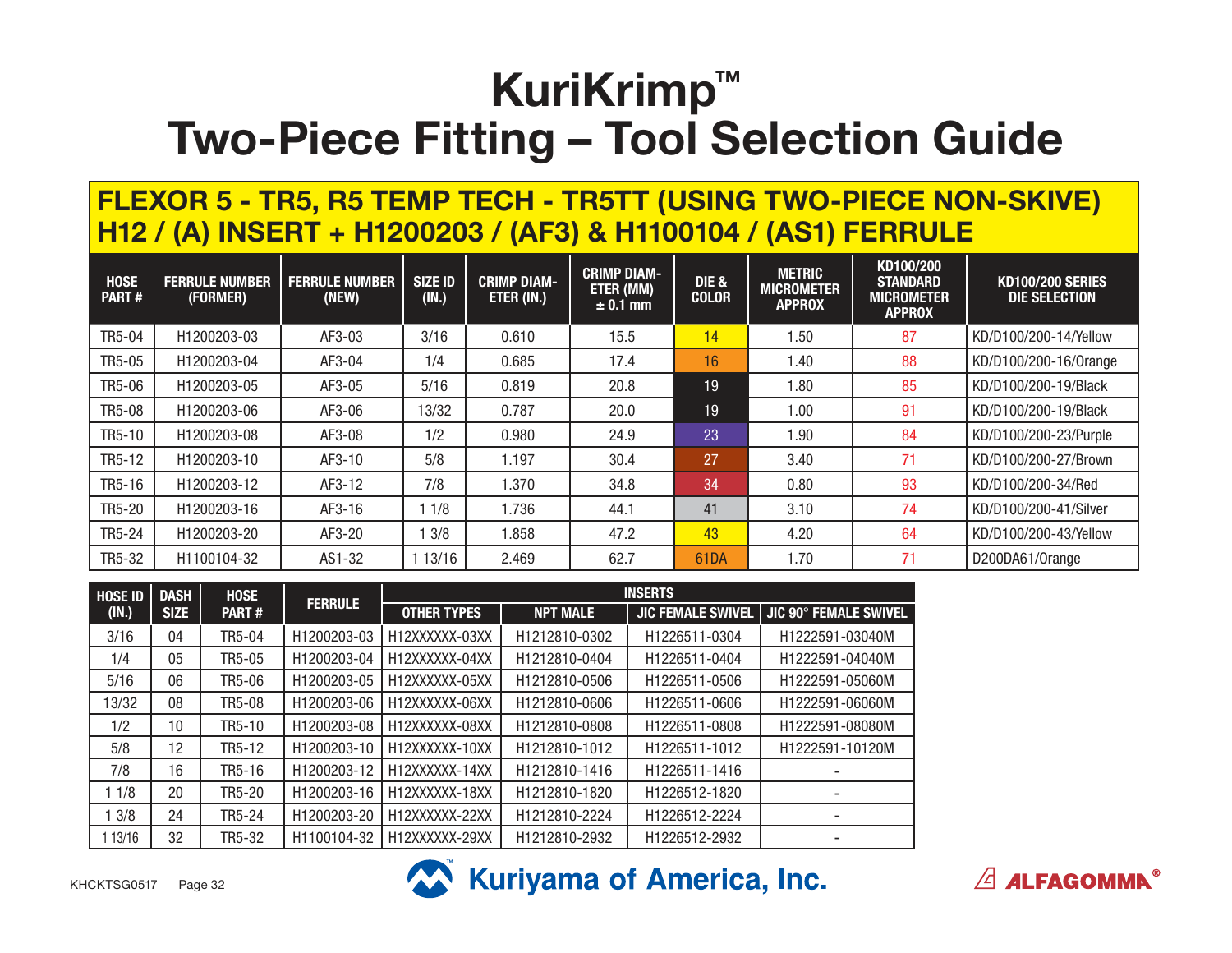# KuriKrimp™ Two-Piece Fitting – Tool Selection Guide

## FLEXOR 5 - TR5, R5 TEMP TECH - TR5TT (USING TWO-PIECE NON-SKIVE) H12 / (A) INSERT + H1200203 / (AF3) & H1100104 / (AS1) FERRULE

| HOSE PART # | FERRULE NUMBER (FORMER) | FERRULE NUMBER (NEW) | SIZE ID (IN.) | CRIMP DIAMETER (IN.) | CRIMP DIAMETER (MM) ± 0.1 mm | DIE & COLOR | METRIC MICROMETER APPROX | KD100/200 STANDARD MICROMETER APPROX | KD100/200 SERIES DIE SELECTION |
|---|---|---|---|---|---|---|---|---|---|
| TR5-04 | H1200203-03 | AF3-03 | 3/16 | 0.610 | 15.5 | 14 | 1.50 | 87 | KD/D100/200-14/Yellow |
| TR5-05 | H1200203-04 | AF3-04 | 1/4 | 0.685 | 17.4 | 16 | 1.40 | 88 | KD/D100/200-16/Orange |
| TR5-06 | H1200203-05 | AF3-05 | 5/16 | 0.819 | 20.8 | 19 | 1.80 | 85 | KD/D100/200-19/Black |
| TR5-08 | H1200203-06 | AF3-06 | 13/32 | 0.787 | 20.0 | 19 | 1.00 | 91 | KD/D100/200-19/Black |
| TR5-10 | H1200203-08 | AF3-08 | 1/2 | 0.980 | 24.9 | 23 | 1.90 | 84 | KD/D100/200-23/Purple |
| TR5-12 | H1200203-10 | AF3-10 | 5/8 | 1.197 | 30.4 | 27 | 3.40 | 71 | KD/D100/200-27/Brown |
| TR5-16 | H1200203-12 | AF3-12 | 7/8 | 1.370 | 34.8 | 34 | 0.80 | 93 | KD/D100/200-34/Red |
| TR5-20 | H1200203-16 | AF3-16 | 1 1/8 | 1.736 | 44.1 | 41 | 3.10 | 74 | KD/D100/200-41/Silver |
| TR5-24 | H1200203-20 | AF3-20 | 1 3/8 | 1.858 | 47.2 | 43 | 4.20 | 64 | KD/D100/200-43/Yellow |
| TR5-32 | H1100104-32 | AS1-32 | 1 13/16 | 2.469 | 62.7 | 61DA | 1.70 | 71 | D200DA61/Orange |

| HOSE ID (IN.) | DASH SIZE | HOSE PART # | FERRULE | INSERTS | | | |
|---|---|---|---|---|---|---|---|
| | | | | OTHER TYPES | NPT MALE | JIC FEMALE SWIVEL | JIC 90° FEMALE SWIVEL |
| 3/16 | 04 | TR5-04 | H1200203-03 | H12XXXXXX-03XX | H1212810-0302 | H1226511-0304 | H1222591-03040M |
| 1/4 | 05 | TR5-05 | H1200203-04 | H12XXXXXX-04XX | H1212810-0404 | H1226511-0404 | H1222591-04040M |
| 5/16 | 06 | TR5-06 | H1200203-05 | H12XXXXXX-05XX | H1212810-0506 | H1226511-0506 | H1222591-05060M |
| 13/32 | 08 | TR5-08 | H1200203-06 | H12XXXXXX-06XX | H1212810-0606 | H1226511-0606 | H1222591-06060M |
| 1/2 | 10 | TR5-10 | H1200203-08 | H12XXXXXX-08XX | H1212810-0808 | H1226511-0808 | H1222591-08080M |
| 5/8 | 12 | TR5-12 | H1200203-10 | H12XXXXXX-10XX | H1212810-1012 | H1226511-1012 | H1222591-10120M |
| 7/8 | 16 | TR5-16 | H1200203-12 | H12XXXXXX-14XX | H1212810-1416 | H1226511-1416 | - |
| 1 1/8 | 20 | TR5-20 | H1200203-16 | H12XXXXXX-18XX | H1212810-1820 | H1226512-1820 | - |
| 1 3/8 | 24 | TR5-24 | H1200203-20 | H12XXXXXX-22XX | H1212810-2224 | H1226512-2224 | - |
| 1 13/16 | 32 | TR5-32 | H1100104-32 | H12XXXXXX-29XX | H1212810-2932 | H1226512-2932 | - |

KHCKTSG0517

Kuriyama of America, Inc.

ALFAGOMMA®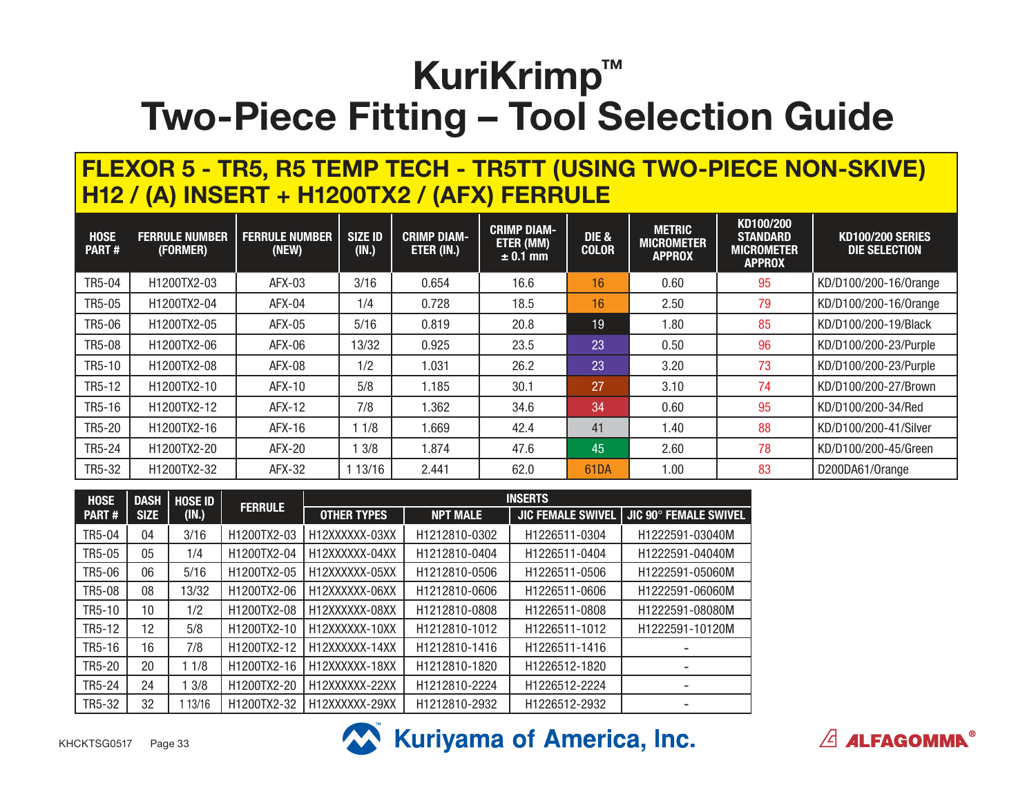# KuriKrimp™
# Two-Piece Fitting – Tool Selection Guide

## FLEXOR 5 - TR5, R5 TEMP TECH - TR5TT (USING TWO-PIECE NON-SKIVE) H12 / (A) INSERT + H1200TX2 / (AFX) FERRULE

| HOSE PART # | FERRULE NUMBER (FORMER) | FERRULE NUMBER (NEW) | SIZE ID (IN.) | CRIMP DIAMETER (IN.) | CRIMP DIAMETER (MM) ± 0.1 mm | DIE & COLOR | METRIC MICROMETER APPROX | KD100/200 STANDARD MICROMETER APPROX | KD100/200 SERIES DIE SELECTION |
|---|---|---|---|---|---|---|---|---|---|
| TR5-04 | H1200TX2-03 | AFX-03 | 3/16 | 0.654 | 16.6 | 16 | 0.60 | 95 | KD/D100/200-16/Orange |
| TR5-05 | H1200TX2-04 | AFX-04 | 1/4 | 0.728 | 18.5 | 16 | 2.50 | 79 | KD/D100/200-16/Orange |
| TR5-06 | H1200TX2-05 | AFX-05 | 5/16 | 0.819 | 20.8 | 19 | 1.80 | 85 | KD/D100/200-19/Black |
| TR5-08 | H1200TX2-06 | AFX-06 | 13/32 | 0.925 | 23.5 | 23 | 0.50 | 96 | KD/D100/200-23/Purple |
| TR5-10 | H1200TX2-08 | AFX-08 | 1/2 | 1.031 | 26.2 | 23 | 3.20 | 73 | KD/D100/200-23/Purple |
| TR5-12 | H1200TX2-10 | AFX-10 | 5/8 | 1.185 | 30.1 | 27 | 3.10 | 74 | KD/D100/200-27/Brown |
| TR5-16 | H1200TX2-12 | AFX-12 | 7/8 | 1.362 | 34.6 | 34 | 0.60 | 95 | KD/D100/200-34/Red |
| TR5-20 | H1200TX2-16 | AFX-16 | 1 1/8 | 1.669 | 42.4 | 41 | 1.40 | 88 | KD/D100/200-41/Silver |
| TR5-24 | H1200TX2-20 | AFX-20 | 1 3/8 | 1.874 | 47.6 | 45 | 2.60 | 78 | KD/D100/200-45/Green |
| TR5-32 | H1200TX2-32 | AFX-32 | 1 13/16 | 2.441 | 62.0 | 61DA | 1.00 | 83 | D200DA61/Orange |

| HOSE PART # | DASH SIZE | HOSE ID (IN.) | FERRULE | INSERTS | | | |
|---|---|---|---|---|---|---|---|
| | | | | OTHER TYPES | NPT MALE | JIC FEMALE SWIVEL | JIC 90° FEMALE SWIVEL |
| TR5-04 | 04 | 3/16 | H1200TX2-03 | H12XXXXXX-03XX | H1212810-0302 | H1226511-0304 | H1222591-03040M |
| TR5-05 | 05 | 1/4 | H1200TX2-04 | H12XXXXXX-04XX | H1212810-0404 | H1226511-0404 | H1222591-04040M |
| TR5-06 | 06 | 5/16 | H1200TX2-05 | H12XXXXXX-05XX | H1212810-0506 | H1226511-0506 | H1222591-05060M |
| TR5-08 | 08 | 13/32 | H1200TX2-06 | H12XXXXXX-06XX | H1212810-0606 | H1226511-0606 | H1222591-06060M |
| TR5-10 | 10 | 1/2 | H1200TX2-08 | H12XXXXXX-08XX | H1212810-0808 | H1226511-0808 | H1222591-08080M |
| TR5-12 | 12 | 5/8 | H1200TX2-10 | H12XXXXXX-10XX | H1212810-1012 | H1226511-1012 | H1222591-10120M |
| TR5-16 | 16 | 7/8 | H1200TX2-12 | H12XXXXXX-14XX | H1212810-1416 | H1226511-1416 | - |
| TR5-20 | 20 | 1 1/8 | H1200TX2-16 | H12XXXXXX-18XX | H1212810-1820 | H1226512-1820 | - |
| TR5-24 | 24 | 1 3/8 | H1200TX2-20 | H12XXXXXX-22XX | H1212810-2224 | H1226512-2224 | - |
| TR5-32 | 32 | 1 13/16 | H1200TX2-32 | H12XXXXXX-29XX | H1212810-2932 | H1226512-2932 | - |

KHCKTSG0517

Kuriyama of America, Inc.

ALFAGOMMA®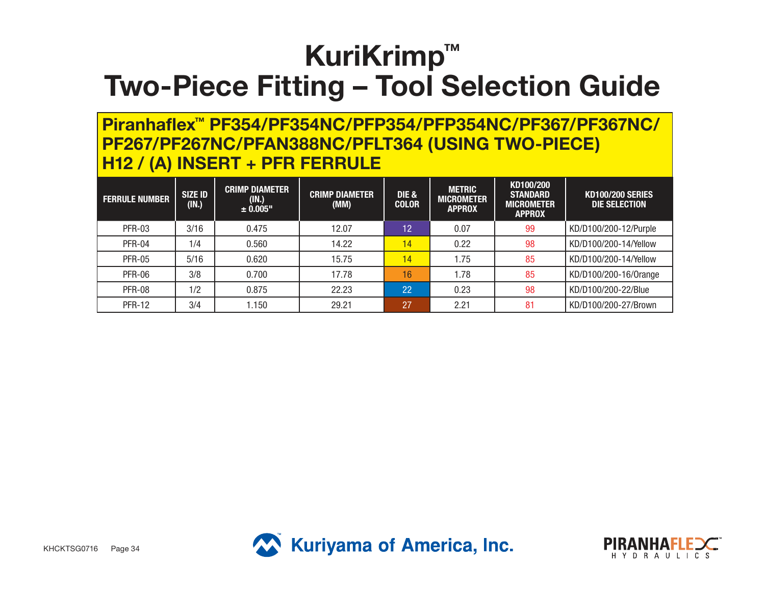# KuriKrimp™ Two-Piece Fitting – Tool Selection Guide

## Piranhaflex™ PF354/PF354NC/PFP354/PFP354NC/PF367/PF367NC/ PF267/PF267NC/PFAN388NC/PFLT364 (USING TWO-PIECE) H12 / (A) INSERT + PFR FERRULE

| FERRULE NUMBER | SIZE ID (IN.) | CRIMP DIAMETER (IN.) ± 0.005" | CRIMP DIAMETER (MM) | DIE & COLOR | METRIC MICROMETER APPROX | KD100/200 STANDARD MICROMETER APPROX | KD100/200 SERIES DIE SELECTION |
|---|---|---|---|---|---|---|---|
| PFR-03 | 3/16 | 0.475 | 12.07 | 12 | 0.07 | 99 | KD/D100/200-12/Purple |
| PFR-04 | 1/4 | 0.560 | 14.22 | 14 | 0.22 | 98 | KD/D100/200-14/Yellow |
| PFR-05 | 5/16 | 0.620 | 15.75 | 14 | 1.75 | 85 | KD/D100/200-14/Yellow |
| PFR-06 | 3/8 | 0.700 | 17.78 | 16 | 1.78 | 85 | KD/D100/200-16/Orange |
| PFR-08 | 1/2 | 0.875 | 22.23 | 22 | 0.23 | 98 | KD/D100/200-22/Blue |
| PFR-12 | 3/4 | 1.150 | 29.21 | 27 | 2.21 | 81 | KD/D100/200-27/Brown |

KHCKTSG0716

Kuriyama of America, Inc.

PIRANHAFLEX HYDRAULICS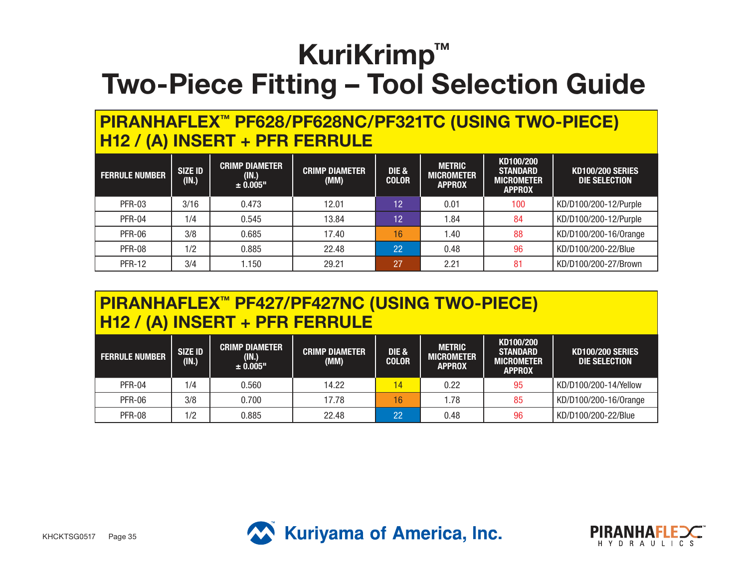# KuriKrimp™
# Two-Piece Fitting – Tool Selection Guide

## PIRANHAFLEX™ PF628/PF628NC/PF321TC (USING TWO-PIECE) H12 / (A) INSERT + PFR FERRULE

| FERRULE NUMBER | SIZE ID (IN.) | CRIMP DIAMETER (IN.) ± 0.005" | CRIMP DIAMETER (MM) | DIE & COLOR | METRIC MICROMETER APPROX | KD100/200 STANDARD MICROMETER APPROX | KD100/200 SERIES DIE SELECTION |
|---|---|---|---|---|---|---|---|
| PFR-03 | 3/16 | 0.473 | 12.01 | 12 | 0.01 | 100 | KD/D100/200-12/Purple |
| PFR-04 | 1/4 | 0.545 | 13.84 | 12 | 1.84 | 84 | KD/D100/200-12/Purple |
| PFR-06 | 3/8 | 0.685 | 17.40 | 16 | 1.40 | 88 | KD/D100/200-16/Orange |
| PFR-08 | 1/2 | 0.885 | 22.48 | 22 | 0.48 | 96 | KD/D100/200-22/Blue |
| PFR-12 | 3/4 | 1.150 | 29.21 | 27 | 2.21 | 81 | KD/D100/200-27/Brown |

## PIRANHAFLEX™ PF427/PF427NC (USING TWO-PIECE) H12 / (A) INSERT + PFR FERRULE

| FERRULE NUMBER | SIZE ID (IN.) | CRIMP DIAMETER (IN.) ± 0.005" | CRIMP DIAMETER (MM) | DIE & COLOR | METRIC MICROMETER APPROX | KD100/200 STANDARD MICROMETER APPROX | KD100/200 SERIES DIE SELECTION |
|---|---|---|---|---|---|---|---|
| PFR-04 | 1/4 | 0.560 | 14.22 | 14 | 0.22 | 95 | KD/D100/200-14/Yellow |
| PFR-06 | 3/8 | 0.700 | 17.78 | 16 | 1.78 | 85 | KD/D100/200-16/Orange |
| PFR-08 | 1/2 | 0.885 | 22.48 | 22 | 0.48 | 96 | KD/D100/200-22/Blue |

KHCKTSG0517

Kuriyama of America, Inc.

PIRANHAFLEX HYDRAULICS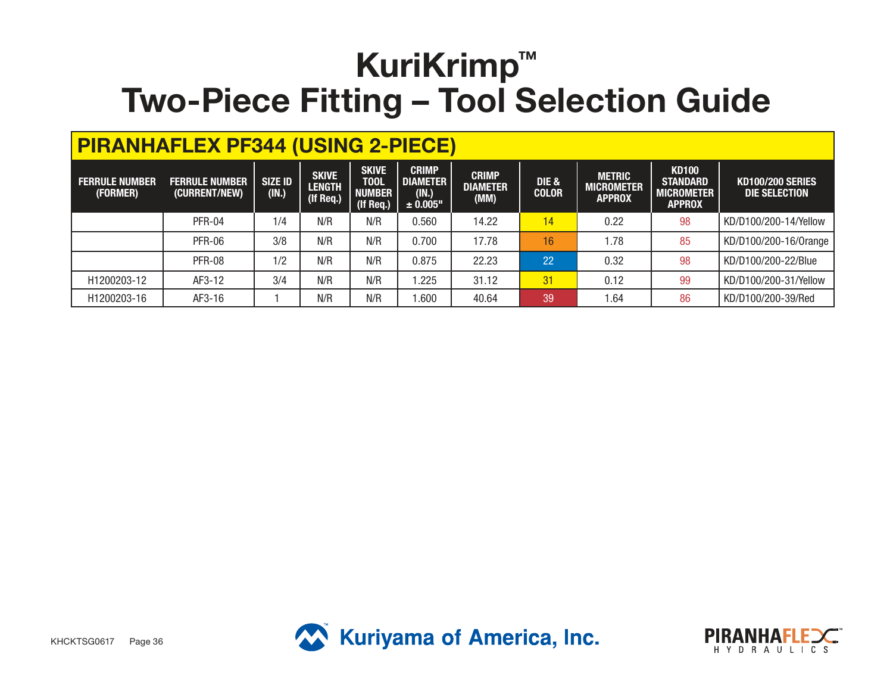# KuriKrimp™
# Two-Piece Fitting – Tool Selection Guide

## PIRANHAFLEX PF344 (USING 2-PIECE)

| FERRULE NUMBER (FORMER) | FERRULE NUMBER (CURRENT/NEW) | SIZE ID (IN.) | SKIVE LENGTH (If Req.) | SKIVE TOOL NUMBER (If Req.) | CRIMP DIAMETER (IN.) ± 0.005" | CRIMP DIAMETER (MM) | DIE & COLOR | METRIC MICROMETER APPROX | KD100 STANDARD MICROMETER APPROX | KD100/200 SERIES DIE SELECTION |
|---|---|---|---|---|---|---|---|---|---|---|
| | PFR-04 | 1/4 | N/R | N/R | 0.560 | 14.22 | 14 | 0.22 | 98 | KD/D100/200-14/Yellow |
| | PFR-06 | 3/8 | N/R | N/R | 0.700 | 17.78 | 16 | 1.78 | 85 | KD/D100/200-16/Orange |
| | PFR-08 | 1/2 | N/R | N/R | 0.875 | 22.23 | 22 | 0.32 | 98 | KD/D100/200-22/Blue |
| H1200203-12 | AF3-12 | 3/4 | N/R | N/R | 1.225 | 31.12 | 31 | 0.12 | 99 | KD/D100/200-31/Yellow |
| H1200203-16 | AF3-16 | 1 | N/R | N/R | 1.600 | 40.64 | 39 | 1.64 | 86 | KD/D100/200-39/Red |

KHCKTSG0617

Kuriyama of America, Inc.

PIRANHAFLEX HYDRAULICS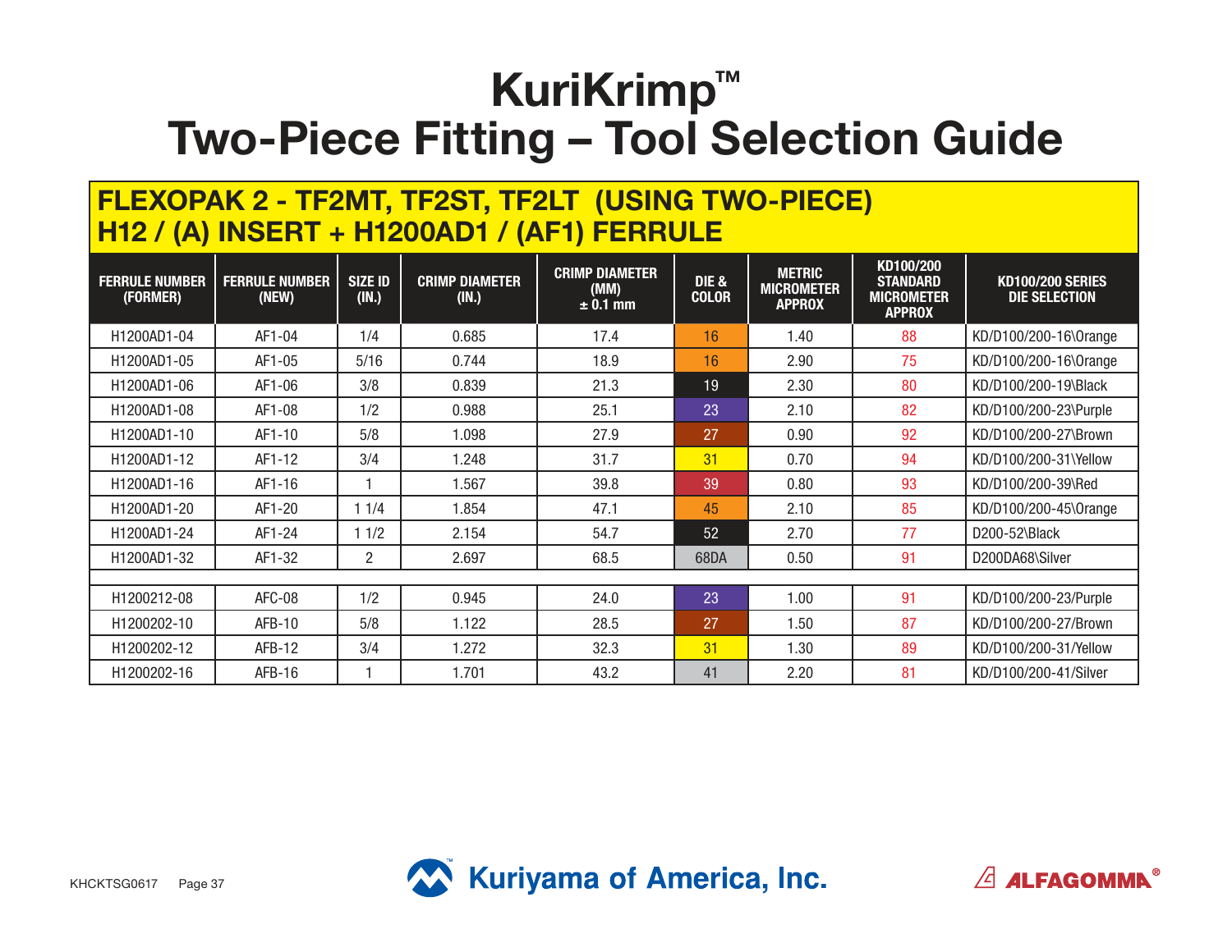# KuriKrimp™
# Two-Piece Fitting – Tool Selection Guide

## FLEXOPAK 2 - TF2MT, TF2ST, TF2LT (USING TWO-PIECE) H12 / (A) INSERT + H1200AD1 / (AF1) FERRULE

| FERRULE NUMBER (FORMER) | FERRULE NUMBER (NEW) | SIZE ID (IN.) | CRIMP DIAMETER (IN.) | CRIMP DIAMETER (MM) ± 0.1 mm | DIE & COLOR | METRIC MICROMETER APPROX | KD100/200 STANDARD MICROMETER APPROX | KD100/200 SERIES DIE SELECTION |
|---|---|---|---|---|---|---|---|---|
| H1200AD1-04 | AF1-04 | 1/4 | 0.685 | 17.4 | 16 | 1.40 | 88 | KD/D100/200-16\Orange |
| H1200AD1-05 | AF1-05 | 5/16 | 0.744 | 18.9 | 16 | 2.90 | 75 | KD/D100/200-16\Orange |
| H1200AD1-06 | AF1-06 | 3/8 | 0.839 | 21.3 | 19 | 2.30 | 80 | KD/D100/200-19\Black |
| H1200AD1-08 | AF1-08 | 1/2 | 0.988 | 25.1 | 23 | 2.10 | 82 | KD/D100/200-23\Purple |
| H1200AD1-10 | AF1-10 | 5/8 | 1.098 | 27.9 | 27 | 0.90 | 92 | KD/D100/200-27\Brown |
| H1200AD1-12 | AF1-12 | 3/4 | 1.248 | 31.7 | 31 | 0.70 | 94 | KD/D100/200-31\Yellow |
| H1200AD1-16 | AF1-16 | 1 | 1.567 | 39.8 | 39 | 0.80 | 93 | KD/D100/200-39\Red |
| H1200AD1-20 | AF1-20 | 1 1/4 | 1.854 | 47.1 | 45 | 2.10 | 85 | KD/D100/200-45\Orange |
| H1200AD1-24 | AF1-24 | 1 1/2 | 2.154 | 54.7 | 52 | 2.70 | 77 | D200-52\Black |
| H1200AD1-32 | AF1-32 | 2 | 2.697 | 68.5 | 68DA | 0.50 | 91 | D200DA68\Silver |
| | | | | | | | | |
| H1200212-08 | AFC-08 | 1/2 | 0.945 | 24.0 | 23 | 1.00 | 91 | KD/D100/200-23/Purple |
| H1200202-10 | AFB-10 | 5/8 | 1.122 | 28.5 | 27 | 1.50 | 87 | KD/D100/200-27/Brown |
| H1200202-12 | AFB-12 | 3/4 | 1.272 | 32.3 | 31 | 1.30 | 89 | KD/D100/200-31/Yellow |
| H1200202-16 | AFB-16 | 1 | 1.701 | 43.2 | 41 | 2.20 | 81 | KD/D100/200-41/Silver |

KHCKTSG0617

Kuriyama of America, Inc.

ALFAGOMMA®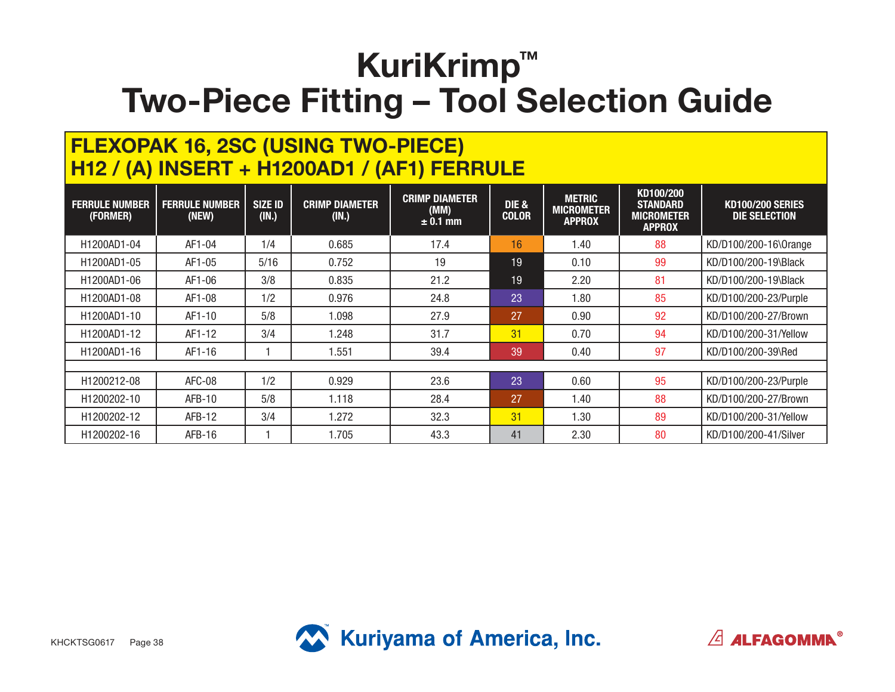# KuriKrimp™
# Two-Piece Fitting – Tool Selection Guide

## FLEXOPAK 16, 2SC (USING TWO-PIECE)
## H12 / (A) INSERT + H1200AD1 / (AF1) FERRULE

| FERRULE NUMBER (FORMER) | FERRULE NUMBER (NEW) | SIZE ID (IN.) | CRIMP DIAMETER (IN.) | CRIMP DIAMETER (MM) ± 0.1 mm | DIE & COLOR | METRIC MICROMETER APPROX | KD100/200 STANDARD MICROMETER APPROX | KD100/200 SERIES DIE SELECTION |
|---|---|---|---|---|---|---|---|---|
| H1200AD1-04 | AF1-04 | 1/4 | 0.685 | 17.4 | 16 | 1.40 | 88 | KD/D100/200-16\Orange |
| H1200AD1-05 | AF1-05 | 5/16 | 0.752 | 19 | 19 | 0.10 | 99 | KD/D100/200-19\Black |
| H1200AD1-06 | AF1-06 | 3/8 | 0.835 | 21.2 | 19 | 2.20 | 81 | KD/D100/200-19\Black |
| H1200AD1-08 | AF1-08 | 1/2 | 0.976 | 24.8 | 23 | 1.80 | 85 | KD/D100/200-23/Purple |
| H1200AD1-10 | AF1-10 | 5/8 | 1.098 | 27.9 | 27 | 0.90 | 92 | KD/D100/200-27/Brown |
| H1200AD1-12 | AF1-12 | 3/4 | 1.248 | 31.7 | 31 | 0.70 | 94 | KD/D100/200-31/Yellow |
| H1200AD1-16 | AF1-16 | 1 | 1.551 | 39.4 | 39 | 0.40 | 97 | KD/D100/200-39\Red |
| | | | | | | | | |
| H1200212-08 | AFC-08 | 1/2 | 0.929 | 23.6 | 23 | 0.60 | 95 | KD/D100/200-23/Purple |
| H1200202-10 | AFB-10 | 5/8 | 1.118 | 28.4 | 27 | 1.40 | 88 | KD/D100/200-27/Brown |
| H1200202-12 | AFB-12 | 3/4 | 1.272 | 32.3 | 31 | 1.30 | 89 | KD/D100/200-31/Yellow |
| H1200202-16 | AFB-16 | 1 | 1.705 | 43.3 | 41 | 2.30 | 80 | KD/D100/200-41/Silver |

KHCKTSG0617

Kuriyama of America, Inc.

ALFAGOMMA®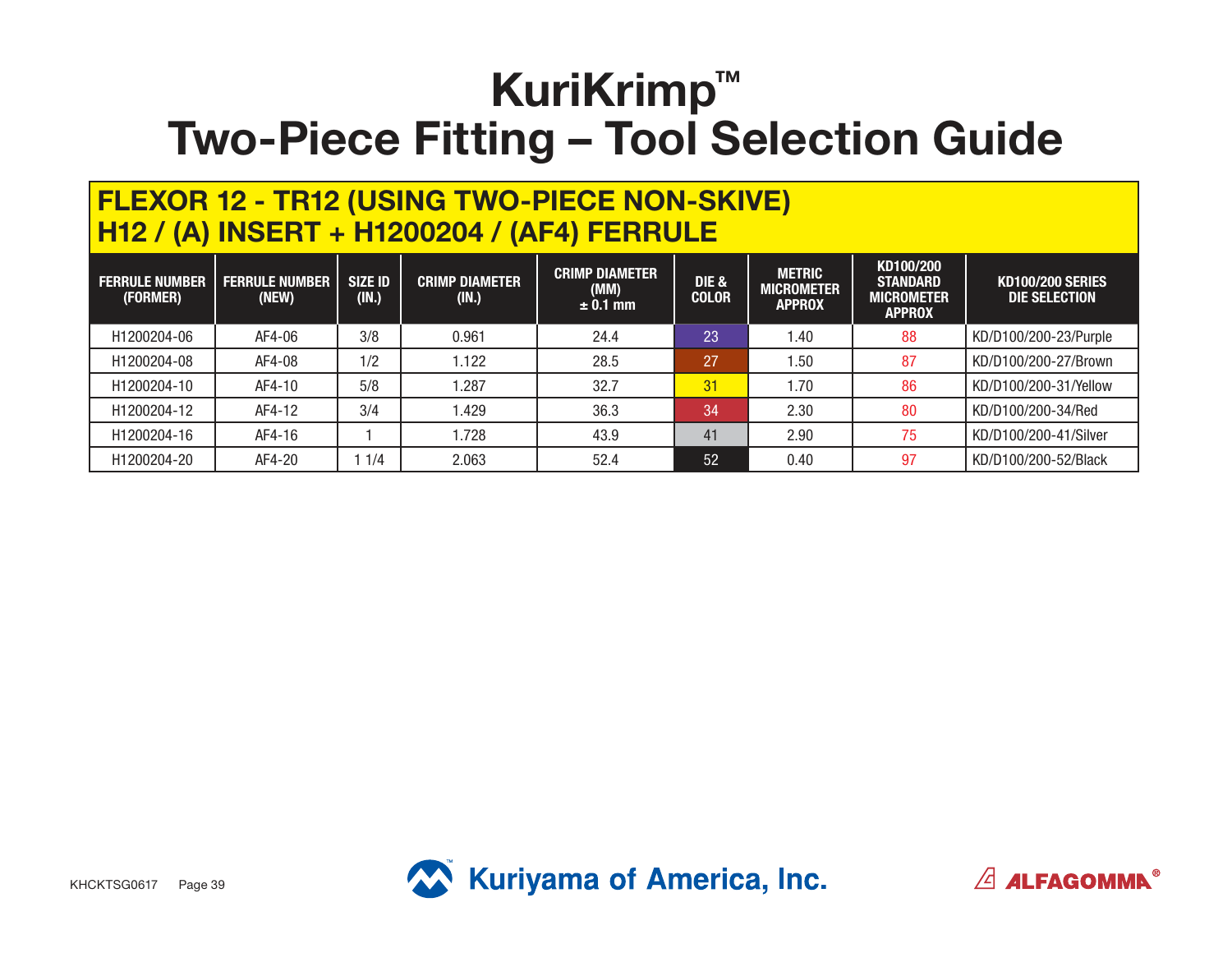# KuriKrimp™
# Two-Piece Fitting – Tool Selection Guide

## FLEXOR 12 - TR12 (USING TWO-PIECE NON-SKIVE)
## H12 / (A) INSERT + H1200204 / (AF4) FERRULE

| FERRULE NUMBER (FORMER) | FERRULE NUMBER (NEW) | SIZE ID (IN.) | CRIMP DIAMETER (IN.) | CRIMP DIAMETER (MM) ± 0.1 mm | DIE & COLOR | METRIC MICROMETER APPROX | KD100/200 STANDARD MICROMETER APPROX | KD100/200 SERIES DIE SELECTION |
|---|---|---|---|---|---|---|---|---|
| H1200204-06 | AF4-06 | 3/8 | 0.961 | 24.4 | 23 | 1.40 | 88 | KD/D100/200-23/Purple |
| H1200204-08 | AF4-08 | 1/2 | 1.122 | 28.5 | 27 | 1.50 | 87 | KD/D100/200-27/Brown |
| H1200204-10 | AF4-10 | 5/8 | 1.287 | 32.7 | 31 | 1.70 | 86 | KD/D100/200-31/Yellow |
| H1200204-12 | AF4-12 | 3/4 | 1.429 | 36.3 | 34 | 2.30 | 80 | KD/D100/200-34/Red |
| H1200204-16 | AF4-16 | 1 | 1.728 | 43.9 | 41 | 2.90 | 75 | KD/D100/200-41/Silver |
| H1200204-20 | AF4-20 | 1 1/4 | 2.063 | 52.4 | 52 | 0.40 | 97 | KD/D100/200-52/Black |

KHCKTSG0617

Kuriyama of America, Inc.

ALFAGOMMA®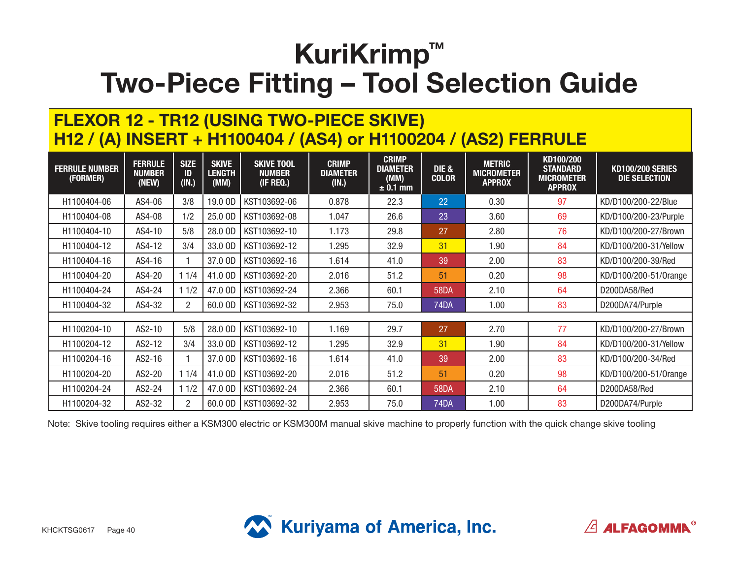# KuriKrimp™
# Two-Piece Fitting – Tool Selection Guide

## FLEXOR 12 - TR12 (USING TWO-PIECE SKIVE)
## H12 / (A) INSERT + H1100404 / (AS4) or H1100204 / (AS2) FERRULE

| FERRULE NUMBER (FORMER) | FERRULE NUMBER (NEW) | SIZE ID (IN.) | SKIVE LENGTH (MM) | SKIVE TOOL NUMBER (IF REQ.) | CRIMP DIAMETER (IN.) | CRIMP DIAMETER (MM) ± 0.1 mm | DIE & COLOR | METRIC MICROMETER APPROX | KD100/200 STANDARD MICROMETER APPROX | KD100/200 SERIES DIE SELECTION |
|---|---|---|---|---|---|---|---|---|---|---|
| H1100404-06 | AS4-06 | 3/8 | 19.0 OD | KST103692-06 | 0.878 | 22.3 | 22 | 0.30 | 97 | KD/D100/200-22/Blue |
| H1100404-08 | AS4-08 | 1/2 | 25.0 OD | KST103692-08 | 1.047 | 26.6 | 23 | 3.60 | 69 | KD/D100/200-23/Purple |
| H1100404-10 | AS4-10 | 5/8 | 28.0 OD | KST103692-10 | 1.173 | 29.8 | 27 | 2.80 | 76 | KD/D100/200-27/Brown |
| H1100404-12 | AS4-12 | 3/4 | 33.0 OD | KST103692-12 | 1.295 | 32.9 | 31 | 1.90 | 84 | KD/D100/200-31/Yellow |
| H1100404-16 | AS4-16 | 1 | 37.0 OD | KST103692-16 | 1.614 | 41.0 | 39 | 2.00 | 83 | KD/D100/200-39/Red |
| H1100404-20 | AS4-20 | 1 1/4 | 41.0 OD | KST103692-20 | 2.016 | 51.2 | 51 | 0.20 | 98 | KD/D100/200-51/Orange |
| H1100404-24 | AS4-24 | 1 1/2 | 47.0 OD | KST103692-24 | 2.366 | 60.1 | 58DA | 2.10 | 64 | D200DA58/Red |
| H1100404-32 | AS4-32 | 2 | 60.0 OD | KST103692-32 | 2.953 | 75.0 | 74DA | 1.00 | 83 | D200DA74/Purple |
| | | | | | | | | | | |
| H1100204-10 | AS2-10 | 5/8 | 28.0 OD | KST103692-10 | 1.169 | 29.7 | 27 | 2.70 | 77 | KD/D100/200-27/Brown |
| H1100204-12 | AS2-12 | 3/4 | 33.0 OD | KST103692-12 | 1.295 | 32.9 | 31 | 1.90 | 84 | KD/D100/200-31/Yellow |
| H1100204-16 | AS2-16 | 1 | 37.0 OD | KST103692-16 | 1.614 | 41.0 | 39 | 2.00 | 83 | KD/D100/200-34/Red |
| H1100204-20 | AS2-20 | 1 1/4 | 41.0 OD | KST103692-20 | 2.016 | 51.2 | 51 | 0.20 | 98 | KD/D100/200-51/Orange |
| H1100204-24 | AS2-24 | 1 1/2 | 47.0 OD | KST103692-24 | 2.366 | 60.1 | 58DA | 2.10 | 64 | D200DA58/Red |
| H1100204-32 | AS2-32 | 2 | 60.0 OD | KST103692-32 | 2.953 | 75.0 | 74DA | 1.00 | 83 | D200DA74/Purple |

Note: Skive tooling requires either a KSM300 electric or KSM300M manual skive machine to properly function with the quick change skive tooling

KHCKTSG0617

Kuriyama of America, Inc.

ALFAGOMMA®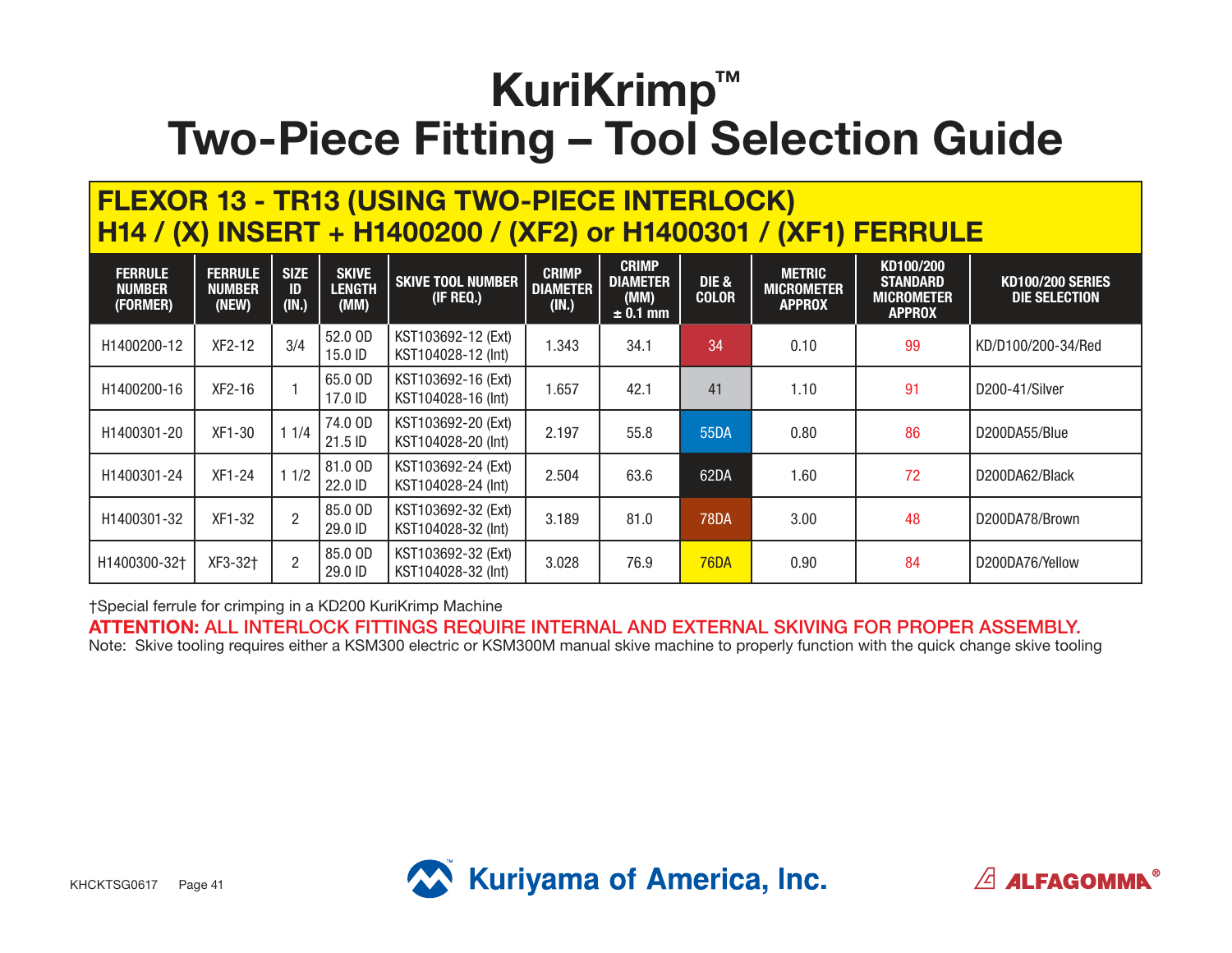# KuriKrimp™
# Two-Piece Fitting – Tool Selection Guide

## FLEXOR 13 - TR13 (USING TWO-PIECE INTERLOCK)
## H14 / (X) INSERT + H1400200 / (XF2) or H1400301 / (XF1) FERRULE

| FERRULE NUMBER (FORMER) | FERRULE NUMBER (NEW) | SIZE ID (IN.) | SKIVE LENGTH (MM) | SKIVE TOOL NUMBER (IF REQ.) | CRIMP DIAMETER (IN.) | CRIMP DIAMETER (MM) ± 0.1 mm | DIE & COLOR | METRIC MICROMETER APPROX | KD100/200 STANDARD MICROMETER APPROX | KD100/200 SERIES DIE SELECTION |
|---|---|---|---|---|---|---|---|---|---|---|
| H1400200-12 | XF2-12 | 3/4 | 52.0 OD 15.0 ID | KST103692-12 (Ext) KST104028-12 (Int) | 1.343 | 34.1 | 34 | 0.10 | 99 | KD/D100/200-34/Red |
| H1400200-16 | XF2-16 | 1 | 65.0 OD 17.0 ID | KST103692-16 (Ext) KST104028-16 (Int) | 1.657 | 42.1 | 41 | 1.10 | 91 | D200-41/Silver |
| H1400301-20 | XF1-30 | 1 1/4 | 74.0 OD 21.5 ID | KST103692-20 (Ext) KST104028-20 (Int) | 2.197 | 55.8 | 55DA | 0.80 | 86 | D200DA55/Blue |
| H1400301-24 | XF1-24 | 1 1/2 | 81.0 OD 22.0 ID | KST103692-24 (Ext) KST104028-24 (Int) | 2.504 | 63.6 | 62DA | 1.60 | 72 | D200DA62/Black |
| H1400301-32 | XF1-32 | 2 | 85.0 OD 29.0 ID | KST103692-32 (Ext) KST104028-32 (Int) | 3.189 | 81.0 | 78DA | 3.00 | 48 | D200DA78/Brown |
| H1400300-32† | XF3-32† | 2 | 85.0 OD 29.0 ID | KST103692-32 (Ext) KST104028-32 (Int) | 3.028 | 76.9 | 76DA | 0.90 | 84 | D200DA76/Yellow |

†Special ferrule for crimping in a KD200 KuriKrimp Machine

**ATTENTION: ALL INTERLOCK FITTINGS REQUIRE INTERNAL AND EXTERNAL SKIVING FOR PROPER ASSEMBLY.**

Note: Skive tooling requires either a KSM300 electric or KSM300M manual skive machine to properly function with the quick change skive tooling

KHCKTSG0617

Kuriyama of America, Inc.

ALFAGOMMA®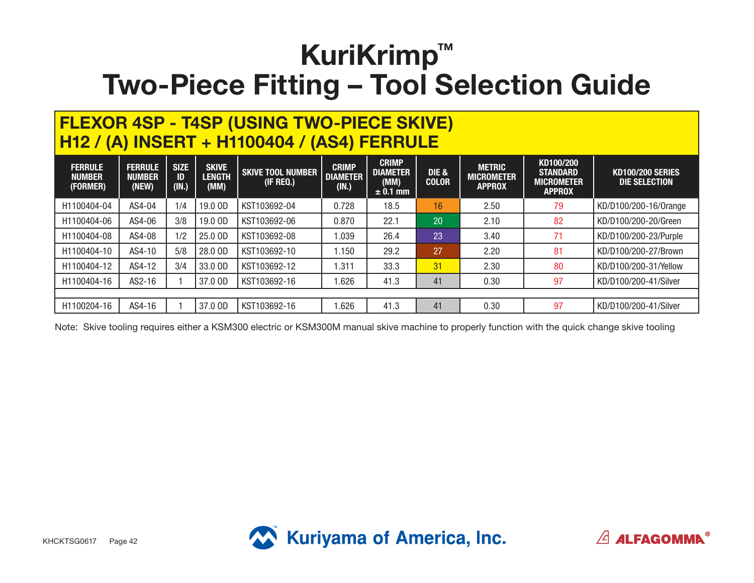# KuriKrimp™
# Two-Piece Fitting – Tool Selection Guide

## FLEXOR 4SP - T4SP (USING TWO-PIECE SKIVE)
## H12 / (A) INSERT + H1100404 / (AS4) FERRULE

| FERRULE NUMBER (FORMER) | FERRULE NUMBER (NEW) | SIZE ID (IN.) | SKIVE LENGTH (MM) | SKIVE TOOL NUMBER (IF REQ.) | CRIMP DIAMETER (IN.) | CRIMP DIAMETER (MM) ± 0.1 mm | DIE & COLOR | METRIC MICROMETER APPROX | KD100/200 STANDARD MICROMETER APPROX | KD100/200 SERIES DIE SELECTION |
|---|---|---|---|---|---|---|---|---|---|---|
| H1100404-04 | AS4-04 | 1/4 | 19.0 OD | KST103692-04 | 0.728 | 18.5 | 16 | 2.50 | 79 | KD/D100/200-16/Orange |
| H1100404-06 | AS4-06 | 3/8 | 19.0 OD | KST103692-06 | 0.870 | 22.1 | 20 | 2.10 | 82 | KD/D100/200-20/Green |
| H1100404-08 | AS4-08 | 1/2 | 25.0 OD | KST103692-08 | 1.039 | 26.4 | 23 | 3.40 | 71 | KD/D100/200-23/Purple |
| H1100404-10 | AS4-10 | 5/8 | 28.0 OD | KST103692-10 | 1.150 | 29.2 | 27 | 2.20 | 81 | KD/D100/200-27/Brown |
| H1100404-12 | AS4-12 | 3/4 | 33.0 OD | KST103692-12 | 1.311 | 33.3 | 31 | 2.30 | 80 | KD/D100/200-31/Yellow |
| H1100404-16 | AS2-16 | 1 | 37.0 OD | KST103692-16 | 1.626 | 41.3 | 41 | 0.30 | 97 | KD/D100/200-41/Silver |
| | | | | | | | | | | |
| H1100204-16 | AS4-16 | 1 | 37.0 OD | KST103692-16 | 1.626 | 41.3 | 41 | 0.30 | 97 | KD/D100/200-41/Silver |

Note: Skive tooling requires either a KSM300 electric or KSM300M manual skive machine to properly function with the quick change skive tooling

KHCKTSG0617

Kuriyama of America, Inc.

ALFAGOMMA®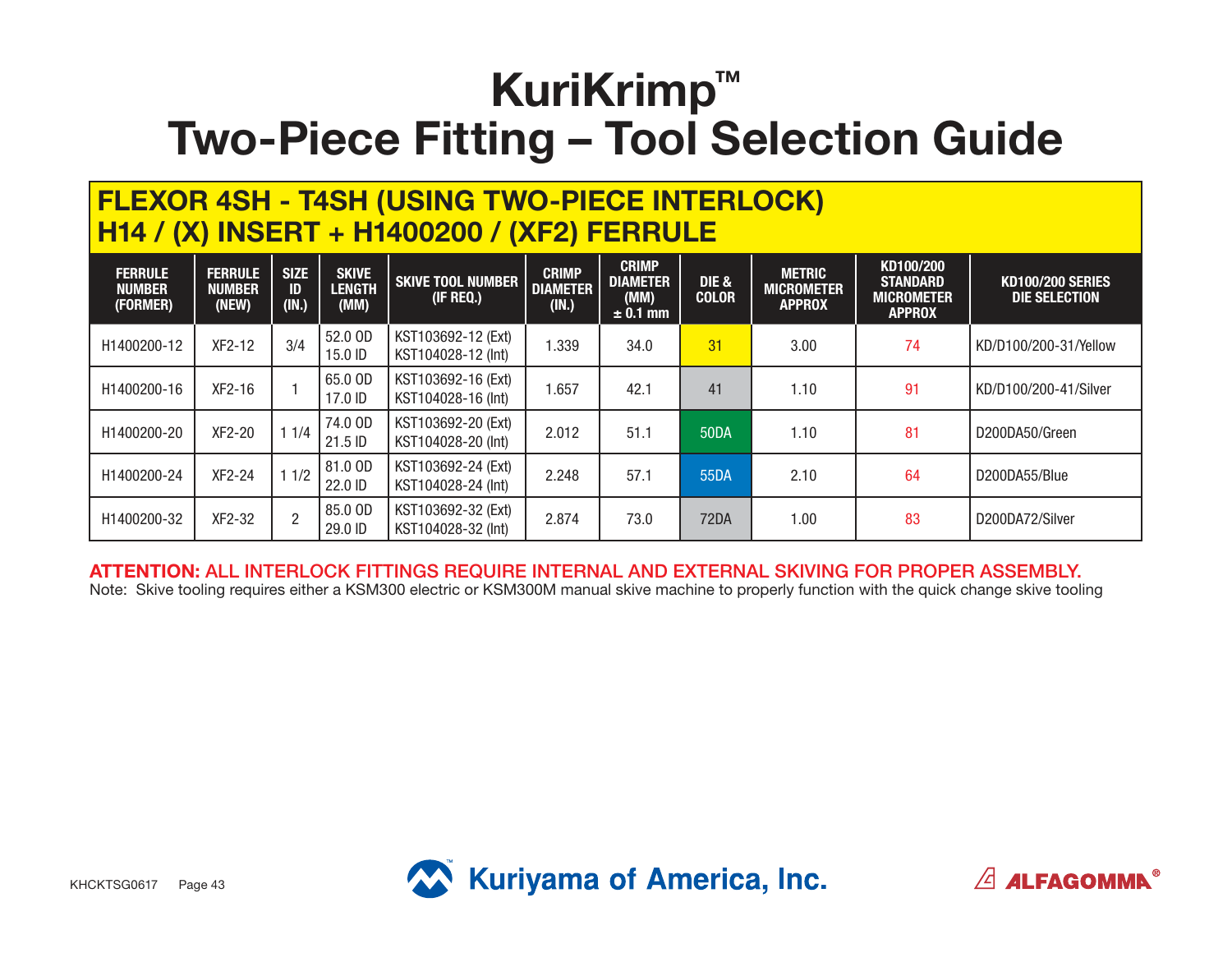# KuriKrimp™ Two-Piece Fitting – Tool Selection Guide

## FLEXOR 4SH - T4SH (USING TWO-PIECE INTERLOCK) H14 / (X) INSERT + H1400200 / (XF2) FERRULE

| FERRULE NUMBER (FORMER) | FERRULE NUMBER (NEW) | SIZE ID (IN.) | SKIVE LENGTH (MM) | SKIVE TOOL NUMBER (IF REQ.) | CRIMP DIAMETER (IN.) | CRIMP DIAMETER (MM) ± 0.1 mm | DIE & COLOR | METRIC MICROMETER APPROX | KD100/200 STANDARD MICROMETER APPROX | KD100/200 SERIES DIE SELECTION |
|---|---|---|---|---|---|---|---|---|---|---|
| H1400200-12 | XF2-12 | 3/4 | 52.0 OD<br>15.0 ID | KST103692-12 (Ext)<br>KST104028-12 (Int) | 1.339 | 34.0 | 31 | 3.00 | 74 | KD/D100/200-31/Yellow |
| H1400200-16 | XF2-16 | 1 | 65.0 OD<br>17.0 ID | KST103692-16 (Ext)<br>KST104028-16 (Int) | 1.657 | 42.1 | 41 | 1.10 | 91 | KD/D100/200-41/Silver |
| H1400200-20 | XF2-20 | 1 1/4 | 74.0 OD<br>21.5 ID | KST103692-20 (Ext)<br>KST104028-20 (Int) | 2.012 | 51.1 | 50DA | 1.10 | 81 | D200DA50/Green |
| H1400200-24 | XF2-24 | 1 1/2 | 81.0 OD<br>22.0 ID | KST103692-24 (Ext)<br>KST104028-24 (Int) | 2.248 | 57.1 | 55DA | 2.10 | 64 | D200DA55/Blue |
| H1400200-32 | XF2-32 | 2 | 85.0 OD<br>29.0 ID | KST103692-32 (Ext)<br>KST104028-32 (Int) | 2.874 | 73.0 | 72DA | 1.00 | 83 | D200DA72/Silver |

**ATTENTION: ALL INTERLOCK FITTINGS REQUIRE INTERNAL AND EXTERNAL SKIVING FOR PROPER ASSEMBLY.**

Note: Skive tooling requires either a KSM300 electric or KSM300M manual skive machine to properly function with the quick change skive tooling

KHCKTSG0617

Kuriyama of America, Inc.

ALFAGOMMA®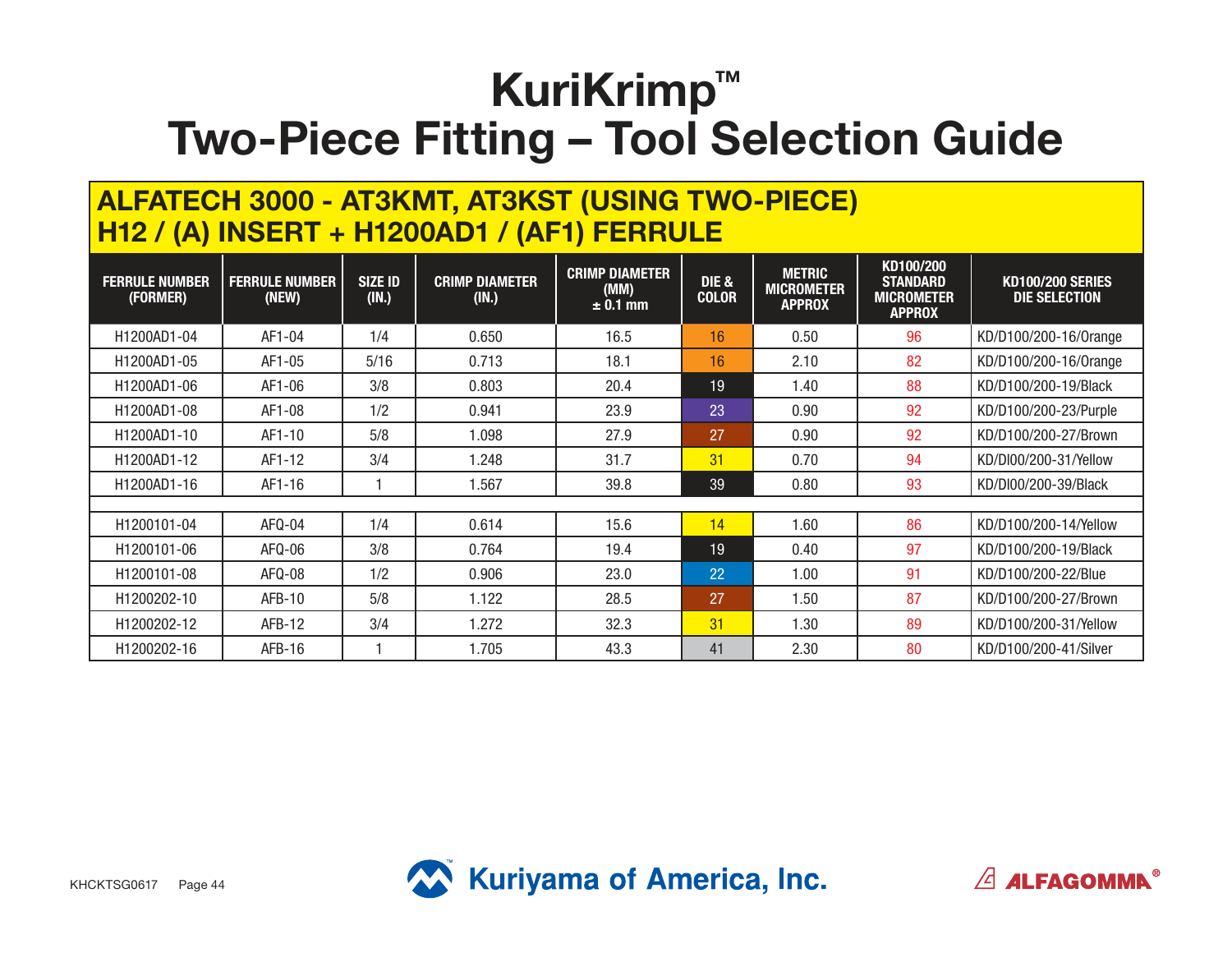# KuriKrimp™
# Two-Piece Fitting – Tool Selection Guide

## ALFATECH 3000 - AT3KMT, AT3KST (USING TWO-PIECE) H12 / (A) INSERT + H1200AD1 / (AF1) FERRULE

| FERRULE NUMBER (FORMER) | FERRULE NUMBER (NEW) | SIZE ID (IN.) | CRIMP DIAMETER (IN.) | CRIMP DIAMETER (MM) ± 0.1 mm | DIE & COLOR | METRIC MICROMETER APPROX | KD100/200 STANDARD MICROMETER APPROX | KD100/200 SERIES DIE SELECTION |
|---|---|---|---|---|---|---|---|---|
| H1200AD1-04 | AF1-04 | 1/4 | 0.650 | 16.5 | 16 | 0.50 | 96 | KD/D100/200-16/Orange |
| H1200AD1-05 | AF1-05 | 5/16 | 0.713 | 18.1 | 16 | 2.10 | 82 | KD/D100/200-16/Orange |
| H1200AD1-06 | AF1-06 | 3/8 | 0.803 | 20.4 | 19 | 1.40 | 88 | KD/D100/200-19/Black |
| H1200AD1-08 | AF1-08 | 1/2 | 0.941 | 23.9 | 23 | 0.90 | 92 | KD/D100/200-23/Purple |
| H1200AD1-10 | AF1-10 | 5/8 | 1.098 | 27.9 | 27 | 0.90 | 92 | KD/D100/200-27/Brown |
| H1200AD1-12 | AF1-12 | 3/4 | 1.248 | 31.7 | 31 | 0.70 | 94 | KD/DI00/200-31/Yellow |
| H1200AD1-16 | AF1-16 | 1 | 1.567 | 39.8 | 39 | 0.80 | 93 | KD/DI00/200-39/Black |
| | | | | | | | | |
| H1200101-04 | AFQ-04 | 1/4 | 0.614 | 15.6 | 14 | 1.60 | 86 | KD/D100/200-14/Yellow |
| H1200101-06 | AFQ-06 | 3/8 | 0.764 | 19.4 | 19 | 0.40 | 97 | KD/D100/200-19/Black |
| H1200101-08 | AFQ-08 | 1/2 | 0.906 | 23.0 | 22 | 1.00 | 91 | KD/D100/200-22/Blue |
| H1200202-10 | AFB-10 | 5/8 | 1.122 | 28.5 | 27 | 1.50 | 87 | KD/D100/200-27/Brown |
| H1200202-12 | AFB-12 | 3/4 | 1.272 | 32.3 | 31 | 1.30 | 89 | KD/D100/200-31/Yellow |
| H1200202-16 | AFB-16 | 1 | 1.705 | 43.3 | 41 | 2.30 | 80 | KD/D100/200-41/Silver |

KHCKTSG0617

Kuriyama of America, Inc.

ALFAGOMMA®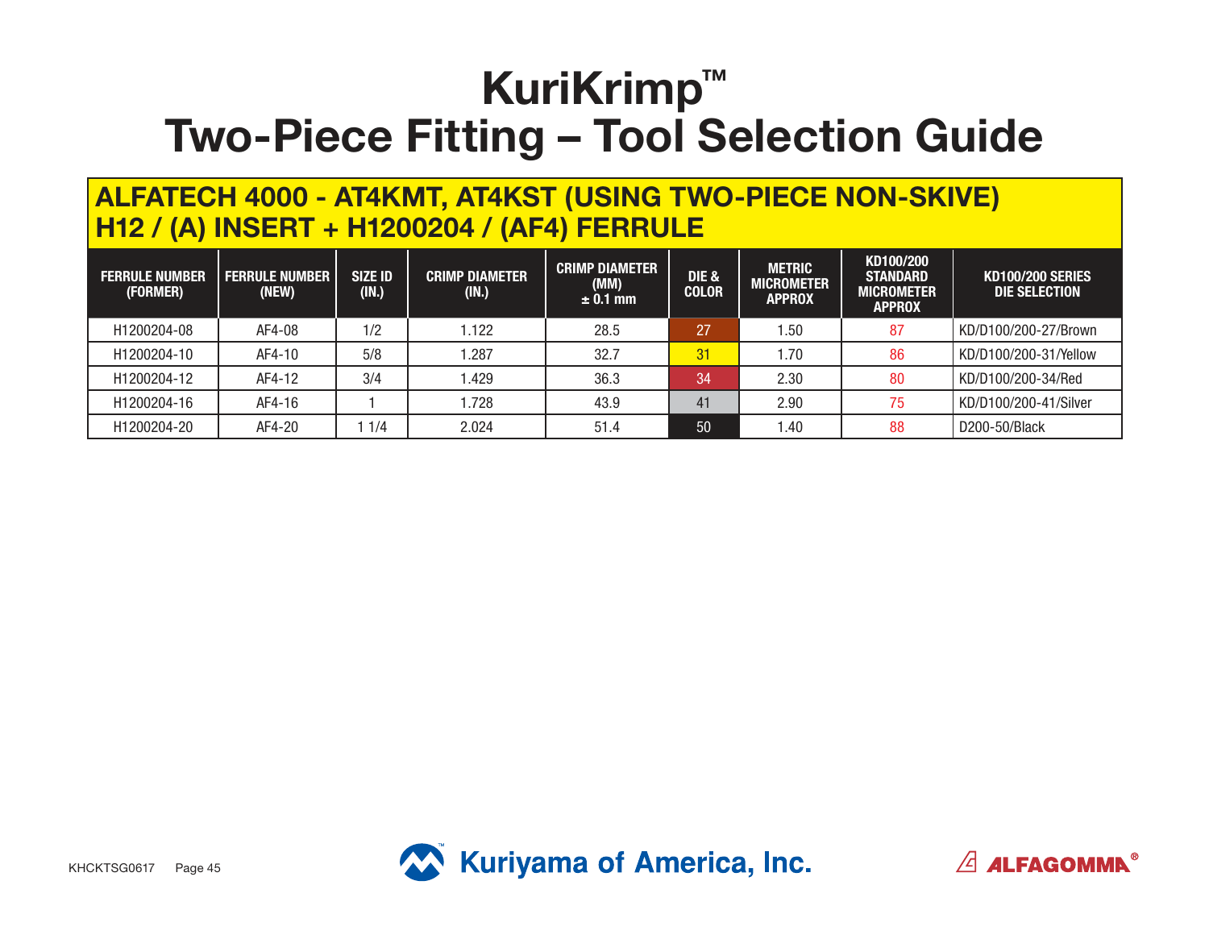# KuriKrimp™
# Two-Piece Fitting – Tool Selection Guide

## ALFATECH 4000 - AT4KMT, AT4KST (USING TWO-PIECE NON-SKIVE)
## H12 / (A) INSERT + H1200204 / (AF4) FERRULE

| FERRULE NUMBER (FORMER) | FERRULE NUMBER (NEW) | SIZE ID (IN.) | CRIMP DIAMETER (IN.) | CRIMP DIAMETER (MM) ± 0.1 mm | DIE & COLOR | METRIC MICROMETER APPROX | KD100/200 STANDARD MICROMETER APPROX | KD100/200 SERIES DIE SELECTION |
|---|---|---|---|---|---|---|---|---|
| H1200204-08 | AF4-08 | 1/2 | 1.122 | 28.5 | 27 | 1.50 | 87 | KD/D100/200-27/Brown |
| H1200204-10 | AF4-10 | 5/8 | 1.287 | 32.7 | 31 | 1.70 | 86 | KD/D100/200-31/Yellow |
| H1200204-12 | AF4-12 | 3/4 | 1.429 | 36.3 | 34 | 2.30 | 80 | KD/D100/200-34/Red |
| H1200204-16 | AF4-16 | 1 | 1.728 | 43.9 | 41 | 2.90 | 75 | KD/D100/200-41/Silver |
| H1200204-20 | AF4-20 | 1 1/4 | 2.024 | 51.4 | 50 | 1.40 | 88 | D200-50/Black |

KHCKTSG0617

Kuriyama of America, Inc.

ALFAGOMMA®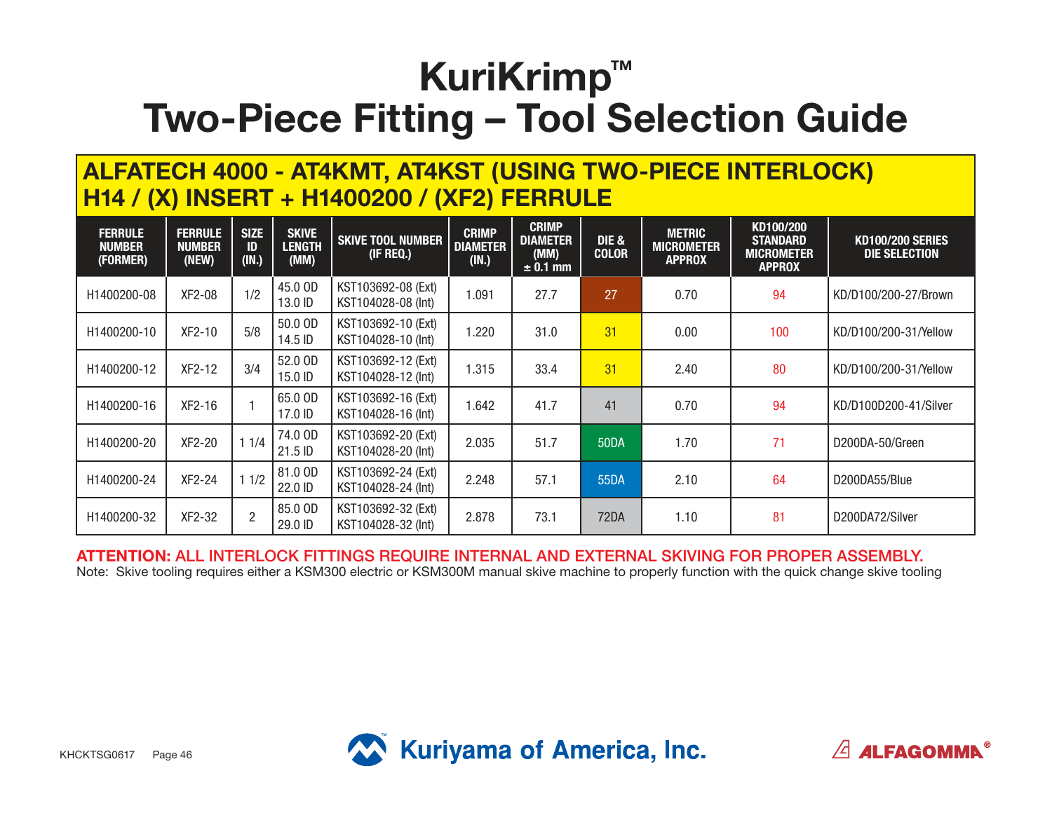# KuriKrimp™ Two-Piece Fitting – Tool Selection Guide

## ALFATECH 4000 - AT4KMT, AT4KST (USING TWO-PIECE INTERLOCK) H14 / (X) INSERT + H1400200 / (XF2) FERRULE

| FERRULE NUMBER (FORMER) | FERRULE NUMBER (NEW) | SIZE ID (IN.) | SKIVE LENGTH (MM) | SKIVE TOOL NUMBER (IF REQ.) | CRIMP DIAMETER (IN.) | CRIMP DIAMETER (MM) ± 0.1 mm | DIE & COLOR | METRIC MICROMETER APPROX | KD100/200 STANDARD MICROMETER APPROX | KD100/200 SERIES DIE SELECTION |
|---|---|---|---|---|---|---|---|---|---|---|
| H1400200-08 | XF2-08 | 1/2 | 45.0 OD 13.0 ID | KST103692-08 (Ext) KST104028-08 (Int) | 1.091 | 27.7 | 27 | 0.70 | 94 | KD/D100/200-27/Brown |
| H1400200-10 | XF2-10 | 5/8 | 50.0 OD 14.5 ID | KST103692-10 (Ext) KST104028-10 (Int) | 1.220 | 31.0 | 31 | 0.00 | 100 | KD/D100/200-31/Yellow |
| H1400200-12 | XF2-12 | 3/4 | 52.0 OD 15.0 ID | KST103692-12 (Ext) KST104028-12 (Int) | 1.315 | 33.4 | 31 | 2.40 | 80 | KD/D100/200-31/Yellow |
| H1400200-16 | XF2-16 | 1 | 65.0 OD 17.0 ID | KST103692-16 (Ext) KST104028-16 (Int) | 1.642 | 41.7 | 41 | 0.70 | 94 | KD/D100D200-41/Silver |
| H1400200-20 | XF2-20 | 1 1/4 | 74.0 OD 21.5 ID | KST103692-20 (Ext) KST104028-20 (Int) | 2.035 | 51.7 | 50DA | 1.70 | 71 | D200DA-50/Green |
| H1400200-24 | XF2-24 | 1 1/2 | 81.0 OD 22.0 ID | KST103692-24 (Ext) KST104028-24 (Int) | 2.248 | 57.1 | 55DA | 2.10 | 64 | D200DA55/Blue |
| H1400200-32 | XF2-32 | 2 | 85.0 OD 29.0 ID | KST103692-32 (Ext) KST104028-32 (Int) | 2.878 | 73.1 | 72DA | 1.10 | 81 | D200DA72/Silver |

**ATTENTION:** ALL INTERLOCK FITTINGS REQUIRE INTERNAL AND EXTERNAL SKIVING FOR PROPER ASSEMBLY.

Note: Skive tooling requires either a KSM300 electric or KSM300M manual skive machine to properly function with the quick change skive tooling

KHCKTSG0617

Kuriyama of America, Inc.

ALFAGOMMA®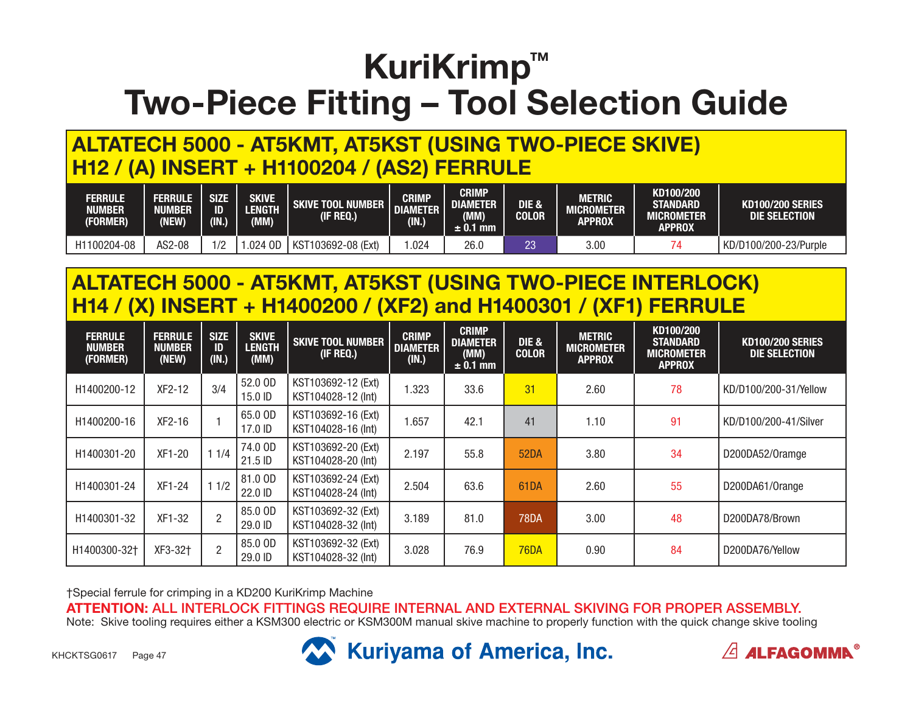# KuriKrimp™
# Two-Piece Fitting – Tool Selection Guide

## ALTATECH 5000 - AT5KMT, AT5KST (USING TWO-PIECE SKIVE) H12 / (A) INSERT + H1100204 / (AS2) FERRULE

| FERRULE NUMBER (FORMER) | FERRULE NUMBER (NEW) | SIZE ID (IN.) | SKIVE LENGTH (MM) | SKIVE TOOL NUMBER (IF REQ.) | CRIMP DIAMETER (IN.) | CRIMP DIAMETER (MM) ± 0.1 mm | DIE & COLOR | METRIC MICROMETER APPROX | KD100/200 STANDARD MICROMETER APPROX | KD100/200 SERIES DIE SELECTION |
|---|---|---|---|---|---|---|---|---|---|---|
| H1100204-08 | AS2-08 | 1/2 | 1.024 OD | KST103692-08 (Ext) | 1.024 | 26.0 | 23 | 3.00 | 74 | KD/D100/200-23/Purple |

## ALTATECH 5000 - AT5KMT, AT5KST (USING TWO-PIECE INTERLOCK) H14 / (X) INSERT + H1400200 / (XF2) and H1400301 / (XF1) FERRULE

| FERRULE NUMBER (FORMER) | FERRULE NUMBER (NEW) | SIZE ID (IN.) | SKIVE LENGTH (MM) | SKIVE TOOL NUMBER (IF REQ.) | CRIMP DIAMETER (IN.) | CRIMP DIAMETER (MM) ± 0.1 mm | DIE & COLOR | METRIC MICROMETER APPROX | KD100/200 STANDARD MICROMETER APPROX | KD100/200 SERIES DIE SELECTION |
|---|---|---|---|---|---|---|---|---|---|---|
| H1400200-12 | XF2-12 | 3/4 | 52.0 OD 15.0 ID | KST103692-12 (Ext) KST104028-12 (Int) | 1.323 | 33.6 | 31 | 2.60 | 78 | KD/D100/200-31/Yellow |
| H1400200-16 | XF2-16 | 1 | 65.0 OD 17.0 ID | KST103692-16 (Ext) KST104028-16 (Int) | 1.657 | 42.1 | 41 | 1.10 | 91 | KD/D100/200-41/Silver |
| H1400301-20 | XF1-20 | 1 1/4 | 74.0 OD 21.5 ID | KST103692-20 (Ext) KST104028-20 (Int) | 2.197 | 55.8 | 52DA | 3.80 | 34 | D200DA52/Oramge |
| H1400301-24 | XF1-24 | 1 1/2 | 81.0 OD 22.0 ID | KST103692-24 (Ext) KST104028-24 (Int) | 2.504 | 63.6 | 61DA | 2.60 | 55 | D200DA61/Orange |
| H1400301-32 | XF1-32 | 2 | 85.0 OD 29.0 ID | KST103692-32 (Ext) KST104028-32 (Int) | 3.189 | 81.0 | 78DA | 3.00 | 48 | D200DA78/Brown |
| H1400300-32† | XF3-32† | 2 | 85.0 OD 29.0 ID | KST103692-32 (Ext) KST104028-32 (Int) | 3.028 | 76.9 | 76DA | 0.90 | 84 | D200DA76/Yellow |

†Special ferrule for crimping in a KD200 KuriKrimp Machine

**ATTENTION: ALL INTERLOCK FITTINGS REQUIRE INTERNAL AND EXTERNAL SKIVING FOR PROPER ASSEMBLY.**

Note: Skive tooling requires either a KSM300 electric or KSM300M manual skive machine to properly function with the quick change skive tooling

KHCKTSG0617

Kuriyama of America, Inc.

ALFAGOMMA®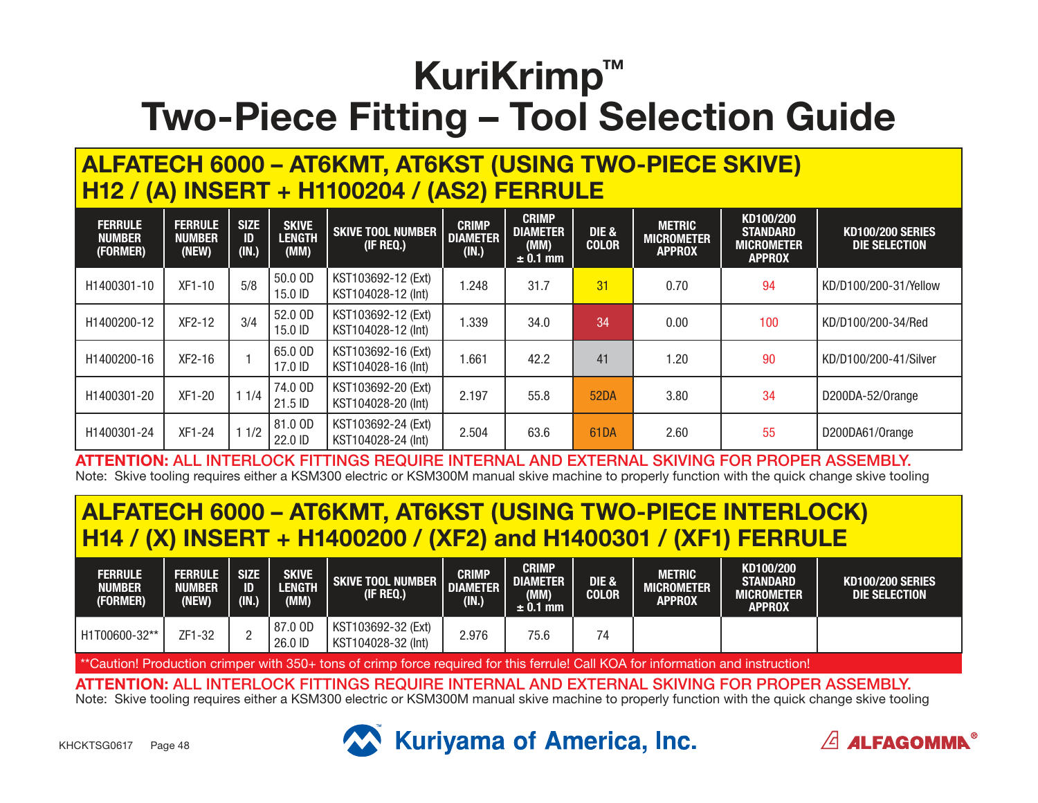# KuriKrimp™
# Two-Piece Fitting – Tool Selection Guide

## ALFATECH 6000 – AT6KMT, AT6KST (USING TWO-PIECE SKIVE) H12 / (A) INSERT + H1100204 / (AS2) FERRULE

| FERRULE NUMBER (FORMER) | FERRULE NUMBER (NEW) | SIZE ID (IN.) | SKIVE LENGTH (MM) | SKIVE TOOL NUMBER (IF REQ.) | CRIMP DIAMETER (IN.) | CRIMP DIAMETER (MM) ± 0.1 mm | DIE & COLOR | METRIC MICROMETER APPROX | KD100/200 STANDARD MICROMETER APPROX | KD100/200 SERIES DIE SELECTION |
|---|---|---|---|---|---|---|---|---|---|---|
| H1400301-10 | XF1-10 | 5/8 | 50.0 OD 15.0 ID | KST103692-12 (Ext) KST104028-12 (Int) | 1.248 | 31.7 | 31 | 0.70 | 94 | KD/D100/200-31/Yellow |
| H1400200-12 | XF2-12 | 3/4 | 52.0 OD 15.0 ID | KST103692-12 (Ext) KST104028-12 (Int) | 1.339 | 34.0 | 34 | 0.00 | 100 | KD/D100/200-34/Red |
| H1400200-16 | XF2-16 | 1 | 65.0 OD 17.0 ID | KST103692-16 (Ext) KST104028-16 (Int) | 1.661 | 42.2 | 41 | 1.20 | 90 | KD/D100/200-41/Silver |
| H1400301-20 | XF1-20 | 1 1/4 | 74.0 OD 21.5 ID | KST103692-20 (Ext) KST104028-20 (Int) | 2.197 | 55.8 | 52DA | 3.80 | 34 | D200DA-52/Orange |
| H1400301-24 | XF1-24 | 1 1/2 | 81.0 OD 22.0 ID | KST103692-24 (Ext) KST104028-24 (Int) | 2.504 | 63.6 | 61DA | 2.60 | 55 | D200DA61/Orange |

**ATTENTION:** ALL INTERLOCK FITTINGS REQUIRE INTERNAL AND EXTERNAL SKIVING FOR PROPER ASSEMBLY.

Note: Skive tooling requires either a KSM300 electric or KSM300M manual skive machine to properly function with the quick change skive tooling

## ALFATECH 6000 – AT6KMT, AT6KST (USING TWO-PIECE INTERLOCK) H14 / (X) INSERT + H1400200 / (XF2) and H1400301 / (XF1) FERRULE

| FERRULE NUMBER (FORMER) | FERRULE NUMBER (NEW) | SIZE ID (IN.) | SKIVE LENGTH (MM) | SKIVE TOOL NUMBER (IF REQ.) | CRIMP DIAMETER (IN.) | CRIMP DIAMETER (MM) ± 0.1 mm | DIE & COLOR | METRIC MICROMETER APPROX | KD100/200 STANDARD MICROMETER APPROX | KD100/200 SERIES DIE SELECTION |
|---|---|---|---|---|---|---|---|---|---|---|
| H1T00600-32** | ZF1-32 | 2 | 87.0 OD 26.0 ID | KST103692-32 (Ext) KST104028-32 (Int) | 2.976 | 75.6 | 74 | | | |

**Caution! Production crimper with 350+ tons of crimp force required for this ferrule! Call KOA for information and instruction!

**ATTENTION:** ALL INTERLOCK FITTINGS REQUIRE INTERNAL AND EXTERNAL SKIVING FOR PROPER ASSEMBLY.

Note: Skive tooling requires either a KSM300 electric or KSM300M manual skive machine to properly function with the quick change skive tooling

KHCKTSG0617

Kuriyama of America, Inc.

ALFAGOMMA®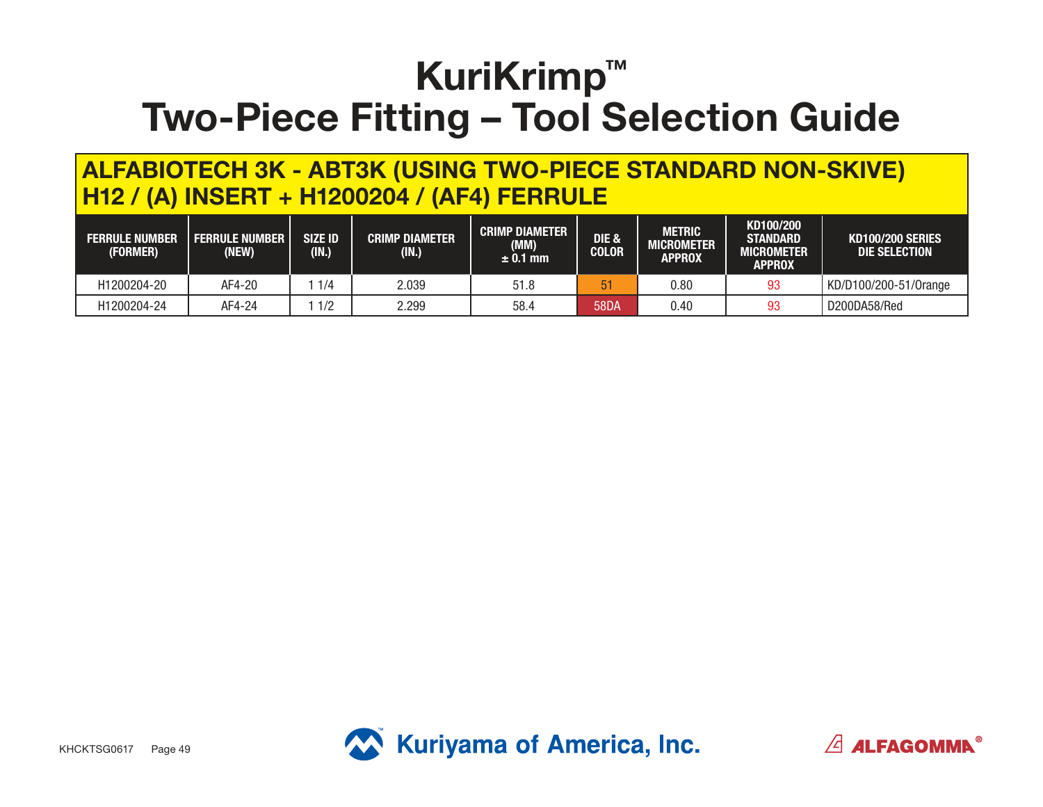# KuriKrimp™
# Two-Piece Fitting – Tool Selection Guide

## ALFABIOTECH 3K - ABT3K (USING TWO-PIECE STANDARD NON-SKIVE)
## H12 / (A) INSERT + H1200204 / (AF4) FERRULE

| FERRULE NUMBER (FORMER) | FERRULE NUMBER (NEW) | SIZE ID (IN.) | CRIMP DIAMETER (IN.) | CRIMP DIAMETER (MM) ± 0.1 mm | DIE & COLOR | METRIC MICROMETER APPROX | KD100/200 STANDARD MICROMETER APPROX | KD100/200 SERIES DIE SELECTION |
|---|---|---|---|---|---|---|---|---|
| H1200204-20 | AF4-20 | 1 1/4 | 2.039 | 51.8 | 51 | 0.80 | 93 | KD/D100/200-51/Orange |
| H1200204-24 | AF4-24 | 1 1/2 | 2.299 | 58.4 | 58DA | 0.40 | 93 | D200DA58/Red |

KHCKTSG0617

Kuriyama of America, Inc.

ALFAGOMMA®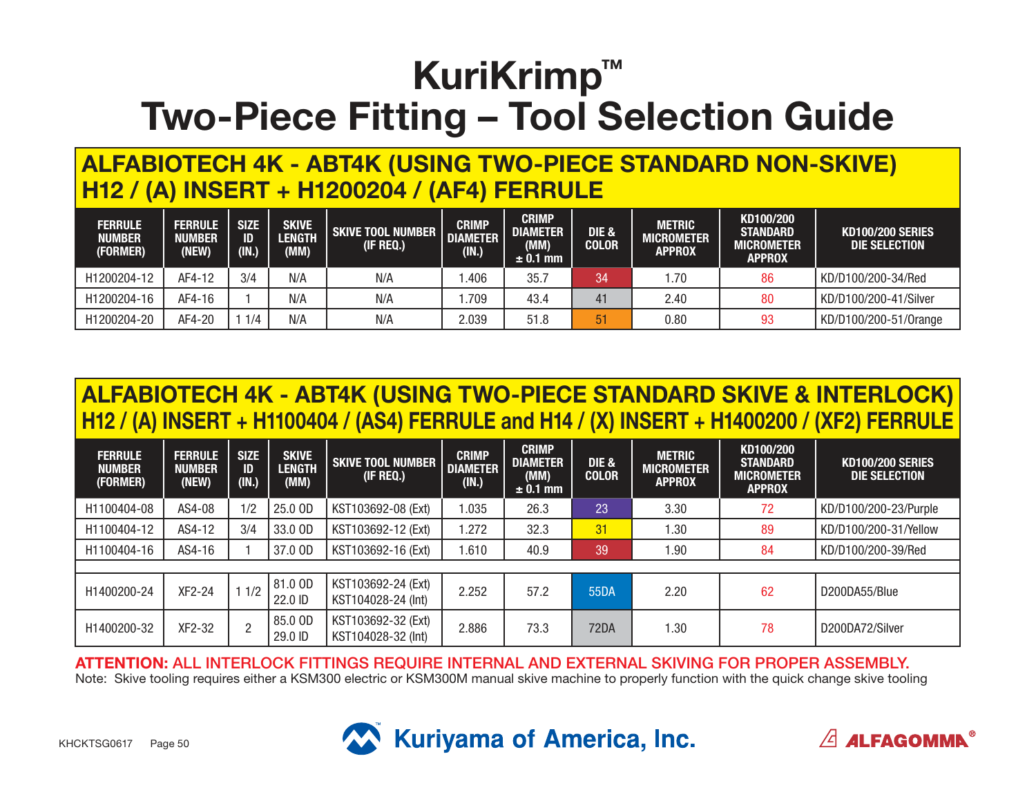# KuriKrimp™ Two-Piece Fitting – Tool Selection Guide

## ALFABIOTECH 4K - ABT4K (USING TWO-PIECE STANDARD NON-SKIVE) H12 / (A) INSERT + H1200204 / (AF4) FERRULE

| FERRULE NUMBER (FORMER) | FERRULE NUMBER (NEW) | SIZE ID (IN.) | SKIVE LENGTH (MM) | SKIVE TOOL NUMBER (IF REQ.) | CRIMP DIAMETER (IN.) | CRIMP DIAMETER (MM) ± 0.1 mm | DIE & COLOR | METRIC MICROMETER APPROX | KD100/200 STANDARD MICROMETER APPROX | KD100/200 SERIES DIE SELECTION |
|---|---|---|---|---|---|---|---|---|---|---|
| H1200204-12 | AF4-12 | 3/4 | N/A | N/A | 1.406 | 35.7 | 34 | 1.70 | 86 | KD/D100/200-34/Red |
| H1200204-16 | AF4-16 | 1 | N/A | N/A | 1.709 | 43.4 | 41 | 2.40 | 80 | KD/D100/200-41/Silver |
| H1200204-20 | AF4-20 | 1 1/4 | N/A | N/A | 2.039 | 51.8 | 51 | 0.80 | 93 | KD/D100/200-51/Orange |

## ALFABIOTECH 4K - ABT4K (USING TWO-PIECE STANDARD SKIVE & INTERLOCK) H12 / (A) INSERT + H1100404 / (AS4) FERRULE and H14 / (X) INSERT + H1400200 / (XF2) FERRULE

| FERRULE NUMBER (FORMER) | FERRULE NUMBER (NEW) | SIZE ID (IN.) | SKIVE LENGTH (MM) | SKIVE TOOL NUMBER (IF REQ.) | CRIMP DIAMETER (IN.) | CRIMP DIAMETER (MM) ± 0.1 mm | DIE & COLOR | METRIC MICROMETER APPROX | KD100/200 STANDARD MICROMETER APPROX | KD100/200 SERIES DIE SELECTION |
|---|---|---|---|---|---|---|---|---|---|---|
| H1100404-08 | AS4-08 | 1/2 | 25.0 OD | KST103692-08 (Ext) | 1.035 | 26.3 | 23 | 3.30 | 72 | KD/D100/200-23/Purple |
| H1100404-12 | AS4-12 | 3/4 | 33.0 OD | KST103692-12 (Ext) | 1.272 | 32.3 | 31 | 1.30 | 89 | KD/D100/200-31/Yellow |
| H1100404-16 | AS4-16 | 1 | 37.0 OD | KST103692-16 (Ext) | 1.610 | 40.9 | 39 | 1.90 | 84 | KD/D100/200-39/Red |
| | | | | | | | | | | |
| H1400200-24 | XF2-24 | 1 1/2 | 81.0 OD 22.0 ID | KST103692-24 (Ext) KST104028-24 (Int) | 2.252 | 57.2 | 55DA | 2.20 | 62 | D200DA55/Blue |
| H1400200-32 | XF2-32 | 2 | 85.0 OD 29.0 ID | KST103692-32 (Ext) KST104028-32 (Int) | 2.886 | 73.3 | 72DA | 1.30 | 78 | D200DA72/Silver |

**ATTENTION:** ALL INTERLOCK FITTINGS REQUIRE INTERNAL AND EXTERNAL SKIVING FOR PROPER ASSEMBLY.

Note: Skive tooling requires either a KSM300 electric or KSM300M manual skive machine to properly function with the quick change skive tooling

KHCKTSG0617

Kuriyama of America, Inc.

ALFAGOMMA®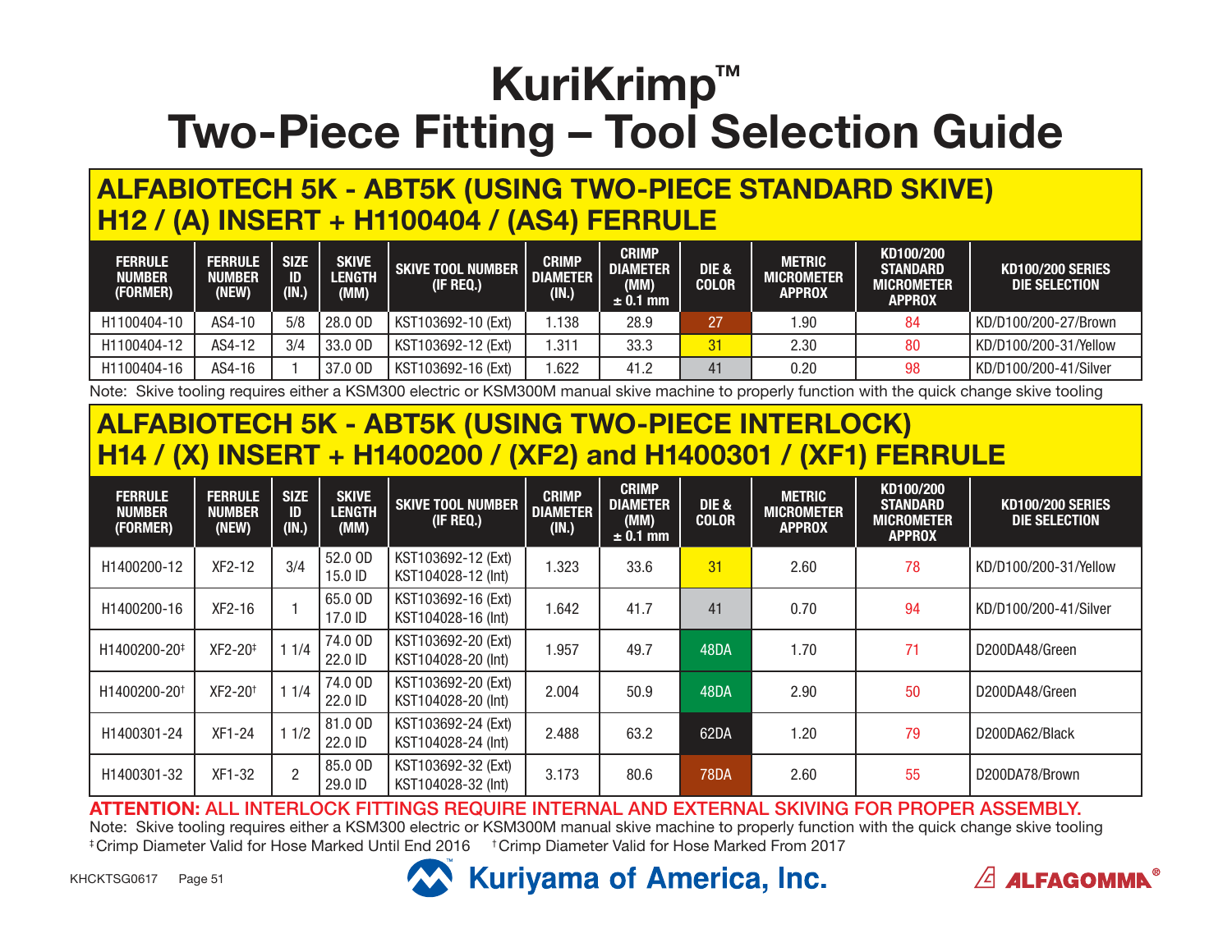# KuriKrimp™ Two-Piece Fitting – Tool Selection Guide

## ALFABIOTECH 5K - ABT5K (USING TWO-PIECE STANDARD SKIVE) H12 / (A) INSERT + H1100404 / (AS4) FERRULE

| FERRULE NUMBER (FORMER) | FERRULE NUMBER (NEW) | SIZE ID (IN.) | SKIVE LENGTH (MM) | SKIVE TOOL NUMBER (IF REQ.) | CRIMP DIAMETER (IN.) | CRIMP DIAMETER (MM) ± 0.1 mm | DIE & COLOR | METRIC MICROMETER APPROX | KD100/200 STANDARD MICROMETER APPROX | KD100/200 SERIES DIE SELECTION |
|---|---|---|---|---|---|---|---|---|---|---|
| H1100404-10 | AS4-10 | 5/8 | 28.0 OD | KST103692-10 (Ext) | 1.138 | 28.9 | 27 | 1.90 | 84 | KD/D100/200-27/Brown |
| H1100404-12 | AS4-12 | 3/4 | 33.0 OD | KST103692-12 (Ext) | 1.311 | 33.3 | 31 | 2.30 | 80 | KD/D100/200-31/Yellow |
| H1100404-16 | AS4-16 | 1 | 37.0 OD | KST103692-16 (Ext) | 1.622 | 41.2 | 41 | 0.20 | 98 | KD/D100/200-41/Silver |

Note: Skive tooling requires either a KSM300 electric or KSM300M manual skive machine to properly function with the quick change skive tooling

## ALFABIOTECH 5K - ABT5K (USING TWO-PIECE INTERLOCK) H14 / (X) INSERT + H1400200 / (XF2) and H1400301 / (XF1) FERRULE

| FERRULE NUMBER (FORMER) | FERRULE NUMBER (NEW) | SIZE ID (IN.) | SKIVE LENGTH (MM) | SKIVE TOOL NUMBER (IF REQ.) | CRIMP DIAMETER (IN.) | CRIMP DIAMETER (MM) ± 0.1 mm | DIE & COLOR | METRIC MICROMETER APPROX | KD100/200 STANDARD MICROMETER APPROX | KD100/200 SERIES DIE SELECTION |
|---|---|---|---|---|---|---|---|---|---|---|
| H1400200-12 | XF2-12 | 3/4 | 52.0 OD 15.0 ID | KST103692-12 (Ext) KST104028-12 (Int) | 1.323 | 33.6 | 31 | 2.60 | 78 | KD/D100/200-31/Yellow |
| H1400200-16 | XF2-16 | 1 | 65.0 OD 17.0 ID | KST103692-16 (Ext) KST104028-16 (Int) | 1.642 | 41.7 | 41 | 0.70 | 94 | KD/D100/200-41/Silver |
| H1400200-20‡ | XF2-20‡ | 1 1/4 | 74.0 OD 22.0 ID | KST103692-20 (Ext) KST104028-20 (Int) | 1.957 | 49.7 | 48DA | 1.70 | 71 | D200DA48/Green |
| H1400200-20† | XF2-20† | 1 1/4 | 74.0 OD 22.0 ID | KST103692-20 (Ext) KST104028-20 (Int) | 2.004 | 50.9 | 48DA | 2.90 | 50 | D200DA48/Green |
| H1400301-24 | XF1-24 | 1 1/2 | 81.0 OD 22.0 ID | KST103692-24 (Ext) KST104028-24 (Int) | 2.488 | 63.2 | 62DA | 1.20 | 79 | D200DA62/Black |
| H1400301-32 | XF1-32 | 2 | 85.0 OD 29.0 ID | KST103692-32 (Ext) KST104028-32 (Int) | 3.173 | 80.6 | 78DA | 2.60 | 55 | D200DA78/Brown |

**ATTENTION: ALL INTERLOCK FITTINGS REQUIRE INTERNAL AND EXTERNAL SKIVING FOR PROPER ASSEMBLY.**

Note: Skive tooling requires either a KSM300 electric or KSM300M manual skive machine to properly function with the quick change skive tooling

‡Crimp Diameter Valid for Hose Marked Until End 2016  †Crimp Diameter Valid for Hose Marked From 2017

KHCKTSG0617

Kuriyama of America, Inc.

ALFAGOMMA®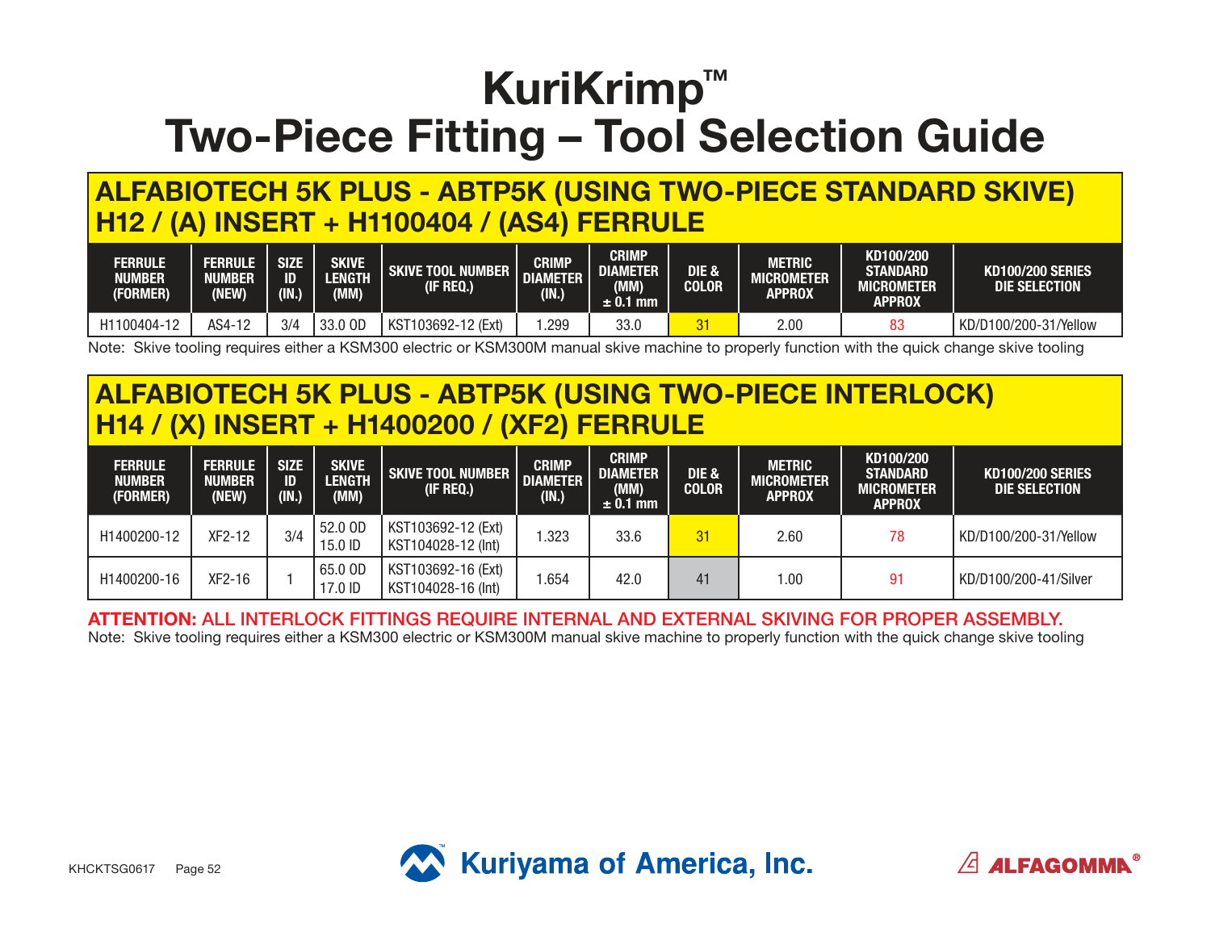# KuriKrimp™ Two-Piece Fitting – Tool Selection Guide

## ALFABIOTECH 5K PLUS - ABTP5K (USING TWO-PIECE STANDARD SKIVE) H12 / (A) INSERT + H1100404 / (AS4) FERRULE

| FERRULE NUMBER (FORMER) | FERRULE NUMBER (NEW) | SIZE ID (IN.) | SKIVE LENGTH (MM) | SKIVE TOOL NUMBER (IF REQ.) | CRIMP DIAMETER (IN.) | CRIMP DIAMETER (MM) ± 0.1 mm | DIE & COLOR | METRIC MICROMETER APPROX | KD100/200 STANDARD MICROMETER APPROX | KD100/200 SERIES DIE SELECTION |
|---|---|---|---|---|---|---|---|---|---|---|
| H1100404-12 | AS4-12 | 3/4 | 33.0 OD | KST103692-12 (Ext) | 1.299 | 33.0 | 31 | 2.00 | 83 | KD/D100/200-31/Yellow |

Note: Skive tooling requires either a KSM300 electric or KSM300M manual skive machine to properly function with the quick change skive tooling

## ALFABIOTECH 5K PLUS - ABTP5K (USING TWO-PIECE INTERLOCK) H14 / (X) INSERT + H1400200 / (XF2) FERRULE

| FERRULE NUMBER (FORMER) | FERRULE NUMBER (NEW) | SIZE ID (IN.) | SKIVE LENGTH (MM) | SKIVE TOOL NUMBER (IF REQ.) | CRIMP DIAMETER (IN.) | CRIMP DIAMETER (MM) ± 0.1 mm | DIE & COLOR | METRIC MICROMETER APPROX | KD100/200 STANDARD MICROMETER APPROX | KD100/200 SERIES DIE SELECTION |
|---|---|---|---|---|---|---|---|---|---|---|
| H1400200-12 | XF2-12 | 3/4 | 52.0 OD<br>15.0 ID | KST103692-12 (Ext)<br>KST104028-12 (Int) | 1.323 | 33.6 | 31 | 2.60 | 78 | KD/D100/200-31/Yellow |
| H1400200-16 | XF2-16 | 1 | 65.0 OD<br>17.0 ID | KST103692-16 (Ext)<br>KST104028-16 (Int) | 1.654 | 42.0 | 41 | 1.00 | 91 | KD/D100/200-41/Silver |

**ATTENTION:** ALL INTERLOCK FITTINGS REQUIRE INTERNAL AND EXTERNAL SKIVING FOR PROPER ASSEMBLY.

Note: Skive tooling requires either a KSM300 electric or KSM300M manual skive machine to properly function with the quick change skive tooling

KHCKTSG0617

Kuriyama of America, Inc.

ALFAGOMMA®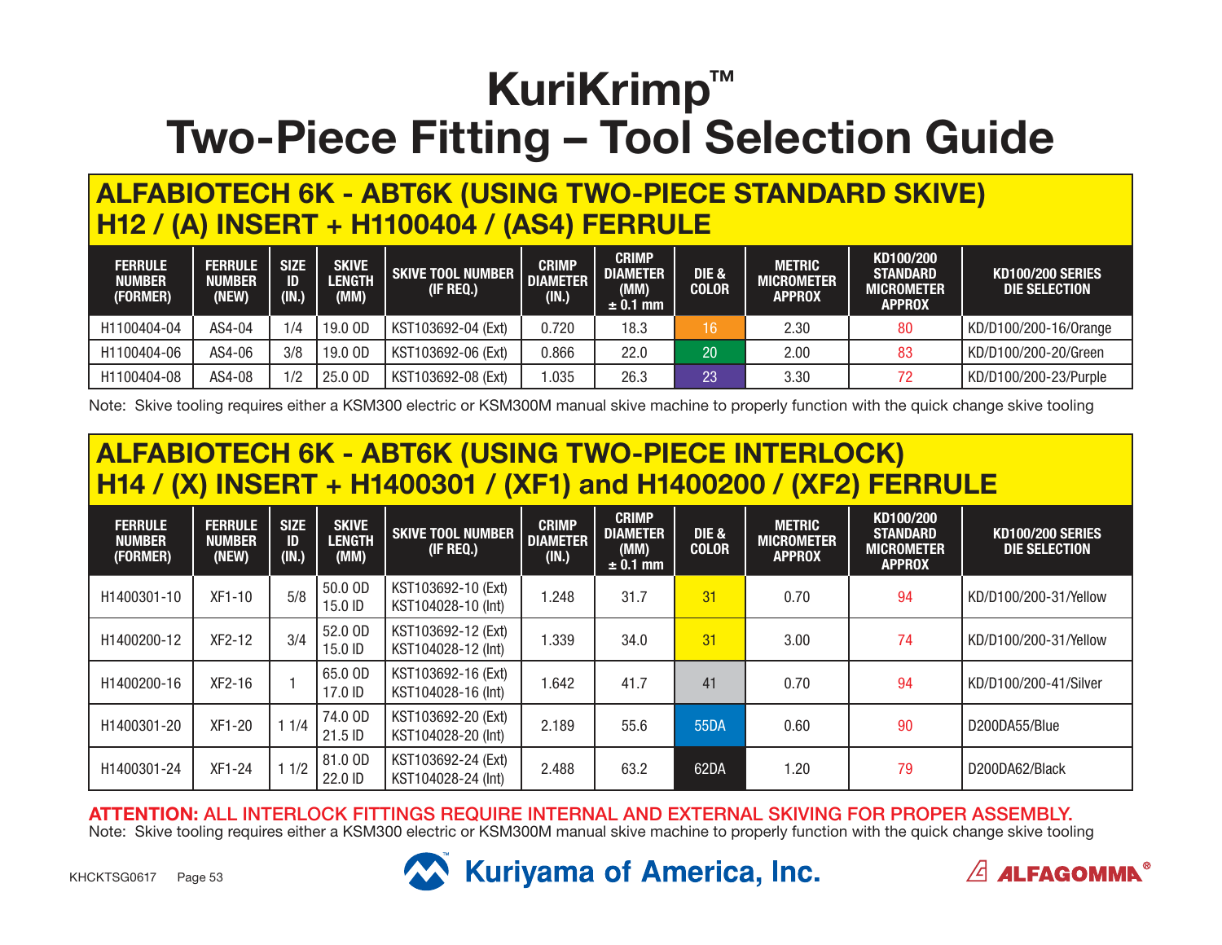# KuriKrimp™
# Two-Piece Fitting – Tool Selection Guide

## ALFABIOTECH 6K - ABT6K (USING TWO-PIECE STANDARD SKIVE) H12 / (A) INSERT + H1100404 / (AS4) FERRULE

| FERRULE NUMBER (FORMER) | FERRULE NUMBER (NEW) | SIZE ID (IN.) | SKIVE LENGTH (MM) | SKIVE TOOL NUMBER (IF REQ.) | CRIMP DIAMETER (IN.) | CRIMP DIAMETER (MM) ± 0.1 mm | DIE & COLOR | METRIC MICROMETER APPROX | KD100/200 STANDARD MICROMETER APPROX | KD100/200 SERIES DIE SELECTION |
|---|---|---|---|---|---|---|---|---|---|---|
| H1100404-04 | AS4-04 | 1/4 | 19.0 OD | KST103692-04 (Ext) | 0.720 | 18.3 | 16 | 2.30 | 80 | KD/D100/200-16/Orange |
| H1100404-06 | AS4-06 | 3/8 | 19.0 OD | KST103692-06 (Ext) | 0.866 | 22.0 | 20 | 2.00 | 83 | KD/D100/200-20/Green |
| H1100404-08 | AS4-08 | 1/2 | 25.0 OD | KST103692-08 (Ext) | 1.035 | 26.3 | 23 | 3.30 | 72 | KD/D100/200-23/Purple |

Note: Skive tooling requires either a KSM300 electric or KSM300M manual skive machine to properly function with the quick change skive tooling

## ALFABIOTECH 6K - ABT6K (USING TWO-PIECE INTERLOCK) H14 / (X) INSERT + H1400301 / (XF1) and H1400200 / (XF2) FERRULE

| FERRULE NUMBER (FORMER) | FERRULE NUMBER (NEW) | SIZE ID (IN.) | SKIVE LENGTH (MM) | SKIVE TOOL NUMBER (IF REQ.) | CRIMP DIAMETER (IN.) | CRIMP DIAMETER (MM) ± 0.1 mm | DIE & COLOR | METRIC MICROMETER APPROX | KD100/200 STANDARD MICROMETER APPROX | KD100/200 SERIES DIE SELECTION |
|---|---|---|---|---|---|---|---|---|---|---|
| H1400301-10 | XF1-10 | 5/8 | 50.0 OD 15.0 ID | KST103692-10 (Ext) KST104028-10 (Int) | 1.248 | 31.7 | 31 | 0.70 | 94 | KD/D100/200-31/Yellow |
| H1400200-12 | XF2-12 | 3/4 | 52.0 OD 15.0 ID | KST103692-12 (Ext) KST104028-12 (Int) | 1.339 | 34.0 | 31 | 3.00 | 74 | KD/D100/200-31/Yellow |
| H1400200-16 | XF2-16 | 1 | 65.0 OD 17.0 ID | KST103692-16 (Ext) KST104028-16 (Int) | 1.642 | 41.7 | 41 | 0.70 | 94 | KD/D100/200-41/Silver |
| H1400301-20 | XF1-20 | 1 1/4 | 74.0 OD 21.5 ID | KST103692-20 (Ext) KST104028-20 (Int) | 2.189 | 55.6 | 55DA | 0.60 | 90 | D200DA55/Blue |
| H1400301-24 | XF1-24 | 1 1/2 | 81.0 OD 22.0 ID | KST103692-24 (Ext) KST104028-24 (Int) | 2.488 | 63.2 | 62DA | 1.20 | 79 | D200DA62/Black |

**ATTENTION: ALL INTERLOCK FITTINGS REQUIRE INTERNAL AND EXTERNAL SKIVING FOR PROPER ASSEMBLY.**

Note: Skive tooling requires either a KSM300 electric or KSM300M manual skive machine to properly function with the quick change skive tooling

KHCKTSG0617

Kuriyama of America, Inc.

ALFAGOMMA®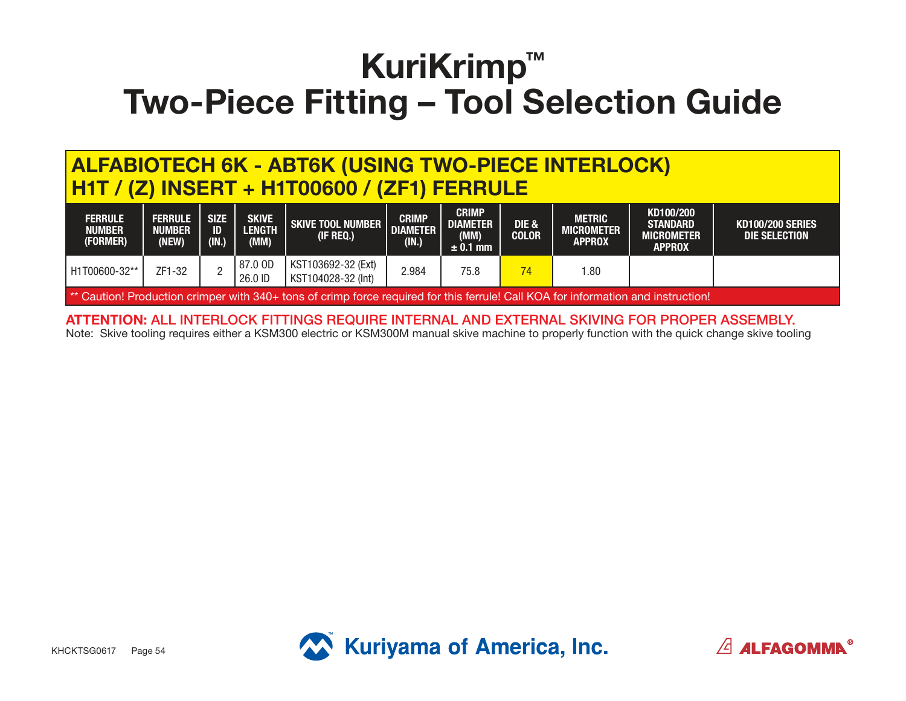# KuriKrimp™
# Two-Piece Fitting – Tool Selection Guide

## ALFABIOTECH 6K - ABT6K (USING TWO-PIECE INTERLOCK) H1T / (Z) INSERT + H1T00600 / (ZF1) FERRULE

| FERRULE NUMBER (FORMER) | FERRULE NUMBER (NEW) | SIZE ID (IN.) | SKIVE LENGTH (MM) | SKIVE TOOL NUMBER (IF REQ.) | CRIMP DIAMETER (IN.) | CRIMP DIAMETER (MM) ± 0.1 mm | DIE & COLOR | METRIC MICROMETER APPROX | KD100/200 STANDARD MICROMETER APPROX | KD100/200 SERIES DIE SELECTION |
|---|---|---|---|---|---|---|---|---|---|---|
| H1T00600-32** | ZF1-32 | 2 | 87.0 OD<br>26.0 ID | KST103692-32 (Ext)<br>KST104028-32 (Int) | 2.984 | 75.8 | 74 | 1.80 | | |

** Caution! Production crimper with 340+ tons of crimp force required for this ferrule! Call KOA for information and instruction!

**ATTENTION: ALL INTERLOCK FITTINGS REQUIRE INTERNAL AND EXTERNAL SKIVING FOR PROPER ASSEMBLY.**

Note: Skive tooling requires either a KSM300 electric or KSM300M manual skive machine to properly function with the quick change skive tooling

KHCKTSG0617 Page 54

Kuriyama of America, Inc.

ALFAGOMMA®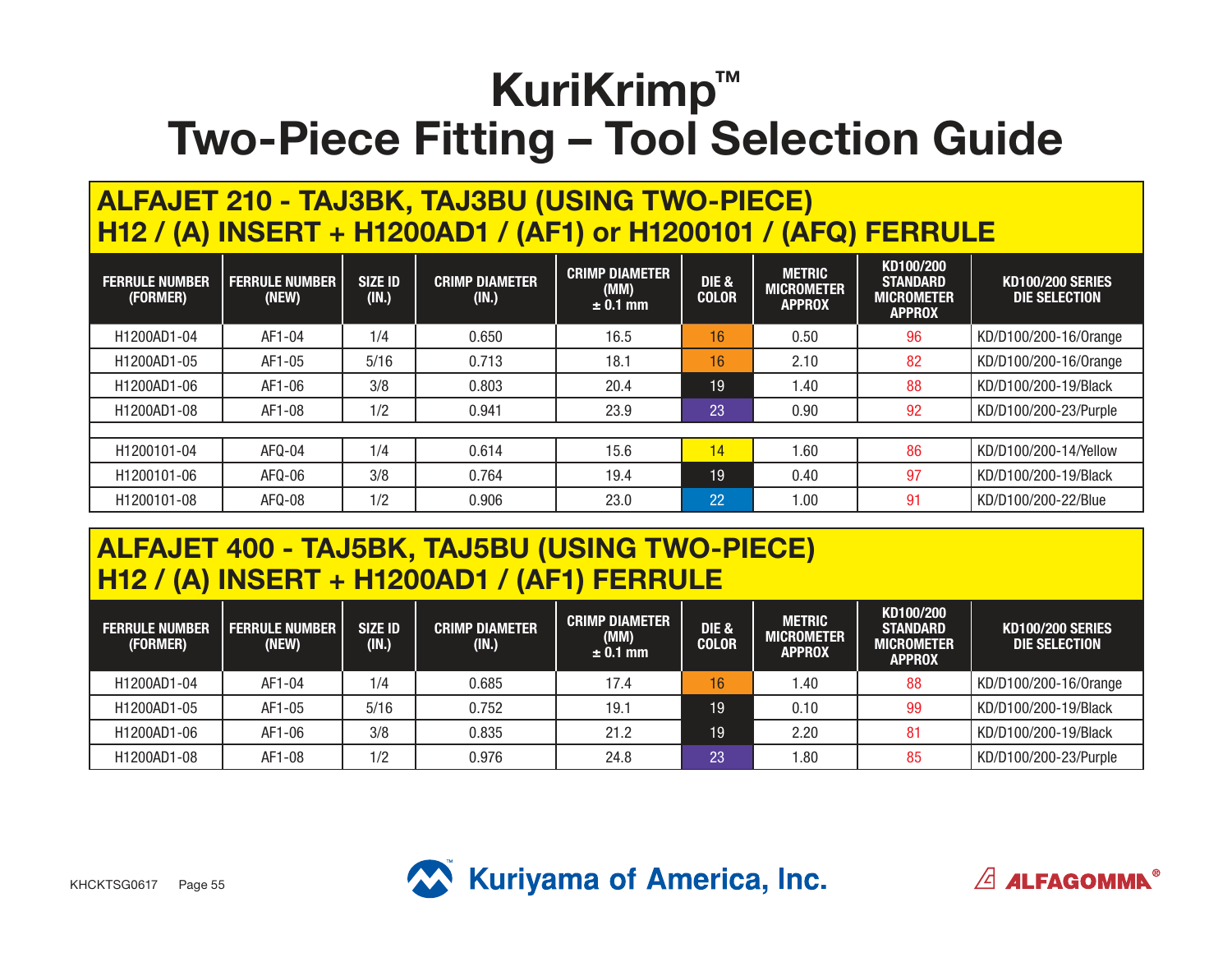# KuriKrimp™
# Two-Piece Fitting – Tool Selection Guide

## ALFAJET 210 - TAJ3BK, TAJ3BU (USING TWO-PIECE) H12 / (A) INSERT + H1200AD1 / (AF1) or H1200101 / (AFQ) FERRULE

| FERRULE NUMBER (FORMER) | FERRULE NUMBER (NEW) | SIZE ID (IN.) | CRIMP DIAMETER (IN.) | CRIMP DIAMETER (MM) ± 0.1 mm | DIE & COLOR | METRIC MICROMETER APPROX | KD100/200 STANDARD MICROMETER APPROX | KD100/200 SERIES DIE SELECTION |
|---|---|---|---|---|---|---|---|---|
| H1200AD1-04 | AF1-04 | 1/4 | 0.650 | 16.5 | 16 | 0.50 | 96 | KD/D100/200-16/Orange |
| H1200AD1-05 | AF1-05 | 5/16 | 0.713 | 18.1 | 16 | 2.10 | 82 | KD/D100/200-16/Orange |
| H1200AD1-06 | AF1-06 | 3/8 | 0.803 | 20.4 | 19 | 1.40 | 88 | KD/D100/200-19/Black |
| H1200AD1-08 | AF1-08 | 1/2 | 0.941 | 23.9 | 23 | 0.90 | 92 | KD/D100/200-23/Purple |
| | | | | | | | | |
| H1200101-04 | AFQ-04 | 1/4 | 0.614 | 15.6 | 14 | 1.60 | 86 | KD/D100/200-14/Yellow |
| H1200101-06 | AFQ-06 | 3/8 | 0.764 | 19.4 | 19 | 0.40 | 97 | KD/D100/200-19/Black |
| H1200101-08 | AFQ-08 | 1/2 | 0.906 | 23.0 | 22 | 1.00 | 91 | KD/D100/200-22/Blue |

## ALFAJET 400 - TAJ5BK, TAJ5BU (USING TWO-PIECE) H12 / (A) INSERT + H1200AD1 / (AF1) FERRULE

| FERRULE NUMBER (FORMER) | FERRULE NUMBER (NEW) | SIZE ID (IN.) | CRIMP DIAMETER (IN.) | CRIMP DIAMETER (MM) ± 0.1 mm | DIE & COLOR | METRIC MICROMETER APPROX | KD100/200 STANDARD MICROMETER APPROX | KD100/200 SERIES DIE SELECTION |
|---|---|---|---|---|---|---|---|---|
| H1200AD1-04 | AF1-04 | 1/4 | 0.685 | 17.4 | 16 | 1.40 | 88 | KD/D100/200-16/Orange |
| H1200AD1-05 | AF1-05 | 5/16 | 0.752 | 19.1 | 19 | 0.10 | 99 | KD/D100/200-19/Black |
| H1200AD1-06 | AF1-06 | 3/8 | 0.835 | 21.2 | 19 | 2.20 | 81 | KD/D100/200-19/Black |
| H1200AD1-08 | AF1-08 | 1/2 | 0.976 | 24.8 | 23 | 1.80 | 85 | KD/D100/200-23/Purple |

KHCKTSG0617

Kuriyama of America, Inc.

ALFAGOMMA®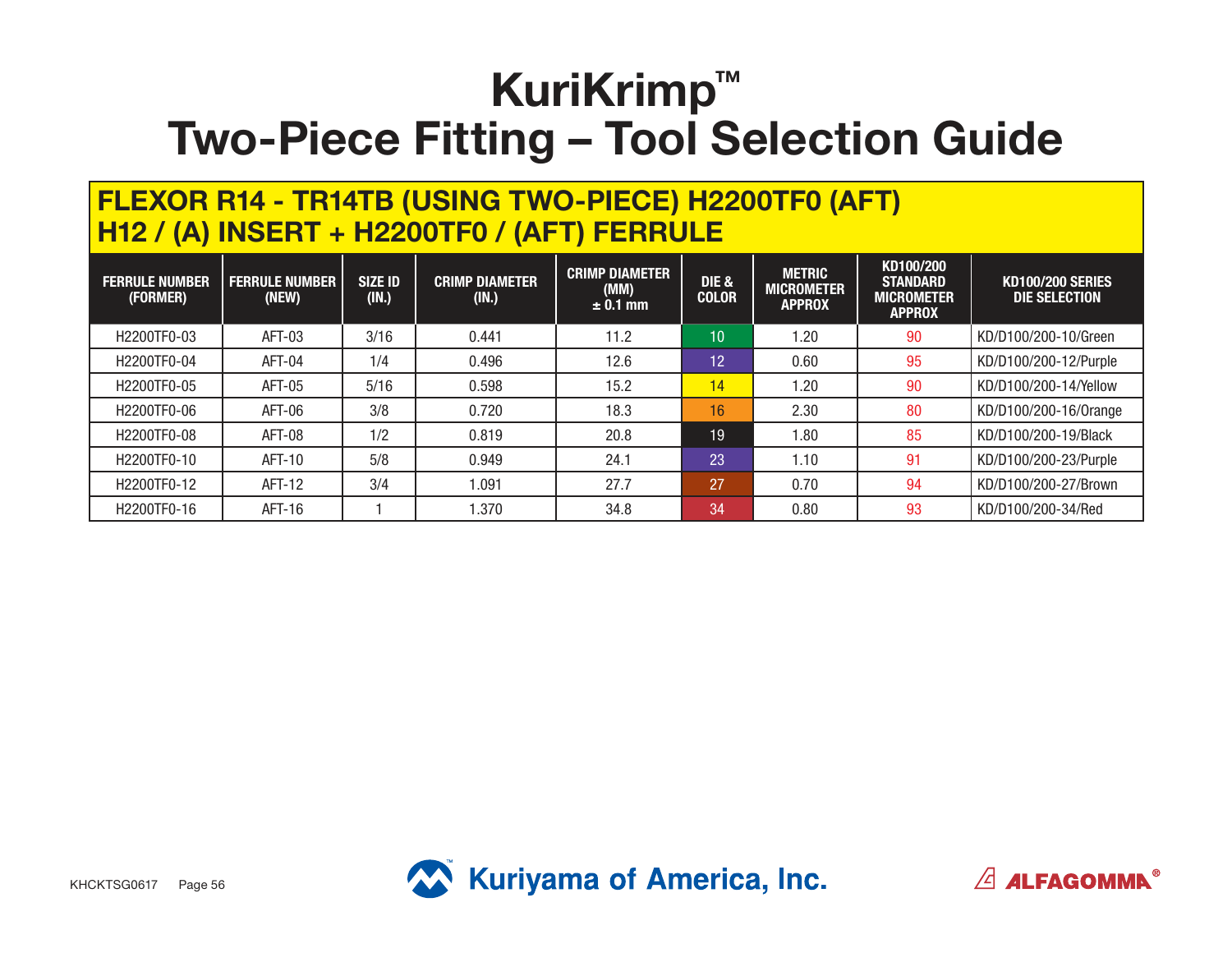# KuriKrimp™
# Two-Piece Fitting – Tool Selection Guide

## FLEXOR R14 - TR14TB (USING TWO-PIECE) H2200TF0 (AFT)
## H12 / (A) INSERT + H2200TF0 / (AFT) FERRULE

| FERRULE NUMBER (FORMER) | FERRULE NUMBER (NEW) | SIZE ID (IN.) | CRIMP DIAMETER (IN.) | CRIMP DIAMETER (MM) ± 0.1 mm | DIE & COLOR | METRIC MICROMETER APPROX | KD100/200 STANDARD MICROMETER APPROX | KD100/200 SERIES DIE SELECTION |
|---|---|---|---|---|---|---|---|---|
| H2200TF0-03 | AFT-03 | 3/16 | 0.441 | 11.2 | 10 | 1.20 | 90 | KD/D100/200-10/Green |
| H2200TF0-04 | AFT-04 | 1/4 | 0.496 | 12.6 | 12 | 0.60 | 95 | KD/D100/200-12/Purple |
| H2200TF0-05 | AFT-05 | 5/16 | 0.598 | 15.2 | 14 | 1.20 | 90 | KD/D100/200-14/Yellow |
| H2200TF0-06 | AFT-06 | 3/8 | 0.720 | 18.3 | 16 | 2.30 | 80 | KD/D100/200-16/Orange |
| H2200TF0-08 | AFT-08 | 1/2 | 0.819 | 20.8 | 19 | 1.80 | 85 | KD/D100/200-19/Black |
| H2200TF0-10 | AFT-10 | 5/8 | 0.949 | 24.1 | 23 | 1.10 | 91 | KD/D100/200-23/Purple |
| H2200TF0-12 | AFT-12 | 3/4 | 1.091 | 27.7 | 27 | 0.70 | 94 | KD/D100/200-27/Brown |
| H2200TF0-16 | AFT-16 | 1 | 1.370 | 34.8 | 34 | 0.80 | 93 | KD/D100/200-34/Red |

KHCKTSG0617

Kuriyama of America, Inc.

ALFAGOMMA®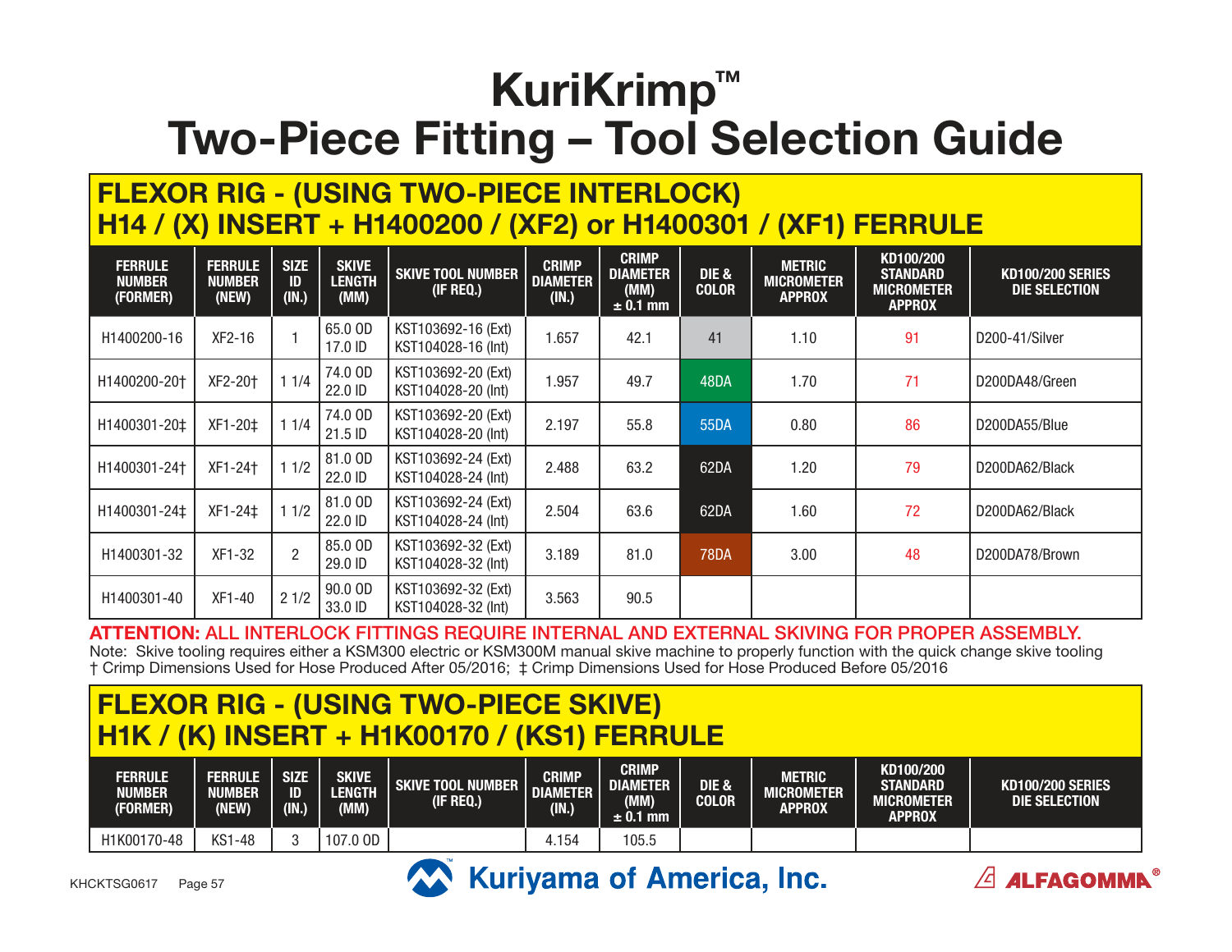# KuriKrimp™
# Two-Piece Fitting – Tool Selection Guide

## FLEXOR RIG - (USING TWO-PIECE INTERLOCK)
## H14 / (X) INSERT + H1400200 / (XF2) or H1400301 / (XF1) FERRULE

| FERRULE NUMBER (FORMER) | FERRULE NUMBER (NEW) | SIZE ID (IN.) | SKIVE LENGTH (MM) | SKIVE TOOL NUMBER (IF REQ.) | CRIMP DIAMETER (IN.) | CRIMP DIAMETER (MM) ± 0.1 mm | DIE & COLOR | METRIC MICROMETER APPROX | KD100/200 STANDARD MICROMETER APPROX | KD100/200 SERIES DIE SELECTION |
|---|---|---|---|---|---|---|---|---|---|---|
| H1400200-16 | XF2-16 | 1 | 65.0 OD 17.0 ID | KST103692-16 (Ext) KST104028-16 (Int) | 1.657 | 42.1 | 41 | 1.10 | 91 | D200-41/Silver |
| H1400200-20† | XF2-20† | 1 1/4 | 74.0 OD 22.0 ID | KST103692-20 (Ext) KST104028-20 (Int) | 1.957 | 49.7 | 48DA | 1.70 | 71 | D200DA48/Green |
| H1400301-20‡ | XF1-20‡ | 1 1/4 | 74.0 OD 21.5 ID | KST103692-20 (Ext) KST104028-20 (Int) | 2.197 | 55.8 | 55DA | 0.80 | 86 | D200DA55/Blue |
| H1400301-24† | XF1-24† | 1 1/2 | 81.0 OD 22.0 ID | KST103692-24 (Ext) KST104028-24 (Int) | 2.488 | 63.2 | 62DA | 1.20 | 79 | D200DA62/Black |
| H1400301-24‡ | XF1-24‡ | 1 1/2 | 81.0 OD 22.0 ID | KST103692-24 (Ext) KST104028-24 (Int) | 2.504 | 63.6 | 62DA | 1.60 | 72 | D200DA62/Black |
| H1400301-32 | XF1-32 | 2 | 85.0 OD 29.0 ID | KST103692-32 (Ext) KST104028-32 (Int) | 3.189 | 81.0 | 78DA | 3.00 | 48 | D200DA78/Brown |
| H1400301-40 | XF1-40 | 2 1/2 | 90.0 OD 33.0 ID | KST103692-32 (Ext) KST104028-32 (Int) | 3.563 | 90.5 | | | | |

**ATTENTION: ALL INTERLOCK FITTINGS REQUIRE INTERNAL AND EXTERNAL SKIVING FOR PROPER ASSEMBLY.**

Note: Skive tooling requires either a KSM300 electric or KSM300M manual skive machine to properly function with the quick change skive tooling

† Crimp Dimensions Used for Hose Produced After 05/2016; ‡ Crimp Dimensions Used for Hose Produced Before 05/2016

## FLEXOR RIG - (USING TWO-PIECE SKIVE)
## H1K / (K) INSERT + H1K00170 / (KS1) FERRULE

| FERRULE NUMBER (FORMER) | FERRULE NUMBER (NEW) | SIZE ID (IN.) | SKIVE LENGTH (MM) | SKIVE TOOL NUMBER (IF REQ.) | CRIMP DIAMETER (IN.) | CRIMP DIAMETER (MM) ± 0.1 mm | DIE & COLOR | METRIC MICROMETER APPROX | KD100/200 STANDARD MICROMETER APPROX | KD100/200 SERIES DIE SELECTION |
|---|---|---|---|---|---|---|---|---|---|---|
| H1K00170-48 | KS1-48 | 3 | 107.0 OD | | 4.154 | 105.5 | | | | |

KHCKTSG0617

Kuriyama of America, Inc.

ALFAGOMMA®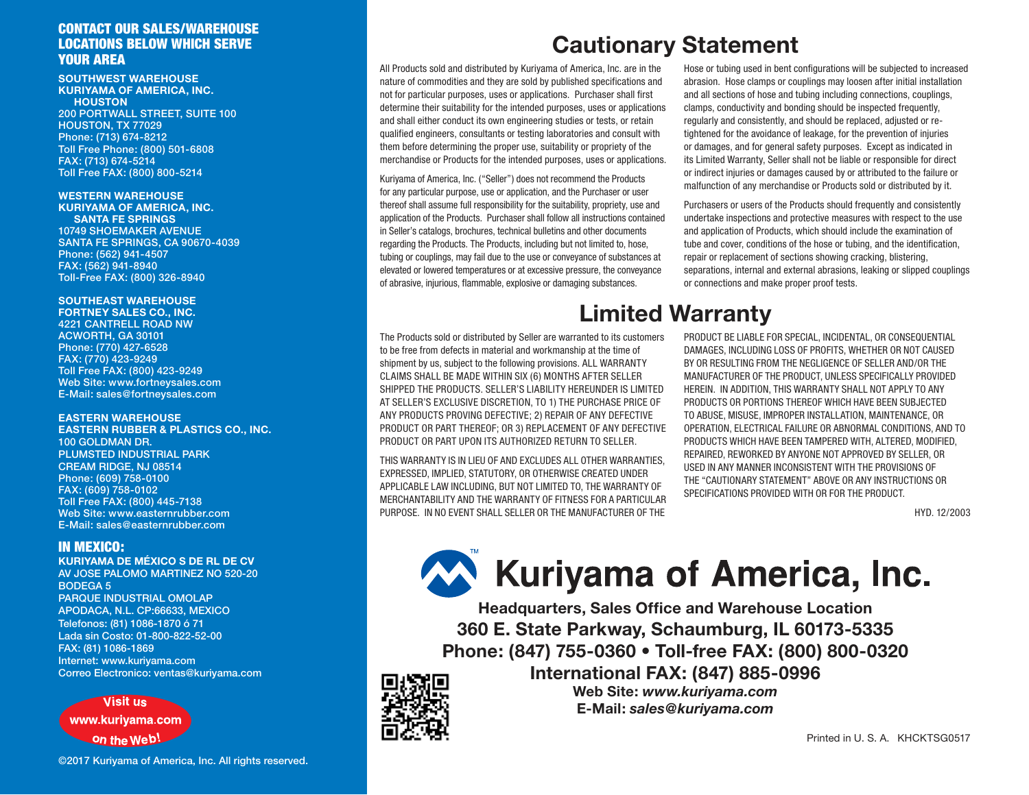## CONTACT OUR SALES/WAREHOUSE LOCATIONS BELOW WHICH SERVE YOUR AREA

**SOUTHWEST WAREHOUSE**
**KURIYAMA OF AMERICA, INC.**
**HOUSTON**
200 PORTWALL STREET, SUITE 100
HOUSTON, TX 77029
Phone: (713) 674-8212
Toll Free Phone: (800) 501-6808
FAX: (713) 674-5214
Toll Free FAX: (800) 800-5214

**WESTERN WAREHOUSE**
**KURIYAMA OF AMERICA, INC.**
**SANTA FE SPRINGS**
10749 SHOEMAKER AVENUE
SANTA FE SPRINGS, CA 90670-4039
Phone: (562) 941-4507
FAX: (562) 941-8940
Toll-Free FAX: (800) 326-8940

**SOUTHEAST WAREHOUSE**
**FORTNEY SALES CO., INC.**
4221 CANTRELL ROAD NW
ACWORTH, GA 30101
Phone: (770) 427-6528
FAX: (770) 423-9249
Toll Free FAX: (800) 423-9249
Web Site: www.fortneysales.com
E-Mail: sales@fortneysales.com

**EASTERN WAREHOUSE**
**EASTERN RUBBER & PLASTICS CO., INC.**
100 GOLDMAN DR.
PLUMSTED INDUSTRIAL PARK
CREAM RIDGE, NJ 08514
Phone: (609) 758-0100
FAX: (609) 758-0102
Toll Free FAX: (800) 445-7138
Web Site: www.easternrubber.com
E-Mail: sales@easternrubber.com

## IN MEXICO:

**KURIYAMA DE MÉXICO S DE RL DE CV**
AV JOSE PALOMO MARTINEZ NO 520-20
BODEGA 5
PARQUE INDUSTRIAL OMOLAP
APODACA, N.L. CP:66633, MEXICO
Telefonos: (81) 1086-1870 ó 71
Lada sin Costo: 01-800-822-52-00
FAX: (81) 1086-1869
Internet: www.kuriyama.com
Correo Electronico: ventas@kuriyama.com

Visit us www.kuriyama.com on the Web!

©2017 Kuriyama of America, Inc. All rights reserved.

# Cautionary Statement

All Products sold and distributed by Kuriyama of America, Inc. are in the nature of commodities and they are sold by published specifications and not for particular purposes, uses or applications. Purchaser shall first determine their suitability for the intended purposes, uses or applications and shall either conduct its own engineering studies or tests, or retain qualified engineers, consultants or testing laboratories and consult with them before determining the proper use, suitability or propriety of the merchandise or Products for the intended purposes, uses or applications.

Kuriyama of America, Inc. ("Seller") does not recommend the Products for any particular purpose, use or application, and the Purchaser or user thereof shall assume full responsibility for the suitability, propriety, use and application of the Products. Purchaser shall follow all instructions contained in Seller's catalogs, brochures, technical bulletins and other documents regarding the Products. The Products, including but not limited to, hose, tubing or couplings, may fail due to the use or conveyance of substances at elevated or lowered temperatures or at excessive pressure, the conveyance of abrasive, injurious, flammable, explosive or damaging substances.

Hose or tubing used in bent configurations will be subjected to increased abrasion. Hose clamps or couplings may loosen after initial installation and all sections of hose and tubing including connections, couplings, clamps, conductivity and bonding should be inspected frequently, regularly and consistently, and should be replaced, adjusted or re-tightened for the avoidance of leakage, for the prevention of injuries or damages, and for general safety purposes. Except as indicated in its Limited Warranty, Seller shall not be liable or responsible for direct or indirect injuries or damages caused by or attributed to the failure or malfunction of any merchandise or Products sold or distributed by it.

Purchasers or users of the Products should frequently and consistently undertake inspections and protective measures with respect to the use and application of Products, which should include the examination of tube and cover, conditions of the hose or tubing, and the identification, repair or replacement of sections showing cracking, blistering, separations, internal and external abrasions, leaking or slipped couplings or connections and make proper proof tests.

# Limited Warranty

The Products sold or distributed by Seller are warranted to its customers to be free from defects in material and workmanship at the time of shipment by us, subject to the following provisions. ALL WARRANTY CLAIMS SHALL BE MADE WITHIN SIX (6) MONTHS AFTER SELLER SHIPPED THE PRODUCTS. SELLER'S LIABILITY HEREUNDER IS LIMITED AT SELLER'S EXCLUSIVE DISCRETION, TO 1) THE PURCHASE PRICE OF ANY PRODUCTS PROVING DEFECTIVE; 2) REPAIR OF ANY DEFECTIVE PRODUCT OR PART THEREOF; OR 3) REPLACEMENT OF ANY DEFECTIVE PRODUCT OR PART UPON ITS AUTHORIZED RETURN TO SELLER.

THIS WARRANTY IS IN LIEU OF AND EXCLUDES ALL OTHER WARRANTIES, EXPRESSED, IMPLIED, STATUTORY, OR OTHERWISE CREATED UNDER APPLICABLE LAW INCLUDING, BUT NOT LIMITED TO, THE WARRANTY OF MERCHANTABILITY AND THE WARRANTY OF FITNESS FOR A PARTICULAR PURPOSE. IN NO EVENT SHALL SELLER OR THE MANUFACTURER OF THE PRODUCT BE LIABLE FOR SPECIAL, INCIDENTAL, OR CONSEQUENTIAL DAMAGES, INCLUDING LOSS OF PROFITS, WHETHER OR NOT CAUSED BY OR RESULTING FROM THE NEGLIGENCE OF SELLER AND/OR THE MANUFACTURER OF THE PRODUCT, UNLESS SPECIFICALLY PROVIDED HEREIN. IN ADDITION, THIS WARRANTY SHALL NOT APPLY TO ANY PRODUCTS OR PORTIONS THEREOF WHICH HAVE BEEN SUBJECTED TO ABUSE, MISUSE, IMPROPER INSTALLATION, MAINTENANCE, OR OPERATION, ELECTRICAL FAILURE OR ABNORMAL CONDITIONS, AND TO PRODUCTS WHICH HAVE BEEN TAMPERED WITH, ALTERED, MODIFIED, REPAIRED, REWORKED BY ANYONE NOT APPROVED BY SELLER, OR USED IN ANY MANNER INCONSISTENT WITH THE PROVISIONS OF THE "CAUTIONARY STATEMENT" ABOVE OR ANY INSTRUCTIONS OR SPECIFICATIONS PROVIDED WITH OR FOR THE PRODUCT.

HYD. 12/2003

# Kuriyama of America, Inc.™

**Headquarters, Sales Office and Warehouse Location**
**360 E. State Parkway, Schaumburg, IL 60173-5335**
**Phone: (847) 755-0360 • Toll-free FAX: (800) 800-0320**
**International FAX: (847) 885-0996**
**Web Site:** ***www.kuriyama.com***
**E-Mail:** ***sales@kuriyama.com***

Printed in U. S. A. KHCKTSG0517